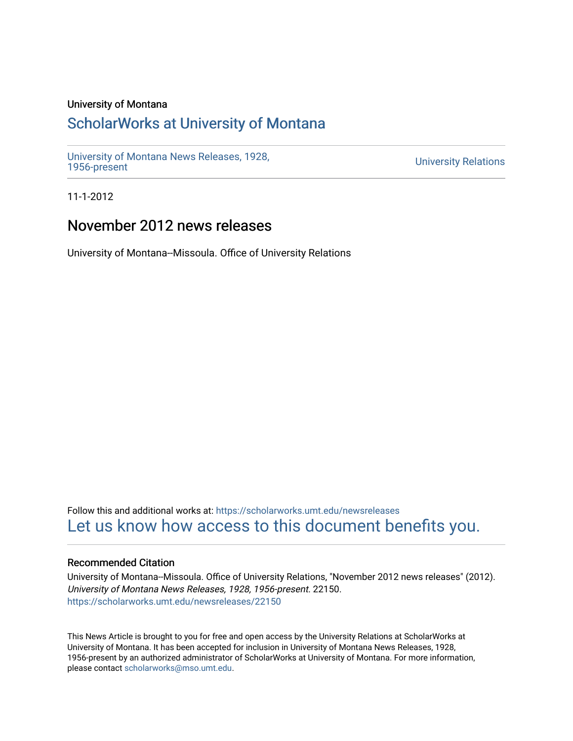University of Montana

# ScholarWorks at University of Montana

University of Montana News Releases, 1928, 1956-present

University Relations

11-1-2012

## November 2012 news releases

University of Montana--Missoula. Office of University Relations

Follow this and additional works at: https://scholarworks.umt.edu/newsreleases

Let us know how access to this document benefits you.

### Recommended Citation

University of Montana--Missoula. Office of University Relations, "November 2012 news releases" (2012). *University of Montana News Releases, 1928, 1956-present*. 22150.
https://scholarworks.umt.edu/newsreleases/22150

This News Article is brought to you for free and open access by the University Relations at ScholarWorks at University of Montana. It has been accepted for inclusion in University of Montana News Releases, 1928, 1956-present by an authorized administrator of ScholarWorks at University of Montana. For more information, please contact scholarworks@mso.umt.edu.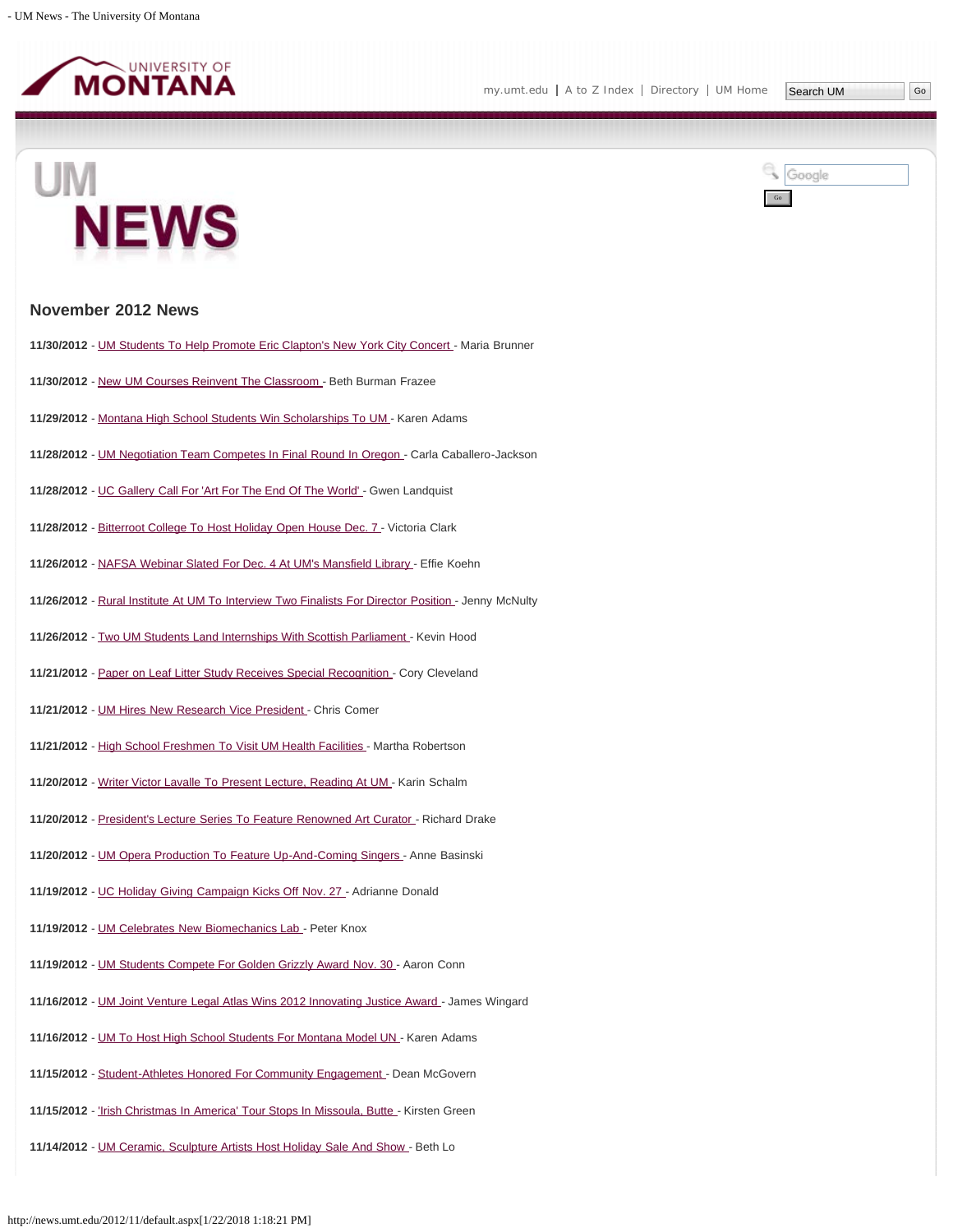# UM NEWS

## November 2012 News

**11/30/2012** - UM Students To Help Promote Eric Clapton's New York City Concert - Maria Brunner

**11/30/2012** - New UM Courses Reinvent The Classroom - Beth Burman Frazee

**11/29/2012** - Montana High School Students Win Scholarships To UM - Karen Adams

**11/28/2012** - UM Negotiation Team Competes In Final Round In Oregon - Carla Caballero-Jackson

**11/28/2012** - UC Gallery Call For 'Art For The End Of The World' - Gwen Landquist

**11/28/2012** - Bitterroot College To Host Holiday Open House Dec. 7 - Victoria Clark

**11/26/2012** - NAFSA Webinar Slated For Dec. 4 At UM's Mansfield Library - Effie Koehn

**11/26/2012** - Rural Institute At UM To Interview Two Finalists For Director Position - Jenny McNulty

**11/26/2012** - Two UM Students Land Internships With Scottish Parliament - Kevin Hood

**11/21/2012** - Paper on Leaf Litter Study Receives Special Recognition - Cory Cleveland

**11/21/2012** - UM Hires New Research Vice President - Chris Comer

**11/21/2012** - High School Freshmen To Visit UM Health Facilities - Martha Robertson

**11/20/2012** - Writer Victor Lavalle To Present Lecture, Reading At UM - Karin Schalm

**11/20/2012** - President's Lecture Series To Feature Renowned Art Curator - Richard Drake

**11/20/2012** - UM Opera Production To Feature Up-And-Coming Singers - Anne Basinski

**11/19/2012** - UC Holiday Giving Campaign Kicks Off Nov. 27 - Adrianne Donald

**11/19/2012** - UM Celebrates New Biomechanics Lab - Peter Knox

**11/19/2012** - UM Students Compete For Golden Grizzly Award Nov. 30 - Aaron Conn

**11/16/2012** - UM Joint Venture Legal Atlas Wins 2012 Innovating Justice Award - James Wingard

**11/16/2012** - UM To Host High School Students For Montana Model UN - Karen Adams

**11/15/2012** - Student-Athletes Honored For Community Engagement - Dean McGovern

**11/15/2012** - 'Irish Christmas In America' Tour Stops In Missoula, Butte - Kirsten Green

**11/14/2012** - UM Ceramic, Sculpture Artists Host Holiday Sale And Show - Beth Lo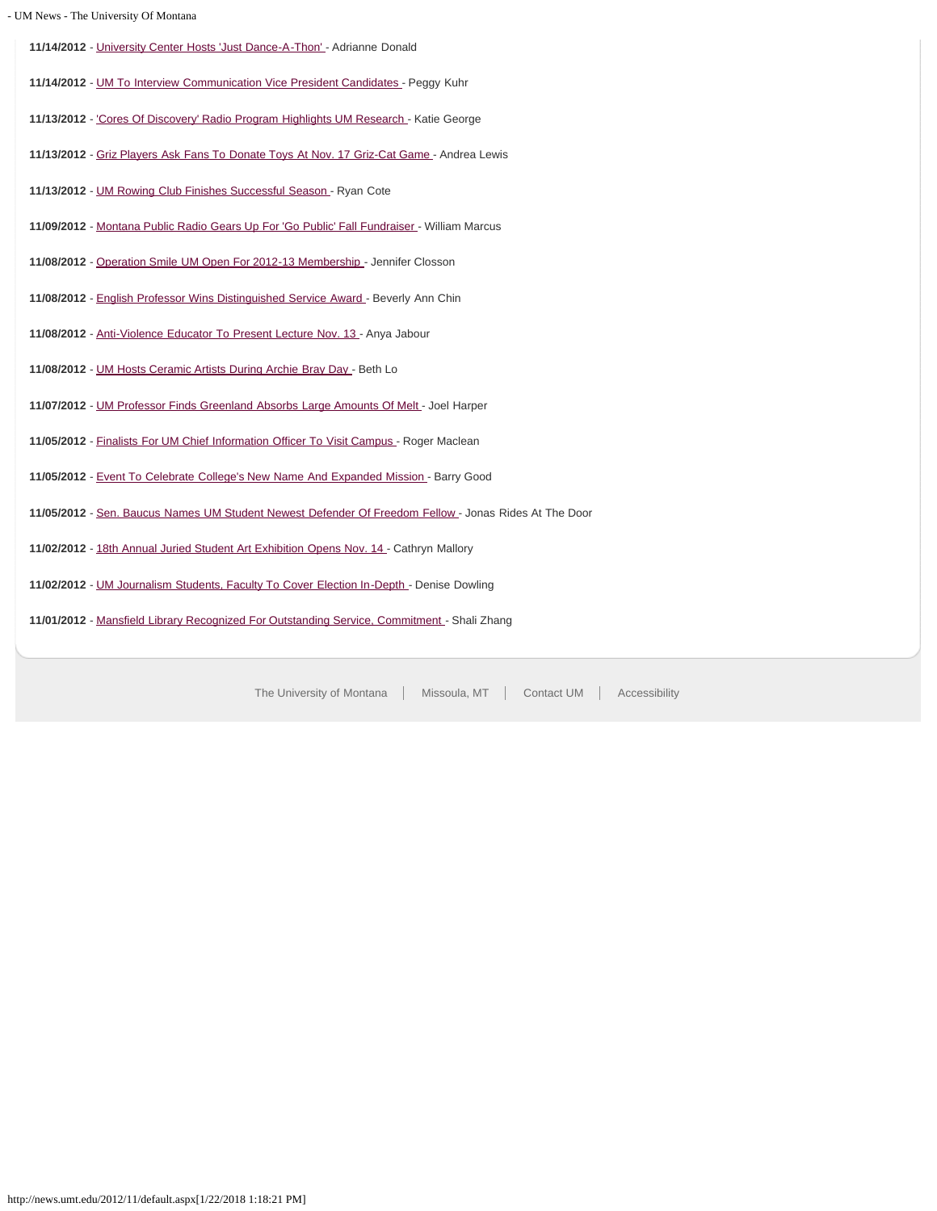**11/14/2012** - University Center Hosts 'Just Dance-A-Thon' - Adrianne Donald

**11/14/2012** - UM To Interview Communication Vice President Candidates - Peggy Kuhr

**11/13/2012** - 'Cores Of Discovery' Radio Program Highlights UM Research - Katie George

**11/13/2012** - Griz Players Ask Fans To Donate Toys At Nov. 17 Griz-Cat Game - Andrea Lewis

**11/13/2012** - UM Rowing Club Finishes Successful Season - Ryan Cote

**11/09/2012** - Montana Public Radio Gears Up For 'Go Public' Fall Fundraiser - William Marcus

**11/08/2012** - Operation Smile UM Open For 2012-13 Membership - Jennifer Closson

**11/08/2012** - English Professor Wins Distinguished Service Award - Beverly Ann Chin

**11/08/2012** - Anti-Violence Educator To Present Lecture Nov. 13 - Anya Jabour

**11/08/2012** - UM Hosts Ceramic Artists During Archie Bray Day - Beth Lo

**11/07/2012** - UM Professor Finds Greenland Absorbs Large Amounts Of Melt - Joel Harper

**11/05/2012** - Finalists For UM Chief Information Officer To Visit Campus - Roger Maclean

**11/05/2012** - Event To Celebrate College's New Name And Expanded Mission - Barry Good

**11/05/2012** - Sen. Baucus Names UM Student Newest Defender Of Freedom Fellow - Jonas Rides At The Door

**11/02/2012** - 18th Annual Juried Student Art Exhibition Opens Nov. 14 - Cathryn Mallory

**11/02/2012** - UM Journalism Students, Faculty To Cover Election In-Depth - Denise Dowling

**11/01/2012** - Mansfield Library Recognized For Outstanding Service, Commitment - Shali Zhang

The University of Montana | Missoula, MT | Contact UM | Accessibility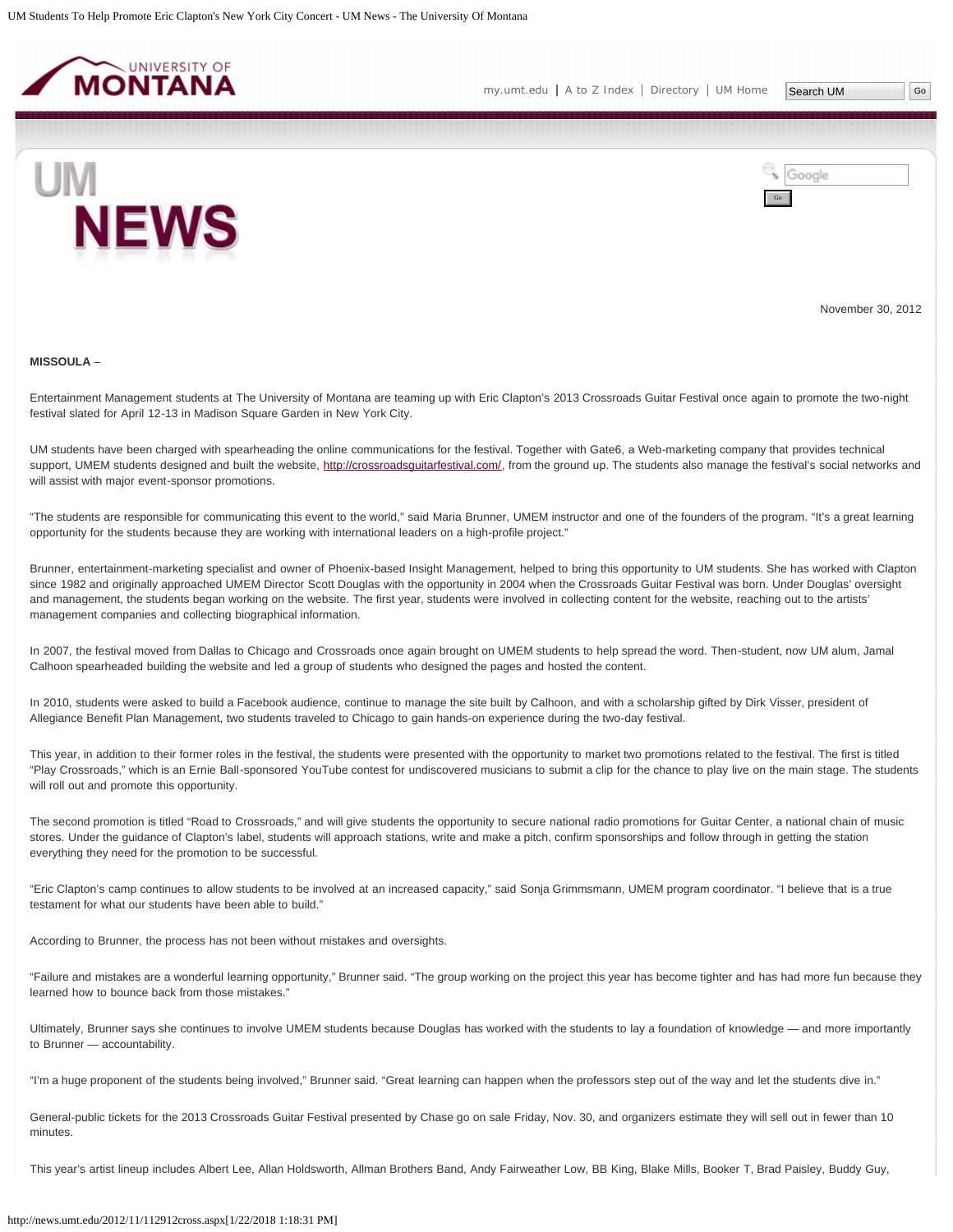November 30, 2012

**MISSOULA** –

Entertainment Management students at The University of Montana are teaming up with Eric Clapton's 2013 Crossroads Guitar Festival once again to promote the two-night festival slated for April 12-13 in Madison Square Garden in New York City.

UM students have been charged with spearheading the online communications for the festival. Together with Gate6, a Web-marketing company that provides technical support, UMEM students designed and built the website, http://crossroadsguitarfestival.com/, from the ground up. The students also manage the festival's social networks and will assist with major event-sponsor promotions.

"The students are responsible for communicating this event to the world," said Maria Brunner, UMEM instructor and one of the founders of the program. "It's a great learning opportunity for the students because they are working with international leaders on a high-profile project."

Brunner, entertainment-marketing specialist and owner of Phoenix-based Insight Management, helped to bring this opportunity to UM students. She has worked with Clapton since 1982 and originally approached UMEM Director Scott Douglas with the opportunity in 2004 when the Crossroads Guitar Festival was born. Under Douglas' oversight and management, the students began working on the website. The first year, students were involved in collecting content for the website, reaching out to the artists' management companies and collecting biographical information.

In 2007, the festival moved from Dallas to Chicago and Crossroads once again brought on UMEM students to help spread the word. Then-student, now UM alum, Jamal Calhoon spearheaded building the website and led a group of students who designed the pages and hosted the content.

In 2010, students were asked to build a Facebook audience, continue to manage the site built by Calhoon, and with a scholarship gifted by Dirk Visser, president of Allegiance Benefit Plan Management, two students traveled to Chicago to gain hands-on experience during the two-day festival.

This year, in addition to their former roles in the festival, the students were presented with the opportunity to market two promotions related to the festival. The first is titled "Play Crossroads," which is an Ernie Ball-sponsored YouTube contest for undiscovered musicians to submit a clip for the chance to play live on the main stage. The students will roll out and promote this opportunity.

The second promotion is titled "Road to Crossroads," and will give students the opportunity to secure national radio promotions for Guitar Center, a national chain of music stores. Under the guidance of Clapton's label, students will approach stations, write and make a pitch, confirm sponsorships and follow through in getting the station everything they need for the promotion to be successful.

"Eric Clapton's camp continues to allow students to be involved at an increased capacity," said Sonja Grimmsmann, UMEM program coordinator. "I believe that is a true testament for what our students have been able to build."

According to Brunner, the process has not been without mistakes and oversights.

"Failure and mistakes are a wonderful learning opportunity," Brunner said. "The group working on the project this year has become tighter and has had more fun because they learned how to bounce back from those mistakes."

Ultimately, Brunner says she continues to involve UMEM students because Douglas has worked with the students to lay a foundation of knowledge — and more importantly to Brunner — accountability.

"I'm a huge proponent of the students being involved," Brunner said. "Great learning can happen when the professors step out of the way and let the students dive in."

General-public tickets for the 2013 Crossroads Guitar Festival presented by Chase go on sale Friday, Nov. 30, and organizers estimate they will sell out in fewer than 10 minutes.

This year's artist lineup includes Albert Lee, Allan Holdsworth, Allman Brothers Band, Andy Fairweather Low, BB King, Blake Mills, Booker T, Brad Paisley, Buddy Guy,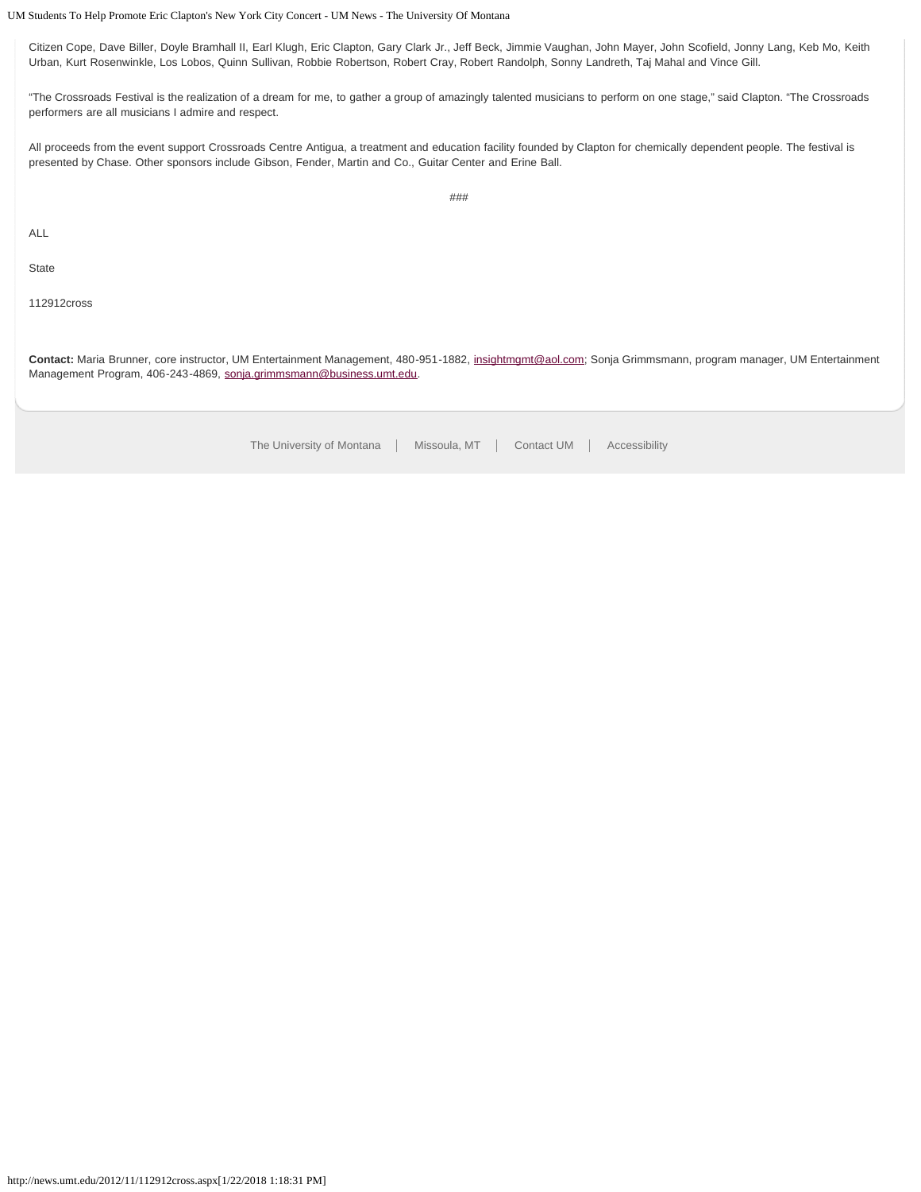Citizen Cope, Dave Biller, Doyle Bramhall II, Earl Klugh, Eric Clapton, Gary Clark Jr., Jeff Beck, Jimmie Vaughan, John Mayer, John Scofield, Jonny Lang, Keb Mo, Keith Urban, Kurt Rosenwinkle, Los Lobos, Quinn Sullivan, Robbie Robertson, Robert Cray, Robert Randolph, Sonny Landreth, Taj Mahal and Vince Gill.

"The Crossroads Festival is the realization of a dream for me, to gather a group of amazingly talented musicians to perform on one stage," said Clapton. "The Crossroads performers are all musicians I admire and respect.

All proceeds from the event support Crossroads Centre Antigua, a treatment and education facility founded by Clapton for chemically dependent people. The festival is presented by Chase. Other sponsors include Gibson, Fender, Martin and Co., Guitar Center and Erine Ball.

###

ALL

State

112912cross

**Contact:** Maria Brunner, core instructor, UM Entertainment Management, 480-951-1882, insightmgmt@aol.com; Sonja Grimmsmann, program manager, UM Entertainment Management Program, 406-243-4869, sonja.grimmsmann@business.umt.edu.

The University of Montana | Missoula, MT | Contact UM | Accessibility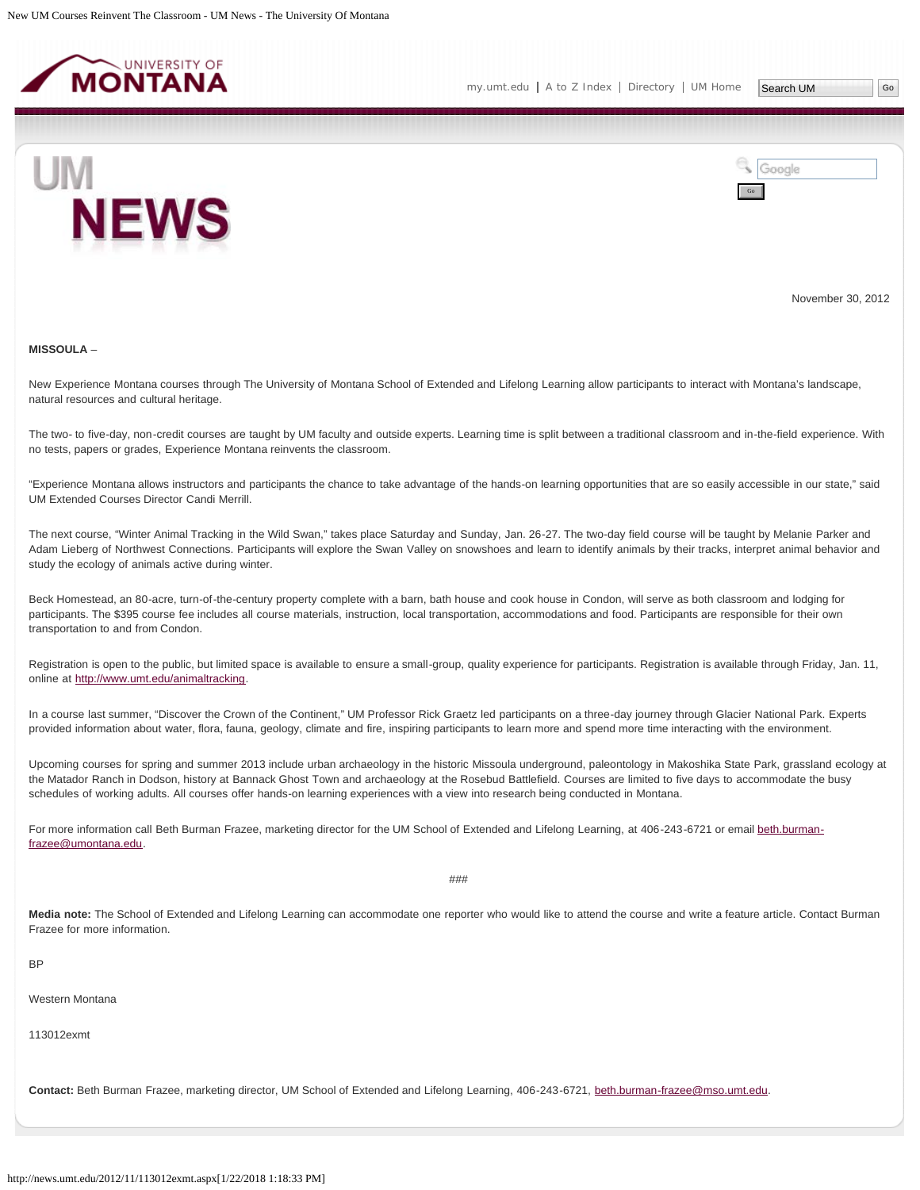November 30, 2012

**MISSOULA** –

New Experience Montana courses through The University of Montana School of Extended and Lifelong Learning allow participants to interact with Montana's landscape, natural resources and cultural heritage.

The two- to five-day, non-credit courses are taught by UM faculty and outside experts. Learning time is split between a traditional classroom and in-the-field experience. With no tests, papers or grades, Experience Montana reinvents the classroom.

"Experience Montana allows instructors and participants the chance to take advantage of the hands-on learning opportunities that are so easily accessible in our state," said UM Extended Courses Director Candi Merrill.

The next course, "Winter Animal Tracking in the Wild Swan," takes place Saturday and Sunday, Jan. 26-27. The two-day field course will be taught by Melanie Parker and Adam Lieberg of Northwest Connections. Participants will explore the Swan Valley on snowshoes and learn to identify animals by their tracks, interpret animal behavior and study the ecology of animals active during winter.

Beck Homestead, an 80-acre, turn-of-the-century property complete with a barn, bath house and cook house in Condon, will serve as both classroom and lodging for participants. The $395 course fee includes all course materials, instruction, local transportation, accommodations and food. Participants are responsible for their own transportation to and from Condon.

Registration is open to the public, but limited space is available to ensure a small-group, quality experience for participants. Registration is available through Friday, Jan. 11, online at http://www.umt.edu/animaltracking.

In a course last summer, "Discover the Crown of the Continent," UM Professor Rick Graetz led participants on a three-day journey through Glacier National Park. Experts provided information about water, flora, fauna, geology, climate and fire, inspiring participants to learn more and spend more time interacting with the environment.

Upcoming courses for spring and summer 2013 include urban archaeology in the historic Missoula underground, paleontology in Makoshika State Park, grassland ecology at the Matador Ranch in Dodson, history at Bannack Ghost Town and archaeology at the Rosebud Battlefield. Courses are limited to five days to accommodate the busy schedules of working adults. All courses offer hands-on learning experiences with a view into research being conducted in Montana.

For more information call Beth Burman Frazee, marketing director for the UM School of Extended and Lifelong Learning, at 406-243-6721 or email beth.burman-frazee@umontana.edu.

###

**Media note:** The School of Extended and Lifelong Learning can accommodate one reporter who would like to attend the course and write a feature article. Contact Burman Frazee for more information.

BP

Western Montana

113012exmt

**Contact:** Beth Burman Frazee, marketing director, UM School of Extended and Lifelong Learning, 406-243-6721, beth.burman-frazee@mso.umt.edu.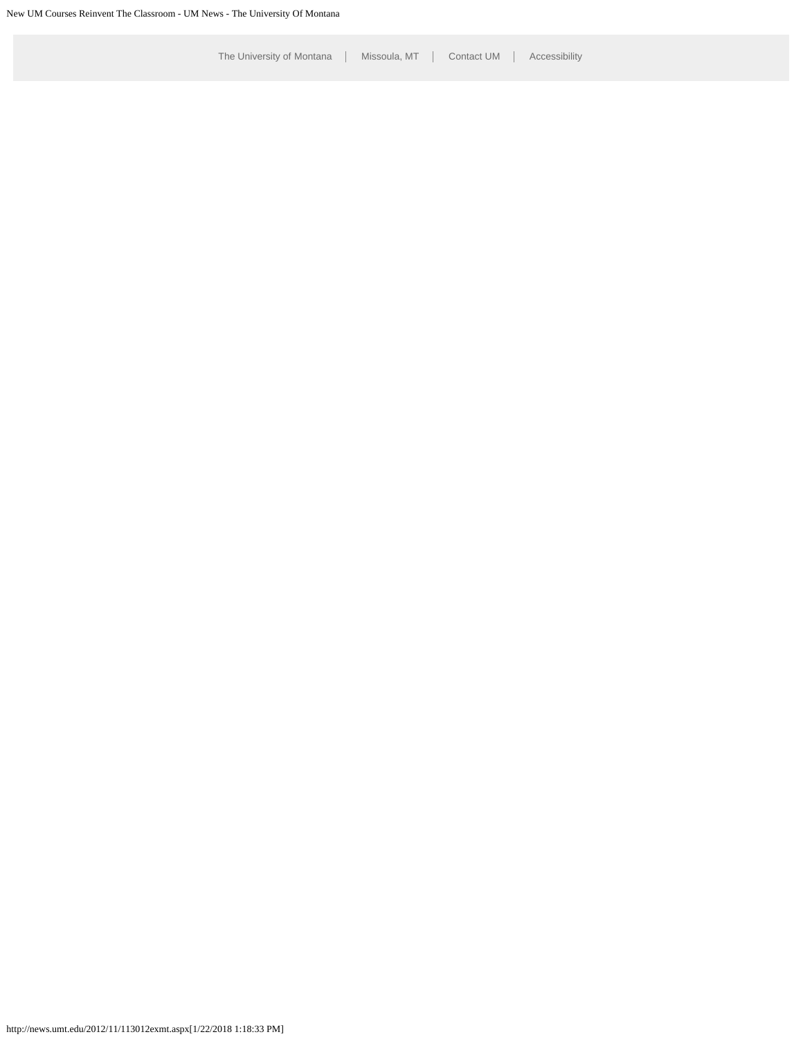The University of Montana | Missoula, MT | Contact UM | Accessibility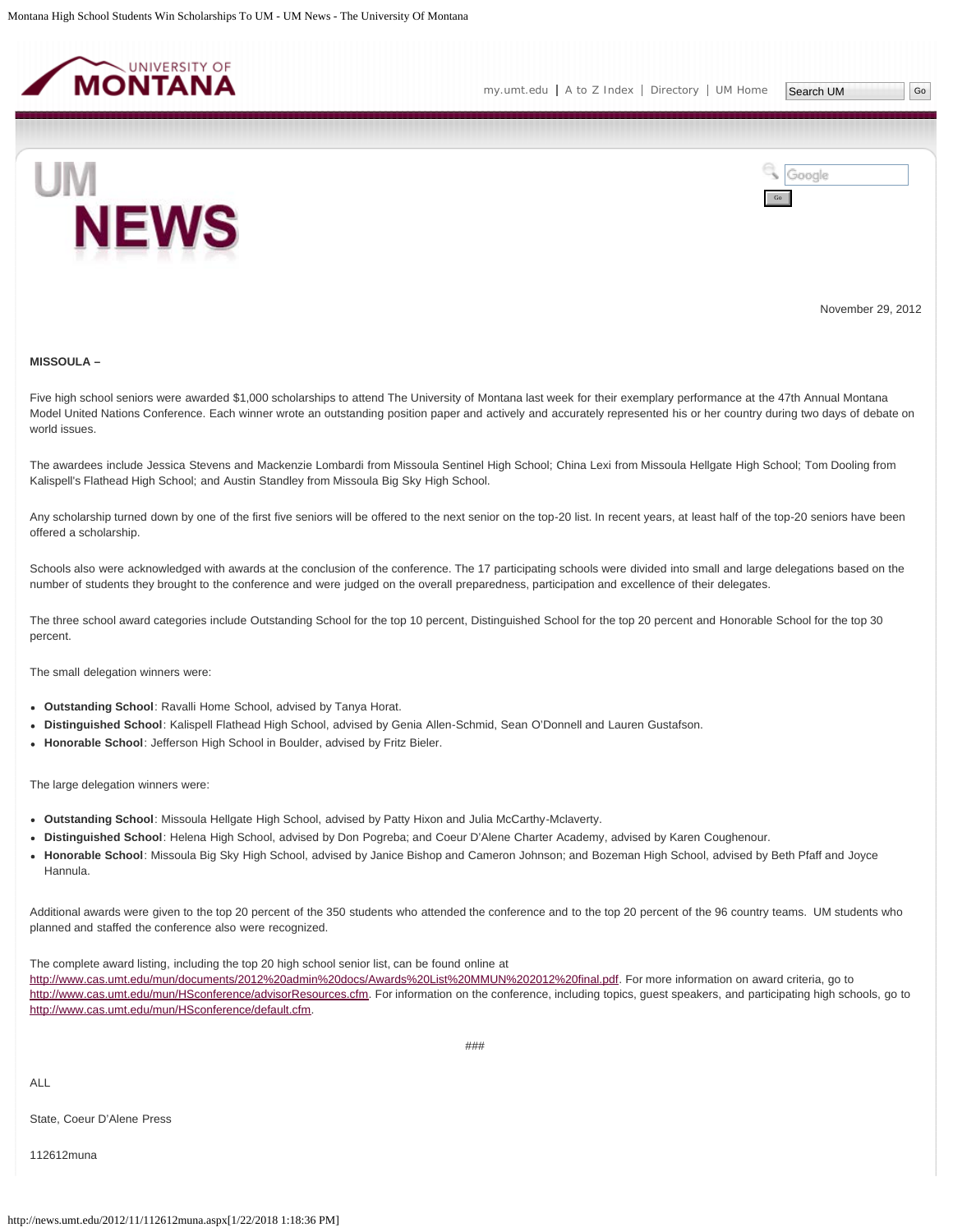November 29, 2012

**MISSOULA –**

Five high school seniors were awarded $1,000 scholarships to attend The University of Montana last week for their exemplary performance at the 47th Annual Montana Model United Nations Conference. Each winner wrote an outstanding position paper and actively and accurately represented his or her country during two days of debate on world issues.

The awardees include Jessica Stevens and Mackenzie Lombardi from Missoula Sentinel High School; China Lexi from Missoula Hellgate High School; Tom Dooling from Kalispell's Flathead High School; and Austin Standley from Missoula Big Sky High School.

Any scholarship turned down by one of the first five seniors will be offered to the next senior on the top-20 list. In recent years, at least half of the top-20 seniors have been offered a scholarship.

Schools also were acknowledged with awards at the conclusion of the conference. The 17 participating schools were divided into small and large delegations based on the number of students they brought to the conference and were judged on the overall preparedness, participation and excellence of their delegates.

The three school award categories include Outstanding School for the top 10 percent, Distinguished School for the top 20 percent and Honorable School for the top 30 percent.

The small delegation winners were:

- **Outstanding School**: Ravalli Home School, advised by Tanya Horat.
- **Distinguished School**: Kalispell Flathead High School, advised by Genia Allen-Schmid, Sean O'Donnell and Lauren Gustafson.
- **Honorable School**: Jefferson High School in Boulder, advised by Fritz Bieler.

The large delegation winners were:

- **Outstanding School**: Missoula Hellgate High School, advised by Patty Hixon and Julia McCarthy-Mclaverty.
- **Distinguished School**: Helena High School, advised by Don Pogreba; and Coeur D'Alene Charter Academy, advised by Karen Coughenour.
- **Honorable School**: Missoula Big Sky High School, advised by Janice Bishop and Cameron Johnson; and Bozeman High School, advised by Beth Pfaff and Joyce Hannula.

Additional awards were given to the top 20 percent of the 350 students who attended the conference and to the top 20 percent of the 96 country teams. UM students who planned and staffed the conference also were recognized.

The complete award listing, including the top 20 high school senior list, can be found online at http://www.cas.umt.edu/mun/documents/2012%20admin%20docs/Awards%20List%20MMUN%202012%20final.pdf. For more information on award criteria, go to http://www.cas.umt.edu/mun/HSconference/advisorResources.cfm. For information on the conference, including topics, guest speakers, and participating high schools, go to http://www.cas.umt.edu/mun/HSconference/default.cfm.

###

ALL

State, Coeur D'Alene Press

112612muna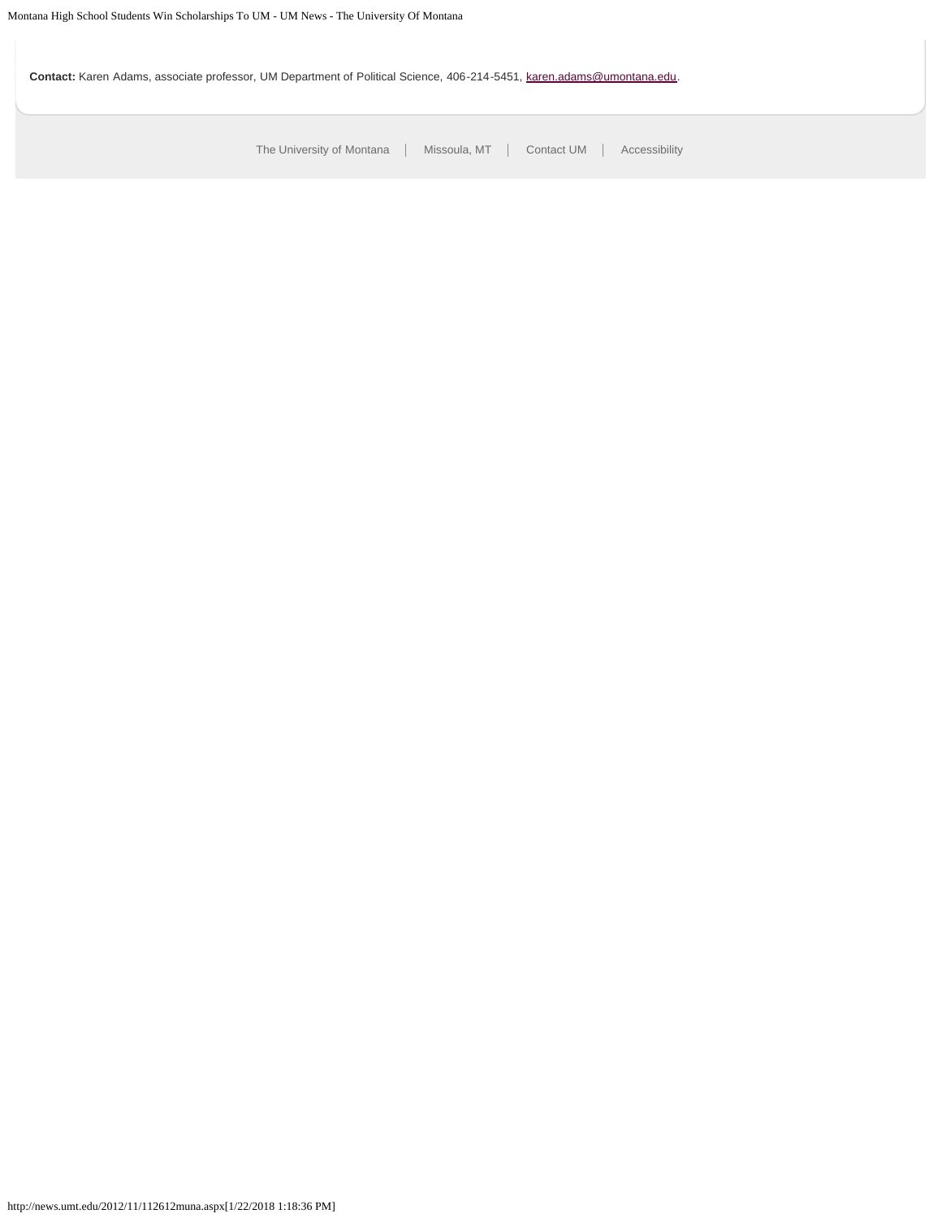**Contact:** Karen Adams, associate professor, UM Department of Political Science, 406-214-5451, karen.adams@umontana.edu.

The University of Montana | Missoula, MT | Contact UM | Accessibility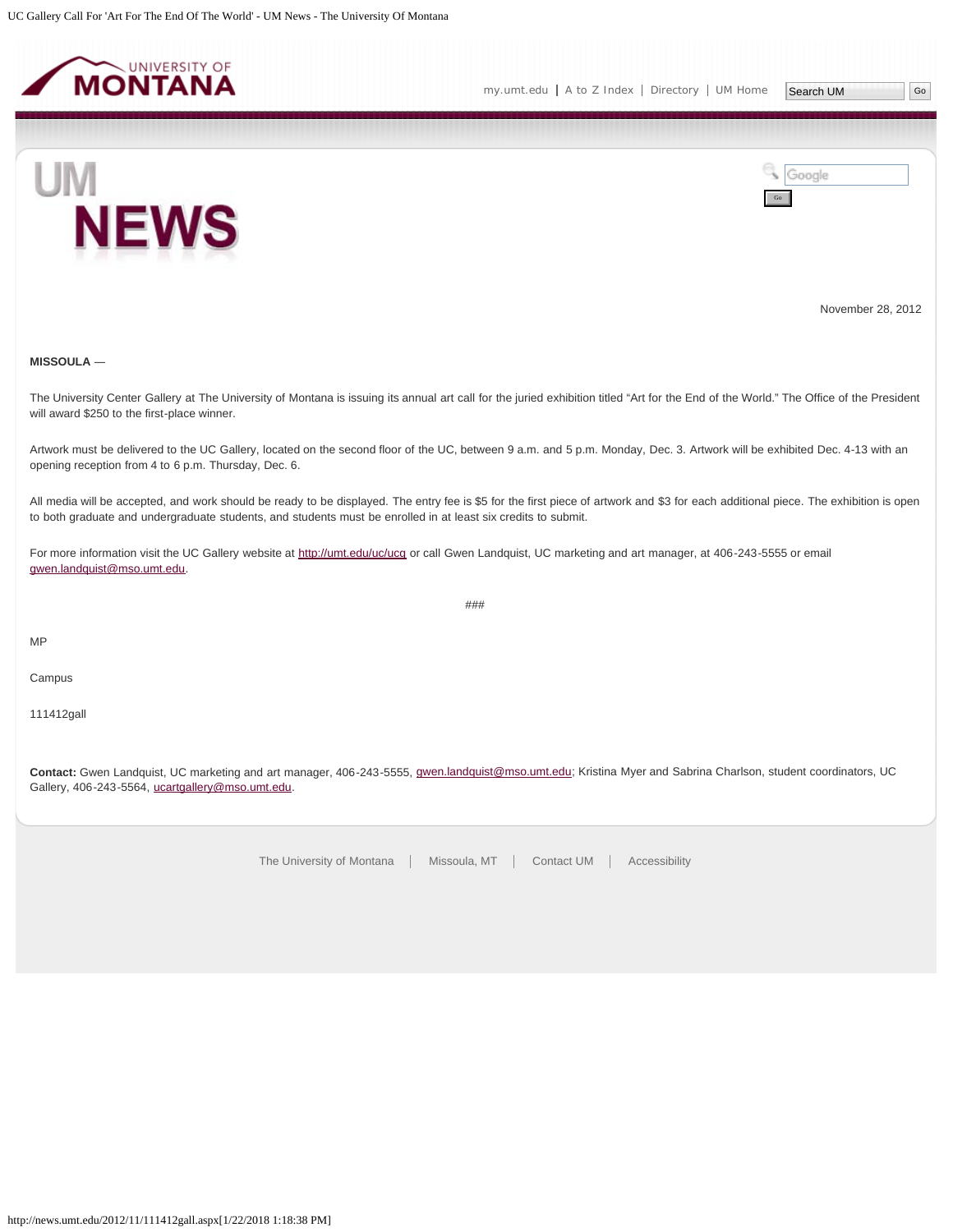November 28, 2012

**MISSOULA** —

The University Center Gallery at The University of Montana is issuing its annual art call for the juried exhibition titled "Art for the End of the World." The Office of the President will award $250 to the first-place winner.

Artwork must be delivered to the UC Gallery, located on the second floor of the UC, between 9 a.m. and 5 p.m. Monday, Dec. 3. Artwork will be exhibited Dec. 4-13 with an opening reception from 4 to 6 p.m. Thursday, Dec. 6.

All media will be accepted, and work should be ready to be displayed. The entry fee is $5 for the first piece of artwork and $3 for each additional piece. The exhibition is open to both graduate and undergraduate students, and students must be enrolled in at least six credits to submit.

For more information visit the UC Gallery website at http://umt.edu/uc/ucg or call Gwen Landquist, UC marketing and art manager, at 406-243-5555 or email gwen.landquist@mso.umt.edu.

###

MP

Campus

111412gall

**Contact:** Gwen Landquist, UC marketing and art manager, 406-243-5555, gwen.landquist@mso.umt.edu; Kristina Myer and Sabrina Charlson, student coordinators, UC Gallery, 406-243-5564, ucartgallery@mso.umt.edu.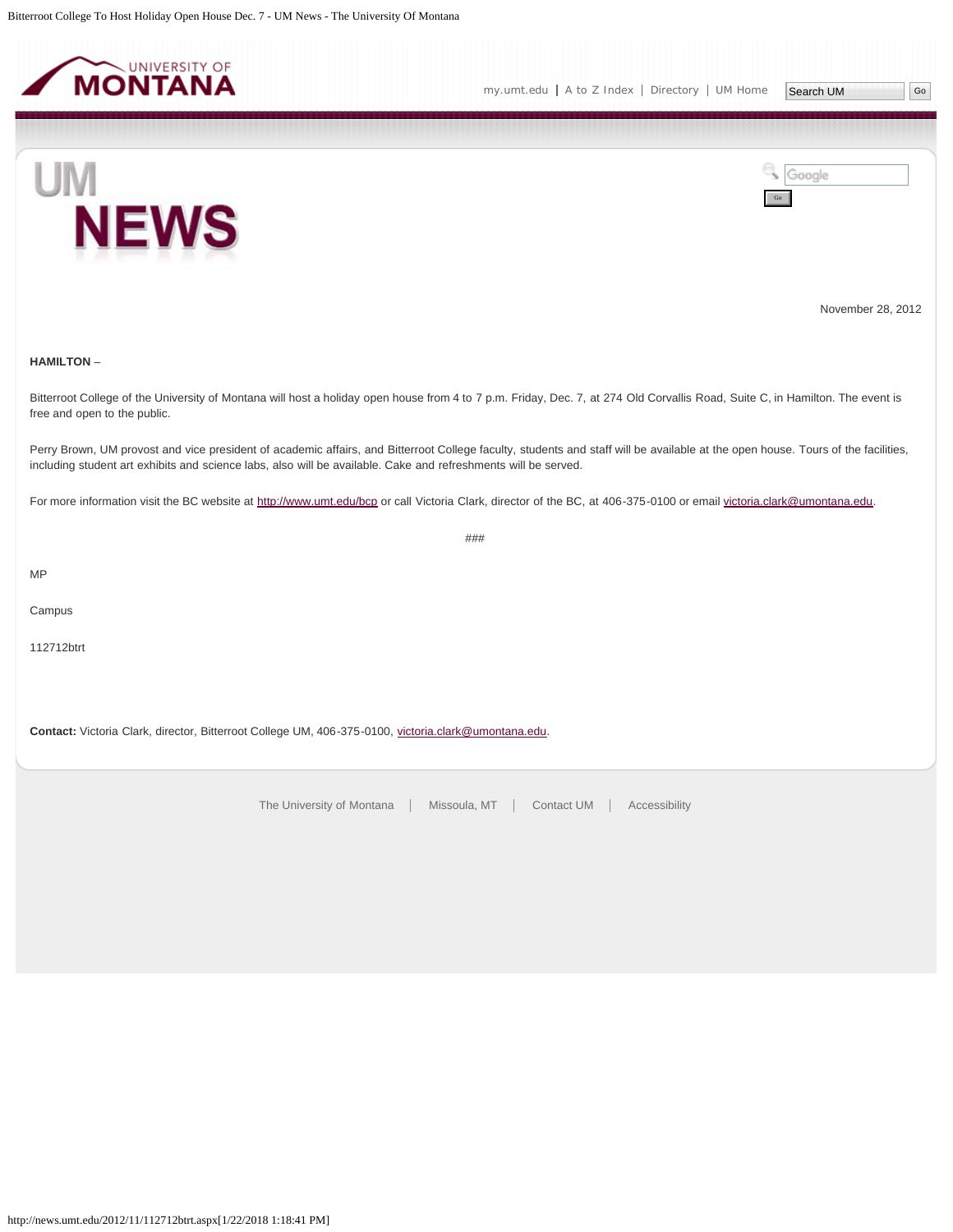November 28, 2012

**HAMILTON** –

Bitterroot College of the University of Montana will host a holiday open house from 4 to 7 p.m. Friday, Dec. 7, at 274 Old Corvallis Road, Suite C, in Hamilton. The event is free and open to the public.

Perry Brown, UM provost and vice president of academic affairs, and Bitterroot College faculty, students and staff will be available at the open house. Tours of the facilities, including student art exhibits and science labs, also will be available. Cake and refreshments will be served.

For more information visit the BC website at http://www.umt.edu/bcp or call Victoria Clark, director of the BC, at 406-375-0100 or email victoria.clark@umontana.edu.

###

MP

Campus

112712btrt

**Contact:** Victoria Clark, director, Bitterroot College UM, 406-375-0100, victoria.clark@umontana.edu.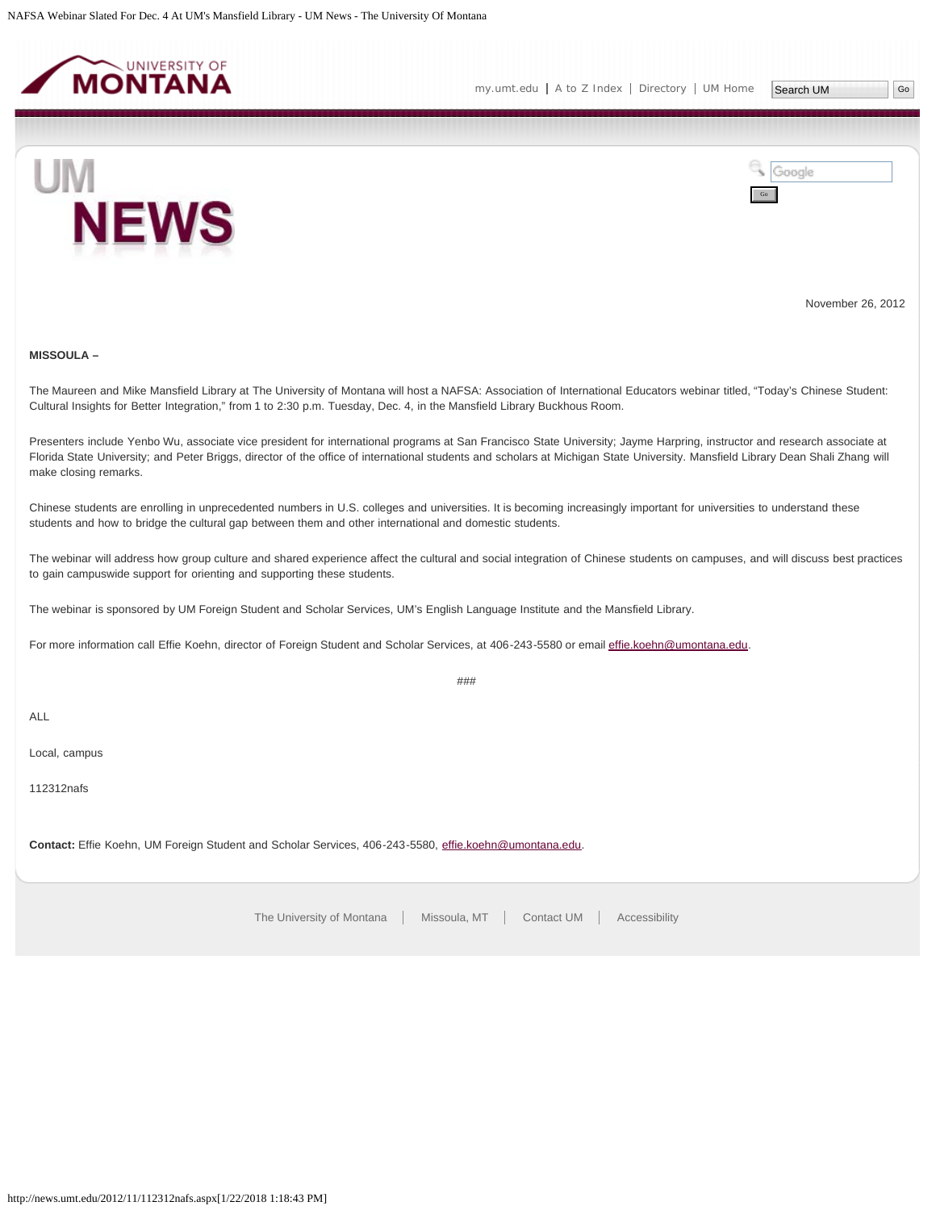November 26, 2012

**MISSOULA –**

The Maureen and Mike Mansfield Library at The University of Montana will host a NAFSA: Association of International Educators webinar titled, "Today's Chinese Student: Cultural Insights for Better Integration," from 1 to 2:30 p.m. Tuesday, Dec. 4, in the Mansfield Library Buckhous Room.

Presenters include Yenbo Wu, associate vice president for international programs at San Francisco State University; Jayme Harpring, instructor and research associate at Florida State University; and Peter Briggs, director of the office of international students and scholars at Michigan State University. Mansfield Library Dean Shali Zhang will make closing remarks.

Chinese students are enrolling in unprecedented numbers in U.S. colleges and universities. It is becoming increasingly important for universities to understand these students and how to bridge the cultural gap between them and other international and domestic students.

The webinar will address how group culture and shared experience affect the cultural and social integration of Chinese students on campuses, and will discuss best practices to gain campuswide support for orienting and supporting these students.

The webinar is sponsored by UM Foreign Student and Scholar Services, UM's English Language Institute and the Mansfield Library.

For more information call Effie Koehn, director of Foreign Student and Scholar Services, at 406-243-5580 or email effie.koehn@umontana.edu.

###

ALL

Local, campus

112312nafs

**Contact:** Effie Koehn, UM Foreign Student and Scholar Services, 406-243-5580, effie.koehn@umontana.edu.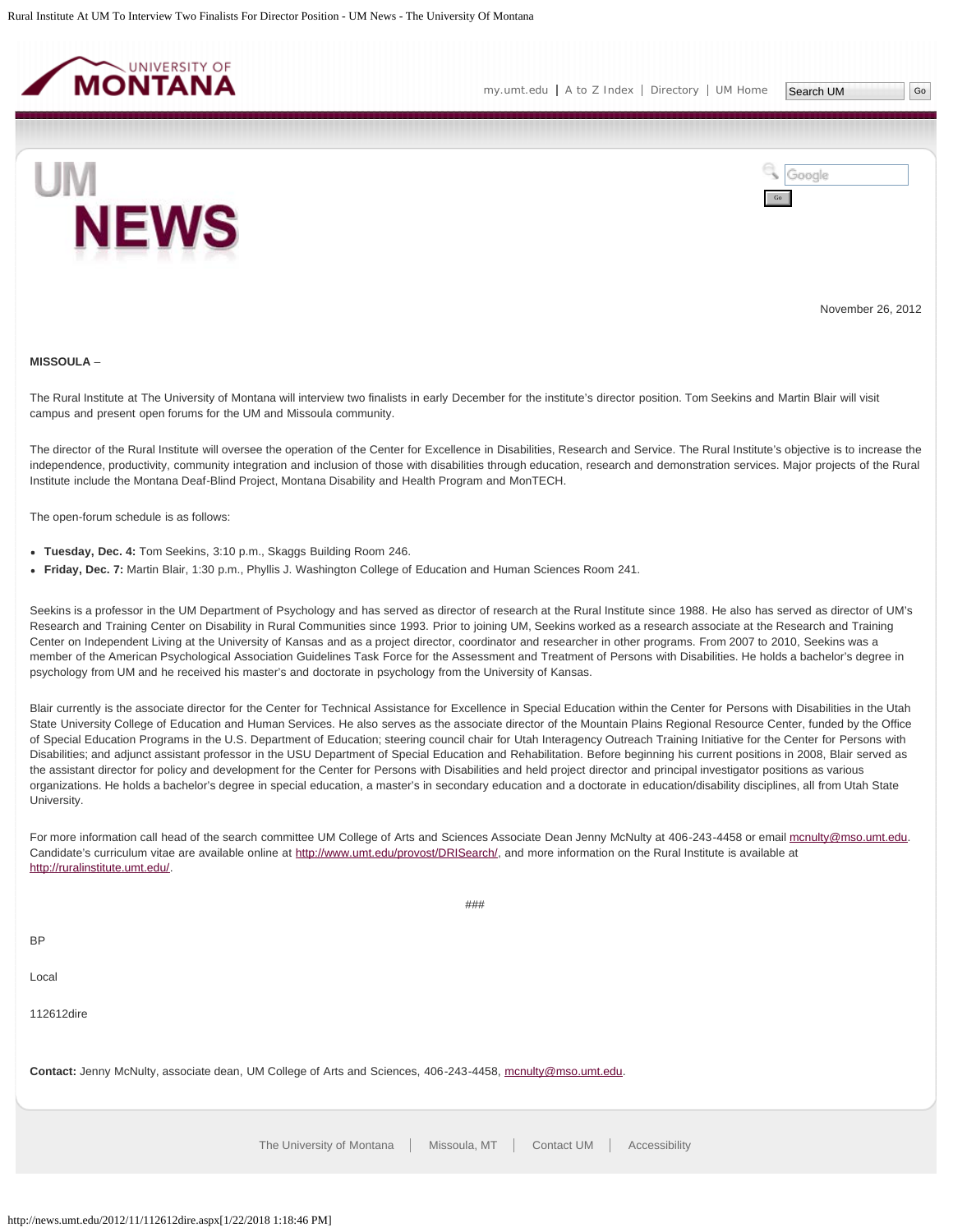November 26, 2012

**MISSOULA** –

The Rural Institute at The University of Montana will interview two finalists in early December for the institute's director position. Tom Seekins and Martin Blair will visit campus and present open forums for the UM and Missoula community.

The director of the Rural Institute will oversee the operation of the Center for Excellence in Disabilities, Research and Service. The Rural Institute's objective is to increase the independence, productivity, community integration and inclusion of those with disabilities through education, research and demonstration services. Major projects of the Rural Institute include the Montana Deaf-Blind Project, Montana Disability and Health Program and MonTECH.

The open-forum schedule is as follows:

- **Tuesday, Dec. 4:** Tom Seekins, 3:10 p.m., Skaggs Building Room 246.
- **Friday, Dec. 7:** Martin Blair, 1:30 p.m., Phyllis J. Washington College of Education and Human Sciences Room 241.

Seekins is a professor in the UM Department of Psychology and has served as director of research at the Rural Institute since 1988. He also has served as director of UM's Research and Training Center on Disability in Rural Communities since 1993. Prior to joining UM, Seekins worked as a research associate at the Research and Training Center on Independent Living at the University of Kansas and as a project director, coordinator and researcher in other programs. From 2007 to 2010, Seekins was a member of the American Psychological Association Guidelines Task Force for the Assessment and Treatment of Persons with Disabilities. He holds a bachelor's degree in psychology from UM and he received his master's and doctorate in psychology from the University of Kansas.

Blair currently is the associate director for the Center for Technical Assistance for Excellence in Special Education within the Center for Persons with Disabilities in the Utah State University College of Education and Human Services. He also serves as the associate director of the Mountain Plains Regional Resource Center, funded by the Office of Special Education Programs in the U.S. Department of Education; steering council chair for Utah Interagency Outreach Training Initiative for the Center for Persons with Disabilities; and adjunct assistant professor in the USU Department of Special Education and Rehabilitation. Before beginning his current positions in 2008, Blair served as the assistant director for policy and development for the Center for Persons with Disabilities and held project director and principal investigator positions as various organizations. He holds a bachelor's degree in special education, a master's in secondary education and a doctorate in education/disability disciplines, all from Utah State University.

For more information call head of the search committee UM College of Arts and Sciences Associate Dean Jenny McNulty at 406-243-4458 or email mcnulty@mso.umt.edu. Candidate's curriculum vitae are available online at http://www.umt.edu/provost/DRISearch/, and more information on the Rural Institute is available at http://ruralinstitute.umt.edu/.

###

BP

Local

112612dire

**Contact:** Jenny McNulty, associate dean, UM College of Arts and Sciences, 406-243-4458, mcnulty@mso.umt.edu.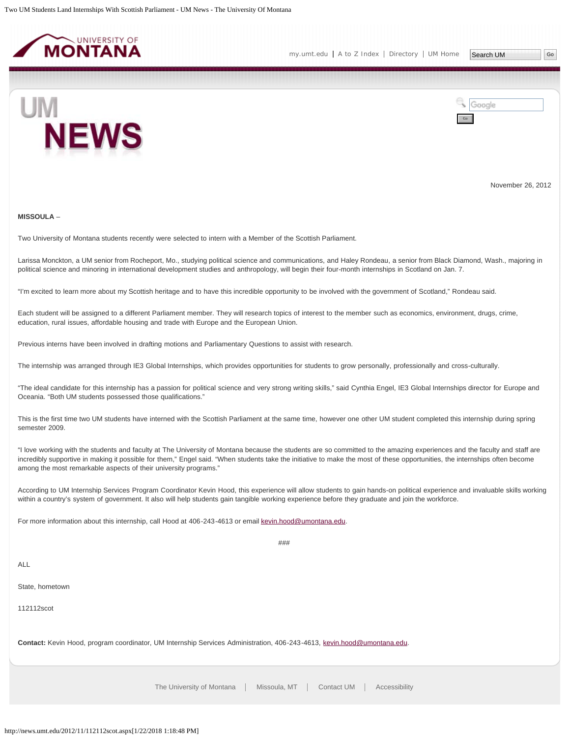November 26, 2012

**MISSOULA** –

Two University of Montana students recently were selected to intern with a Member of the Scottish Parliament.

Larissa Monckton, a UM senior from Rocheport, Mo., studying political science and communications, and Haley Rondeau, a senior from Black Diamond, Wash., majoring in political science and minoring in international development studies and anthropology, will begin their four-month internships in Scotland on Jan. 7.

"I'm excited to learn more about my Scottish heritage and to have this incredible opportunity to be involved with the government of Scotland," Rondeau said.

Each student will be assigned to a different Parliament member. They will research topics of interest to the member such as economics, environment, drugs, crime, education, rural issues, affordable housing and trade with Europe and the European Union.

Previous interns have been involved in drafting motions and Parliamentary Questions to assist with research.

The internship was arranged through IE3 Global Internships, which provides opportunities for students to grow personally, professionally and cross-culturally.

"The ideal candidate for this internship has a passion for political science and very strong writing skills," said Cynthia Engel, IE3 Global Internships director for Europe and Oceania. "Both UM students possessed those qualifications."

This is the first time two UM students have interned with the Scottish Parliament at the same time, however one other UM student completed this internship during spring semester 2009.

"I love working with the students and faculty at The University of Montana because the students are so committed to the amazing experiences and the faculty and staff are incredibly supportive in making it possible for them," Engel said. "When students take the initiative to make the most of these opportunities, the internships often become among the most remarkable aspects of their university programs."

According to UM Internship Services Program Coordinator Kevin Hood, this experience will allow students to gain hands-on political experience and invaluable skills working within a country's system of government. It also will help students gain tangible working experience before they graduate and join the workforce.

For more information about this internship, call Hood at 406-243-4613 or email kevin.hood@umontana.edu.

###

ALL

State, hometown

112112scot

**Contact:** Kevin Hood, program coordinator, UM Internship Services Administration, 406-243-4613, kevin.hood@umontana.edu.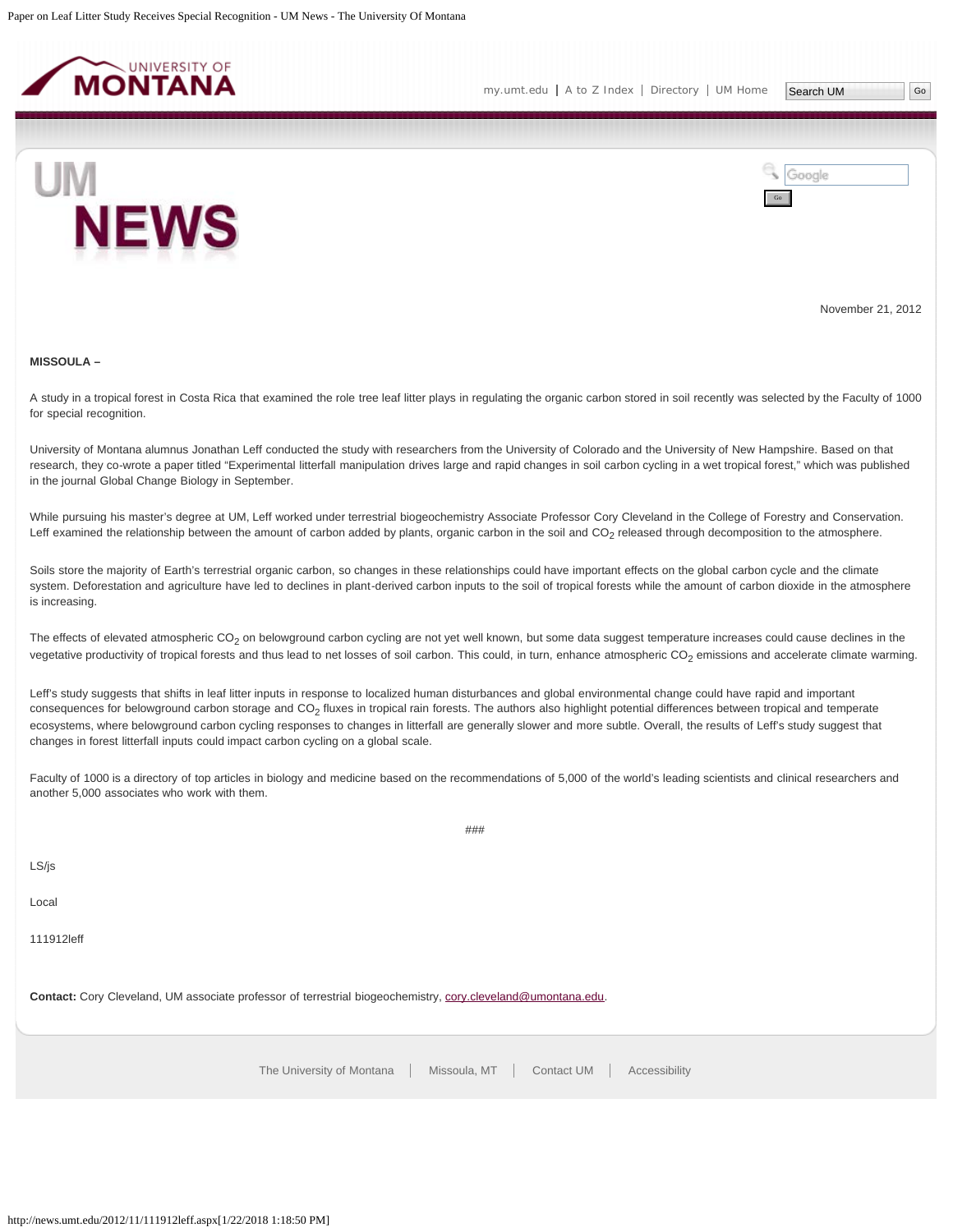November 21, 2012

**MISSOULA –**

A study in a tropical forest in Costa Rica that examined the role tree leaf litter plays in regulating the organic carbon stored in soil recently was selected by the Faculty of 1000 for special recognition.

University of Montana alumnus Jonathan Leff conducted the study with researchers from the University of Colorado and the University of New Hampshire. Based on that research, they co-wrote a paper titled "Experimental litterfall manipulation drives large and rapid changes in soil carbon cycling in a wet tropical forest," which was published in the journal Global Change Biology in September.

While pursuing his master's degree at UM, Leff worked under terrestrial biogeochemistry Associate Professor Cory Cleveland in the College of Forestry and Conservation. Leff examined the relationship between the amount of carbon added by plants, organic carbon in the soil and $CO_2$ released through decomposition to the atmosphere.

Soils store the majority of Earth's terrestrial organic carbon, so changes in these relationships could have important effects on the global carbon cycle and the climate system. Deforestation and agriculture have led to declines in plant-derived carbon inputs to the soil of tropical forests while the amount of carbon dioxide in the atmosphere is increasing.

The effects of elevated atmospheric $CO_2$ on belowground carbon cycling are not yet well known, but some data suggest temperature increases could cause declines in the vegetative productivity of tropical forests and thus lead to net losses of soil carbon. This could, in turn, enhance atmospheric $CO_2$ emissions and accelerate climate warming.

Leff's study suggests that shifts in leaf litter inputs in response to localized human disturbances and global environmental change could have rapid and important consequences for belowground carbon storage and $CO_2$ fluxes in tropical rain forests. The authors also highlight potential differences between tropical and temperate ecosystems, where belowground carbon cycling responses to changes in litterfall are generally slower and more subtle. Overall, the results of Leff's study suggest that changes in forest litterfall inputs could impact carbon cycling on a global scale.

Faculty of 1000 is a directory of top articles in biology and medicine based on the recommendations of 5,000 of the world's leading scientists and clinical researchers and another 5,000 associates who work with them.

###

LS/js

Local

111912leff

**Contact:** Cory Cleveland, UM associate professor of terrestrial biogeochemistry, cory.cleveland@umontana.edu.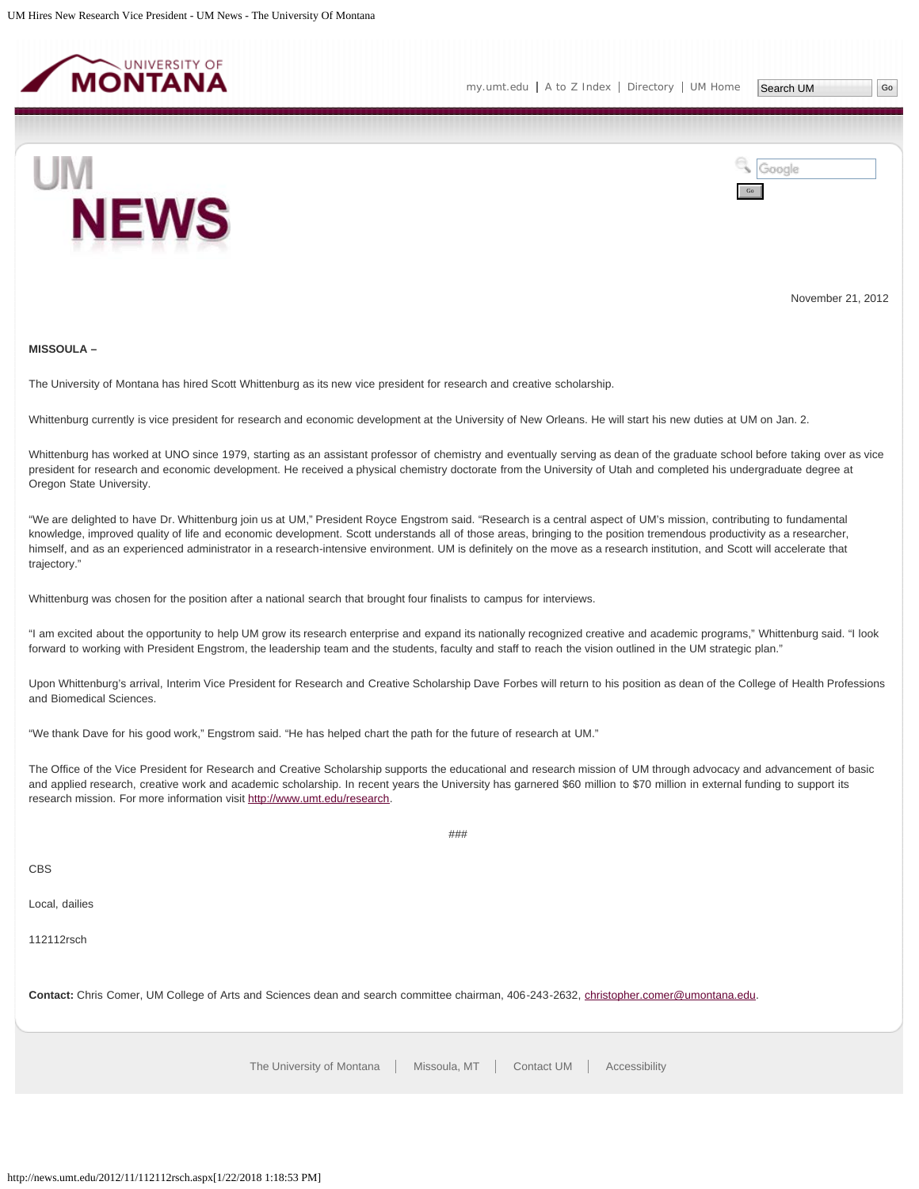November 21, 2012

**MISSOULA –**

The University of Montana has hired Scott Whittenburg as its new vice president for research and creative scholarship.

Whittenburg currently is vice president for research and economic development at the University of New Orleans. He will start his new duties at UM on Jan. 2.

Whittenburg has worked at UNO since 1979, starting as an assistant professor of chemistry and eventually serving as dean of the graduate school before taking over as vice president for research and economic development. He received a physical chemistry doctorate from the University of Utah and completed his undergraduate degree at Oregon State University.

"We are delighted to have Dr. Whittenburg join us at UM," President Royce Engstrom said. "Research is a central aspect of UM's mission, contributing to fundamental knowledge, improved quality of life and economic development. Scott understands all of those areas, bringing to the position tremendous productivity as a researcher, himself, and as an experienced administrator in a research-intensive environment. UM is definitely on the move as a research institution, and Scott will accelerate that trajectory."

Whittenburg was chosen for the position after a national search that brought four finalists to campus for interviews.

"I am excited about the opportunity to help UM grow its research enterprise and expand its nationally recognized creative and academic programs," Whittenburg said. "I look forward to working with President Engstrom, the leadership team and the students, faculty and staff to reach the vision outlined in the UM strategic plan."

Upon Whittenburg's arrival, Interim Vice President for Research and Creative Scholarship Dave Forbes will return to his position as dean of the College of Health Professions and Biomedical Sciences.

"We thank Dave for his good work," Engstrom said. "He has helped chart the path for the future of research at UM."

The Office of the Vice President for Research and Creative Scholarship supports the educational and research mission of UM through advocacy and advancement of basic and applied research, creative work and academic scholarship. In recent years the University has garnered $60 million to $70 million in external funding to support its research mission. For more information visit http://www.umt.edu/research.

###

CBS

Local, dailies

112112rsch

**Contact:** Chris Comer, UM College of Arts and Sciences dean and search committee chairman, 406-243-2632, christopher.comer@umontana.edu.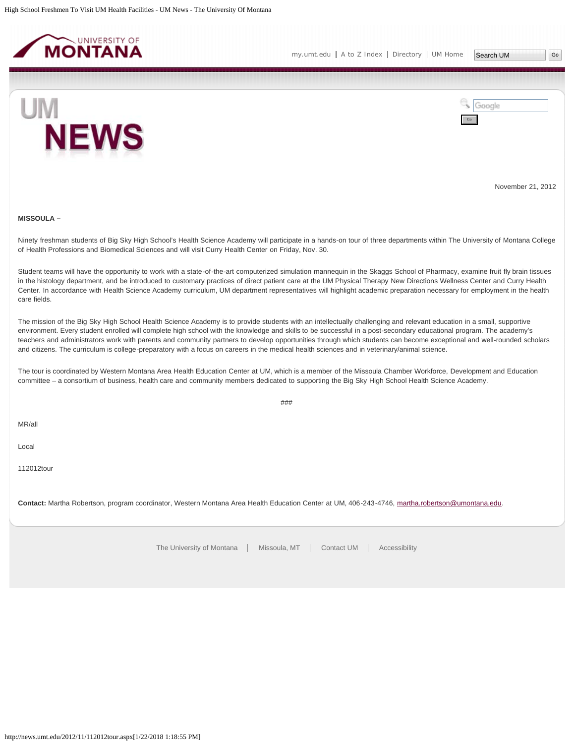November 21, 2012

**MISSOULA –**

Ninety freshman students of Big Sky High School's Health Science Academy will participate in a hands-on tour of three departments within The University of Montana College of Health Professions and Biomedical Sciences and will visit Curry Health Center on Friday, Nov. 30.

Student teams will have the opportunity to work with a state-of-the-art computerized simulation mannequin in the Skaggs School of Pharmacy, examine fruit fly brain tissues in the histology department, and be introduced to customary practices of direct patient care at the UM Physical Therapy New Directions Wellness Center and Curry Health Center. In accordance with Health Science Academy curriculum, UM department representatives will highlight academic preparation necessary for employment in the health care fields.

The mission of the Big Sky High School Health Science Academy is to provide students with an intellectually challenging and relevant education in a small, supportive environment. Every student enrolled will complete high school with the knowledge and skills to be successful in a post-secondary educational program. The academy's teachers and administrators work with parents and community partners to develop opportunities through which students can become exceptional and well-rounded scholars and citizens. The curriculum is college-preparatory with a focus on careers in the medical health sciences and in veterinary/animal science.

The tour is coordinated by Western Montana Area Health Education Center at UM, which is a member of the Missoula Chamber Workforce, Development and Education committee – a consortium of business, health care and community members dedicated to supporting the Big Sky High School Health Science Academy.

###

MR/all

Local

112012tour

**Contact:** Martha Robertson, program coordinator, Western Montana Area Health Education Center at UM, 406-243-4746, martha.robertson@umontana.edu.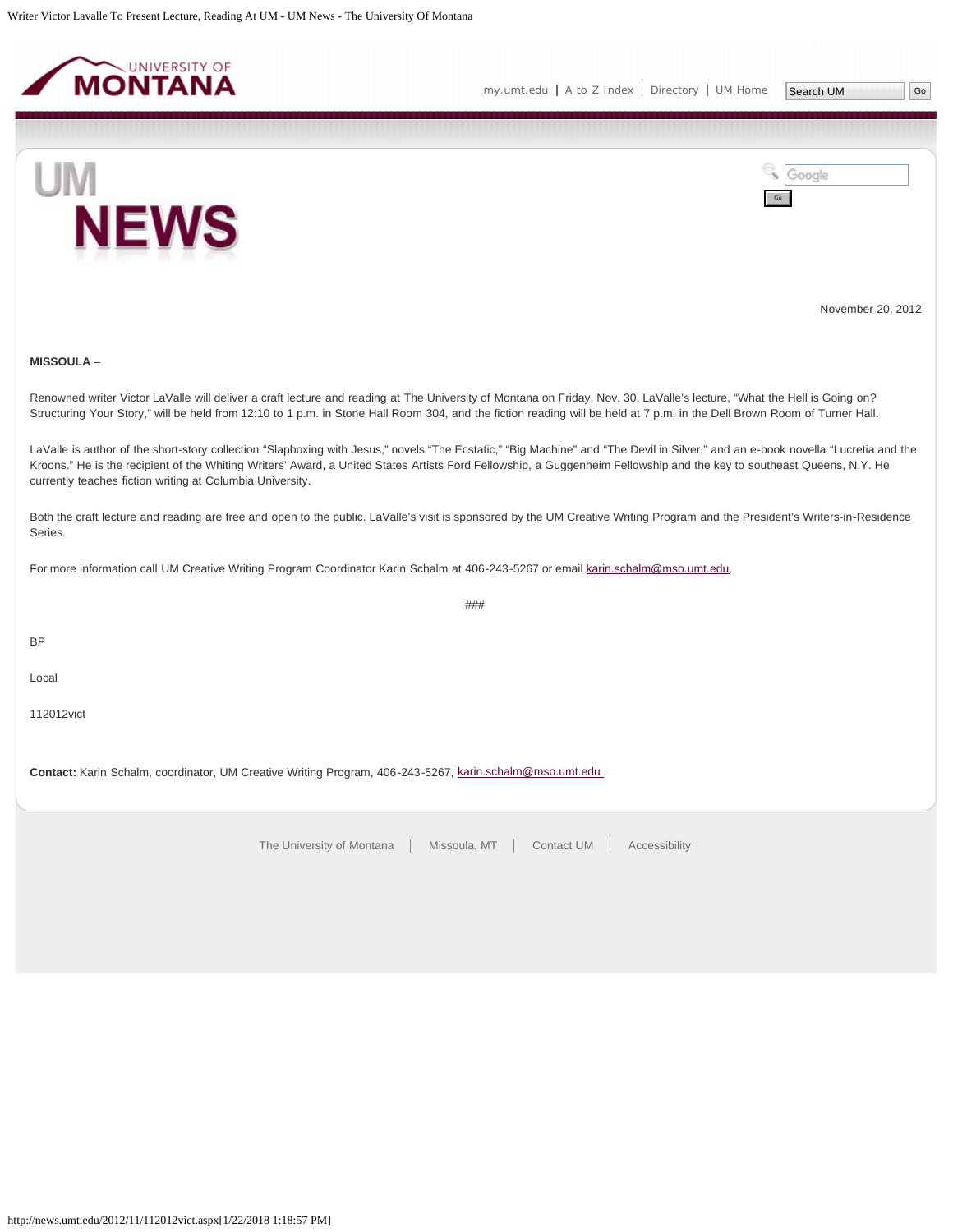November 20, 2012

**MISSOULA** –

Renowned writer Victor LaValle will deliver a craft lecture and reading at The University of Montana on Friday, Nov. 30. LaValle's lecture, "What the Hell is Going on? Structuring Your Story," will be held from 12:10 to 1 p.m. in Stone Hall Room 304, and the fiction reading will be held at 7 p.m. in the Dell Brown Room of Turner Hall.

LaValle is author of the short-story collection "Slapboxing with Jesus," novels "The Ecstatic," "Big Machine" and "The Devil in Silver," and an e-book novella "Lucretia and the Kroons." He is the recipient of the Whiting Writers' Award, a United States Artists Ford Fellowship, a Guggenheim Fellowship and the key to southeast Queens, N.Y. He currently teaches fiction writing at Columbia University.

Both the craft lecture and reading are free and open to the public. LaValle's visit is sponsored by the UM Creative Writing Program and the President's Writers-in-Residence Series.

For more information call UM Creative Writing Program Coordinator Karin Schalm at 406-243-5267 or email karin.schalm@mso.umt.edu.

###

BP

Local

112012vict

**Contact:** Karin Schalm, coordinator, UM Creative Writing Program, 406-243-5267, karin.schalm@mso.umt.edu .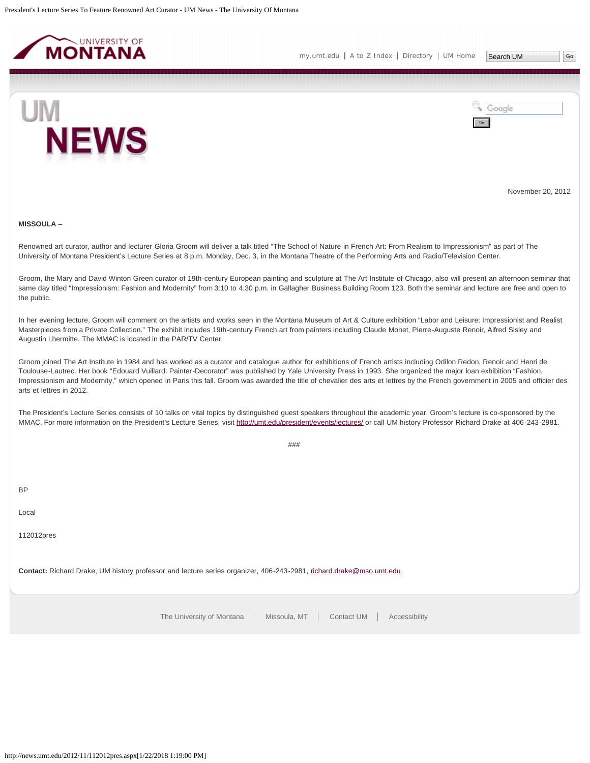November 20, 2012

**MISSOULA** –

Renowned art curator, author and lecturer Gloria Groom will deliver a talk titled “The School of Nature in French Art: From Realism to Impressionism” as part of The University of Montana President’s Lecture Series at 8 p.m. Monday, Dec. 3, in the Montana Theatre of the Performing Arts and Radio/Television Center.

Groom, the Mary and David Winton Green curator of 19th-century European painting and sculpture at The Art Institute of Chicago, also will present an afternoon seminar that same day titled “Impressionism: Fashion and Modernity” from 3:10 to 4:30 p.m. in Gallagher Business Building Room 123. Both the seminar and lecture are free and open to the public.

In her evening lecture, Groom will comment on the artists and works seen in the Montana Museum of Art & Culture exhibition “Labor and Leisure: Impressionist and Realist Masterpieces from a Private Collection.” The exhibit includes 19th-century French art from painters including Claude Monet, Pierre-Auguste Renoir, Alfred Sisley and Augustin Lhermitte. The MMAC is located in the PAR/TV Center.

Groom joined The Art Institute in 1984 and has worked as a curator and catalogue author for exhibitions of French artists including Odilon Redon, Renoir and Henri de Toulouse-Lautrec. Her book “Edouard Vuillard: Painter-Decorator” was published by Yale University Press in 1993. She organized the major loan exhibition “Fashion, Impressionism and Modernity,” which opened in Paris this fall. Groom was awarded the title of chevalier des arts et lettres by the French government in 2005 and officier des arts et lettres in 2012.

The President’s Lecture Series consists of 10 talks on vital topics by distinguished guest speakers throughout the academic year. Groom’s lecture is co-sponsored by the MMAC. For more information on the President’s Lecture Series, visit http://umt.edu/president/events/lectures/ or call UM history Professor Richard Drake at 406-243-2981.

###

BP

Local

112012pres

**Contact:** Richard Drake, UM history professor and lecture series organizer, 406-243-2981, richard.drake@mso.umt.edu.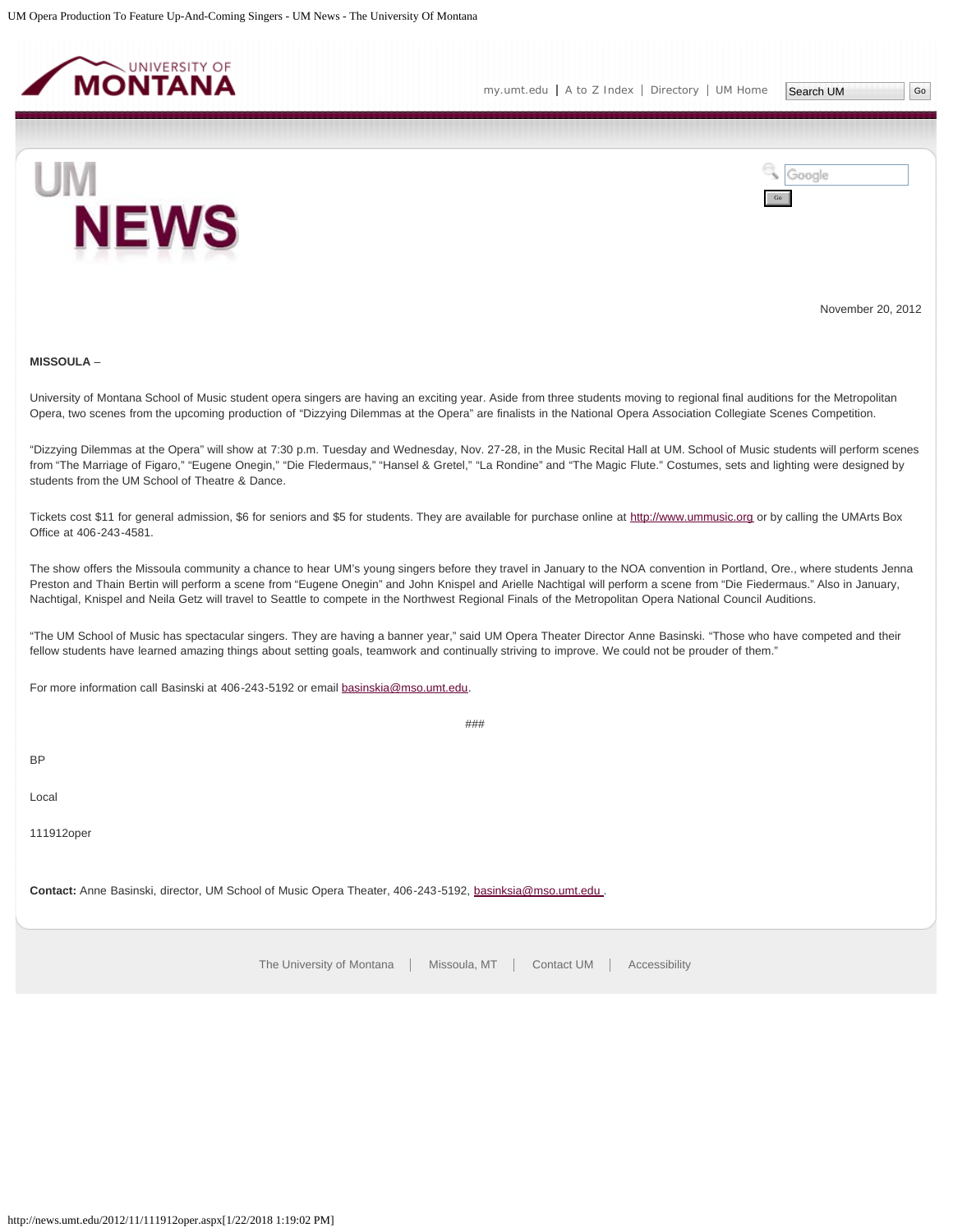November 20, 2012

**MISSOULA** –

University of Montana School of Music student opera singers are having an exciting year. Aside from three students moving to regional final auditions for the Metropolitan Opera, two scenes from the upcoming production of "Dizzying Dilemmas at the Opera" are finalists in the National Opera Association Collegiate Scenes Competition.

"Dizzying Dilemmas at the Opera" will show at 7:30 p.m. Tuesday and Wednesday, Nov. 27-28, in the Music Recital Hall at UM. School of Music students will perform scenes from "The Marriage of Figaro," "Eugene Onegin," "Die Fledermaus," "Hansel & Gretel," "La Rondine" and "The Magic Flute." Costumes, sets and lighting were designed by students from the UM School of Theatre & Dance.

Tickets cost $11 for general admission, $6 for seniors and $5 for students. They are available for purchase online at http://www.ummusic.org or by calling the UMArts Box Office at 406-243-4581.

The show offers the Missoula community a chance to hear UM's young singers before they travel in January to the NOA convention in Portland, Ore., where students Jenna Preston and Thain Bertin will perform a scene from "Eugene Onegin" and John Knispel and Arielle Nachtigal will perform a scene from "Die Fledermaus." Also in January, Nachtigal, Knispel and Neila Getz will travel to Seattle to compete in the Northwest Regional Finals of the Metropolitan Opera National Council Auditions.

"The UM School of Music has spectacular singers. They are having a banner year," said UM Opera Theater Director Anne Basinski. "Those who have competed and their fellow students have learned amazing things about setting goals, teamwork and continually striving to improve. We could not be prouder of them."

For more information call Basinski at 406-243-5192 or email basinskia@mso.umt.edu.

###

BP

Local

111912oper

**Contact:** Anne Basinski, director, UM School of Music Opera Theater, 406-243-5192, basinksia@mso.umt.edu .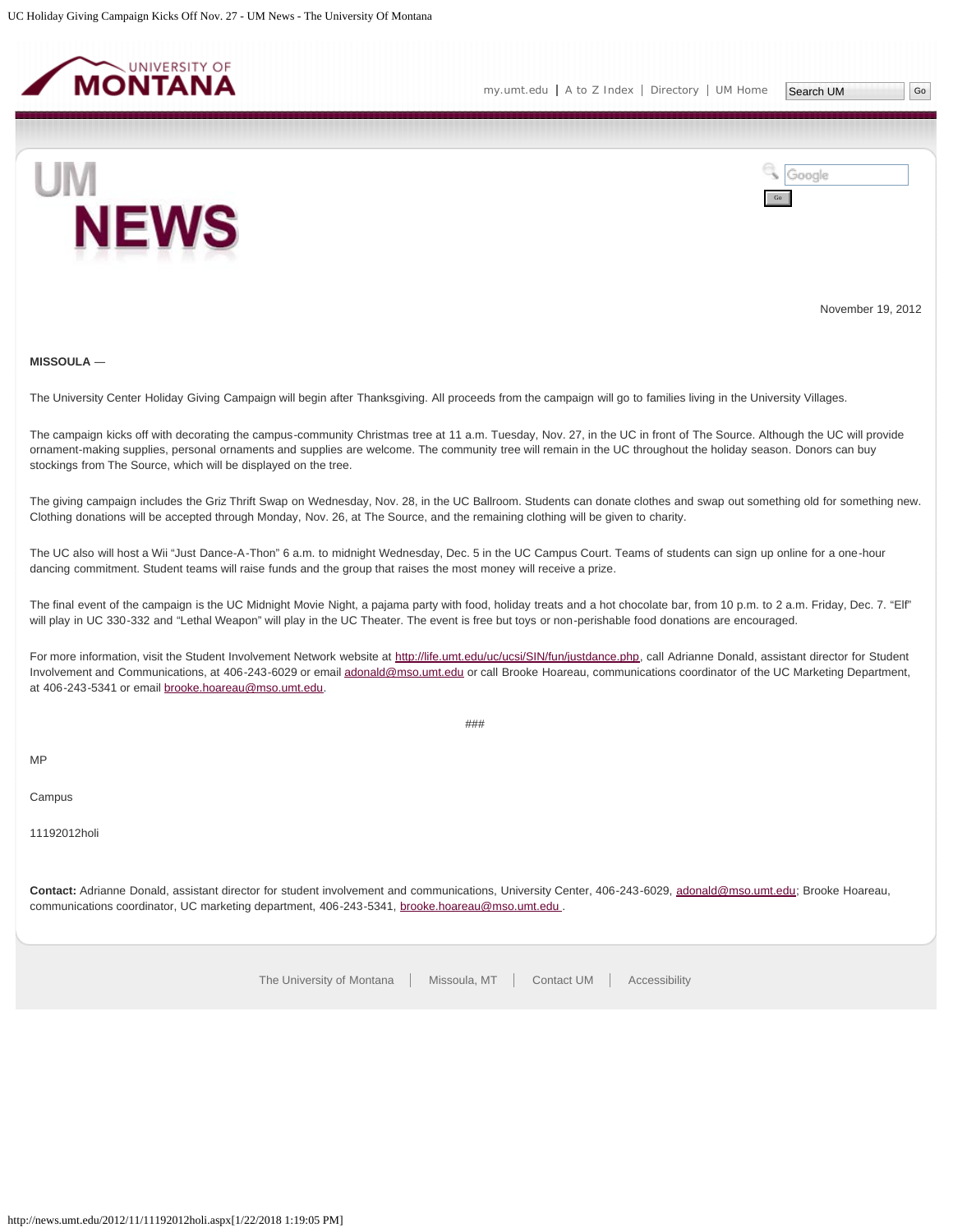November 19, 2012

**MISSOULA** —

The University Center Holiday Giving Campaign will begin after Thanksgiving. All proceeds from the campaign will go to families living in the University Villages.

The campaign kicks off with decorating the campus-community Christmas tree at 11 a.m. Tuesday, Nov. 27, in the UC in front of The Source. Although the UC will provide ornament-making supplies, personal ornaments and supplies are welcome. The community tree will remain in the UC throughout the holiday season. Donors can buy stockings from The Source, which will be displayed on the tree.

The giving campaign includes the Griz Thrift Swap on Wednesday, Nov. 28, in the UC Ballroom. Students can donate clothes and swap out something old for something new. Clothing donations will be accepted through Monday, Nov. 26, at The Source, and the remaining clothing will be given to charity.

The UC also will host a Wii "Just Dance-A-Thon" 6 a.m. to midnight Wednesday, Dec. 5 in the UC Campus Court. Teams of students can sign up online for a one-hour dancing commitment. Student teams will raise funds and the group that raises the most money will receive a prize.

The final event of the campaign is the UC Midnight Movie Night, a pajama party with food, holiday treats and a hot chocolate bar, from 10 p.m. to 2 a.m. Friday, Dec. 7. "Elf" will play in UC 330-332 and "Lethal Weapon" will play in the UC Theater. The event is free but toys or non-perishable food donations are encouraged.

For more information, visit the Student Involvement Network website at http://life.umt.edu/uc/ucsi/SIN/fun/justdance.php, call Adrianne Donald, assistant director for Student Involvement and Communications, at 406-243-6029 or email adonald@mso.umt.edu or call Brooke Hoareau, communications coordinator of the UC Marketing Department, at 406-243-5341 or email brooke.hoareau@mso.umt.edu.

###

MP

Campus

11192012holi

**Contact:** Adrianne Donald, assistant director for student involvement and communications, University Center, 406-243-6029, adonald@mso.umt.edu; Brooke Hoareau, communications coordinator, UC marketing department, 406-243-5341, brooke.hoareau@mso.umt.edu .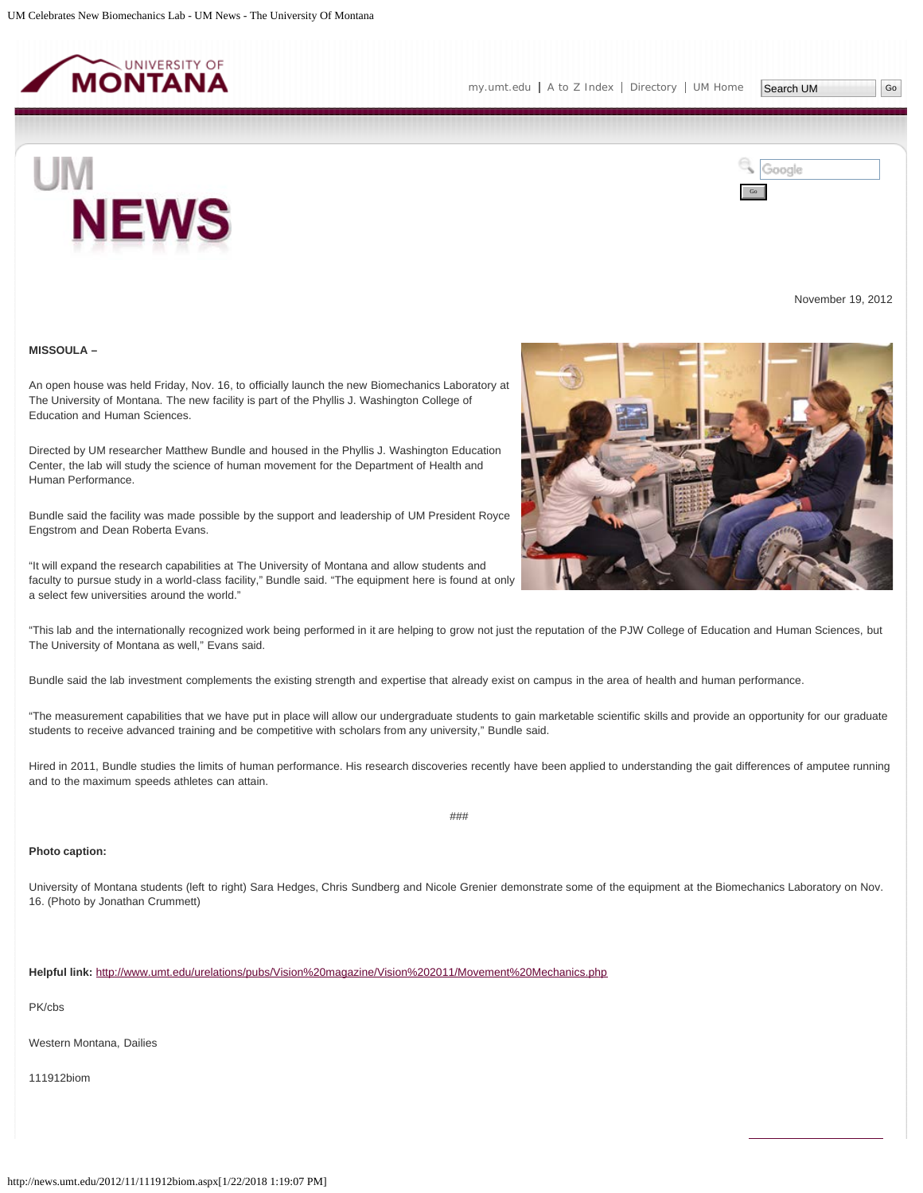November 19, 2012

**MISSOULA –**

An open house was held Friday, Nov. 16, to officially launch the new Biomechanics Laboratory at The University of Montana. The new facility is part of the Phyllis J. Washington College of Education and Human Sciences.

Directed by UM researcher Matthew Bundle and housed in the Phyllis J. Washington Education Center, the lab will study the science of human movement for the Department of Health and Human Performance.

Bundle said the facility was made possible by the support and leadership of UM President Royce Engstrom and Dean Roberta Evans.

"It will expand the research capabilities at The University of Montana and allow students and faculty to pursue study in a world-class facility," Bundle said. "The equipment here is found at only a select few universities around the world."

"This lab and the internationally recognized work being performed in it are helping to grow not just the reputation of the PJW College of Education and Human Sciences, but The University of Montana as well," Evans said.

Bundle said the lab investment complements the existing strength and expertise that already exist on campus in the area of health and human performance.

"The measurement capabilities that we have put in place will allow our undergraduate students to gain marketable scientific skills and provide an opportunity for our graduate students to receive advanced training and be competitive with scholars from any university," Bundle said.

Hired in 2011, Bundle studies the limits of human performance. His research discoveries recently have been applied to understanding the gait differences of amputee running and to the maximum speeds athletes can attain.

###

**Photo caption:**

University of Montana students (left to right) Sara Hedges, Chris Sundberg and Nicole Grenier demonstrate some of the equipment at the Biomechanics Laboratory on Nov. 16. (Photo by Jonathan Crummett)

**Helpful link:** http://www.umt.edu/urelations/pubs/Vision%20magazine/Vision%202011/Movement%20Mechanics.php

PK/cbs

Western Montana, Dailies

111912biom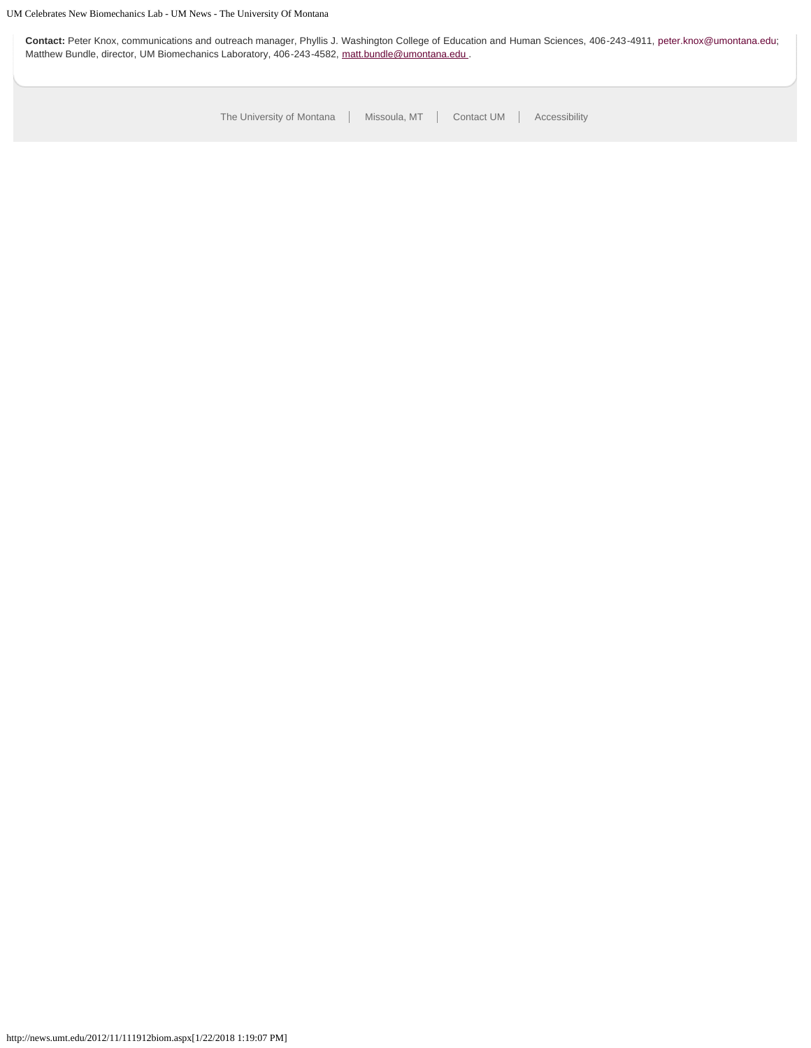**Contact:** Peter Knox, communications and outreach manager, Phyllis J. Washington College of Education and Human Sciences, 406-243-4911, peter.knox@umontana.edu; Matthew Bundle, director, UM Biomechanics Laboratory, 406-243-4582, matt.bundle@umontana.edu .

The University of Montana | Missoula, MT | Contact UM | Accessibility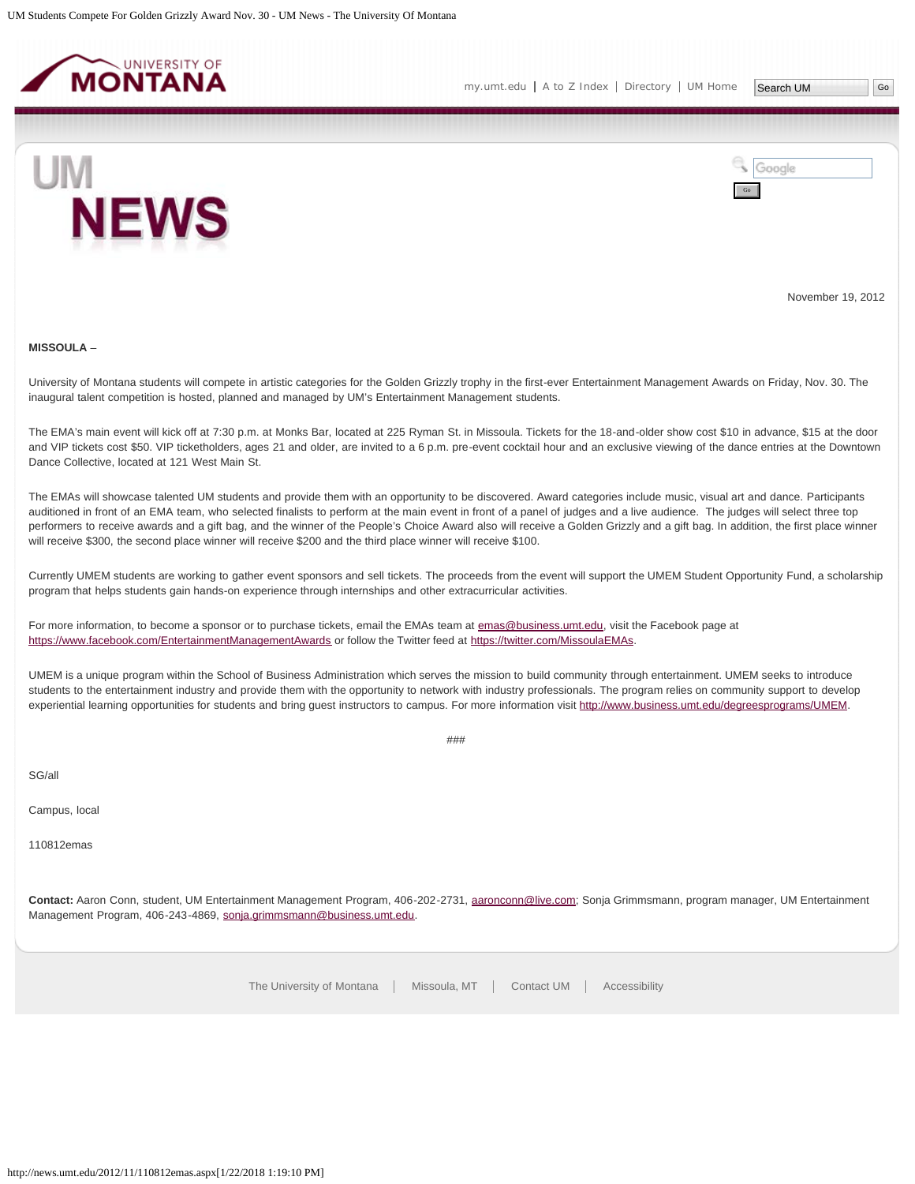November 19, 2012

**MISSOULA** –

University of Montana students will compete in artistic categories for the Golden Grizzly trophy in the first-ever Entertainment Management Awards on Friday, Nov. 30. The inaugural talent competition is hosted, planned and managed by UM's Entertainment Management students.

The EMA's main event will kick off at 7:30 p.m. at Monks Bar, located at 225 Ryman St. in Missoula. Tickets for the 18-and-older show cost $10 in advance, $15 at the door and VIP tickets cost $50. VIP ticketholders, ages 21 and older, are invited to a 6 p.m. pre-event cocktail hour and an exclusive viewing of the dance entries at the Downtown Dance Collective, located at 121 West Main St.

The EMAs will showcase talented UM students and provide them with an opportunity to be discovered. Award categories include music, visual art and dance. Participants auditioned in front of an EMA team, who selected finalists to perform at the main event in front of a panel of judges and a live audience. The judges will select three top performers to receive awards and a gift bag, and the winner of the People's Choice Award also will receive a Golden Grizzly and a gift bag. In addition, the first place winner will receive $300, the second place winner will receive $200 and the third place winner will receive $100.

Currently UMEM students are working to gather event sponsors and sell tickets. The proceeds from the event will support the UMEM Student Opportunity Fund, a scholarship program that helps students gain hands-on experience through internships and other extracurricular activities.

For more information, to become a sponsor or to purchase tickets, email the EMAs team at emas@business.umt.edu, visit the Facebook page at https://www.facebook.com/EntertainmentManagementAwards or follow the Twitter feed at https://twitter.com/MissoulaEMAs.

UMEM is a unique program within the School of Business Administration which serves the mission to build community through entertainment. UMEM seeks to introduce students to the entertainment industry and provide them with the opportunity to network with industry professionals. The program relies on community support to develop experiential learning opportunities for students and bring guest instructors to campus. For more information visit http://www.business.umt.edu/degreesprograms/UMEM.

###

SG/all

Campus, local

110812emas

**Contact:** Aaron Conn, student, UM Entertainment Management Program, 406-202-2731, aaronconn@live.com; Sonja Grimmsmann, program manager, UM Entertainment Management Program, 406-243-4869, sonja.grimmsmann@business.umt.edu.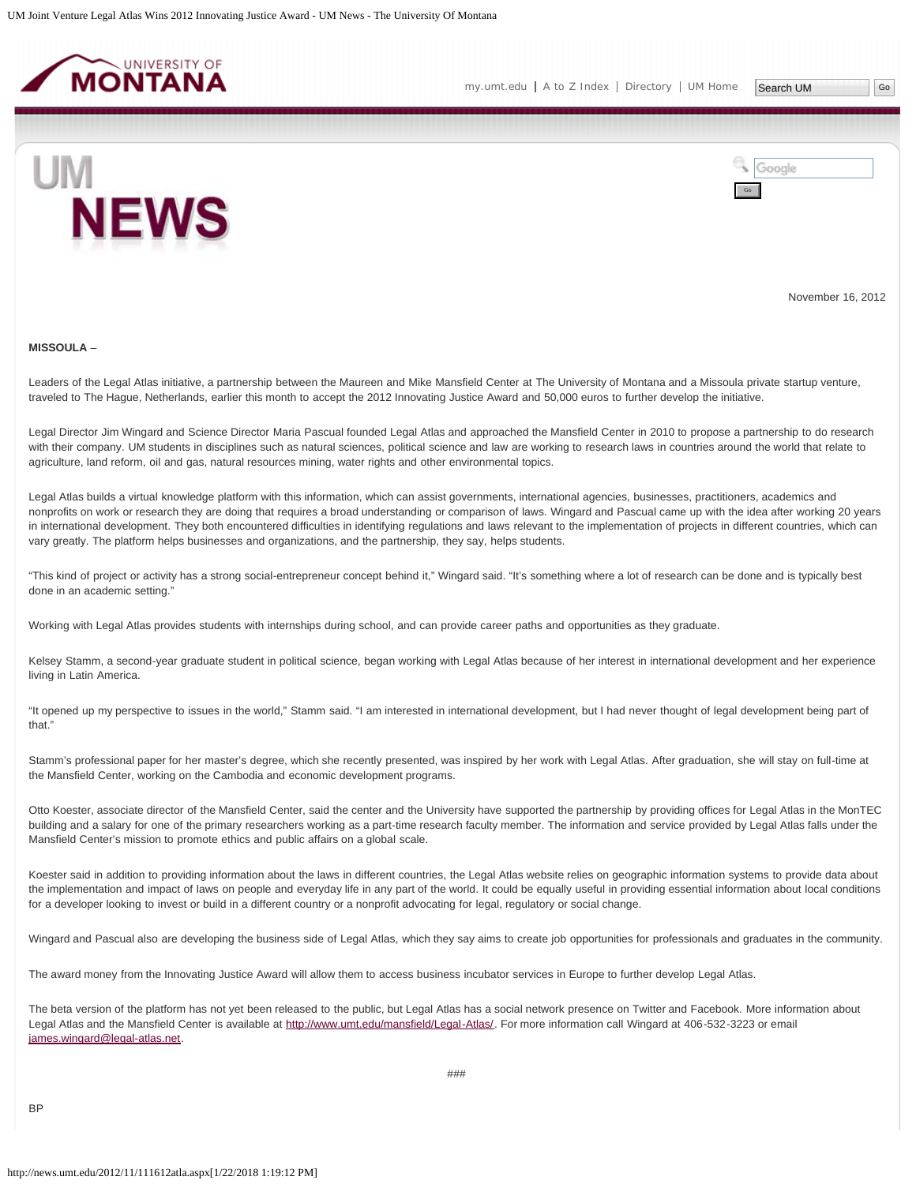November 16, 2012

**MISSOULA** –

Leaders of the Legal Atlas initiative, a partnership between the Maureen and Mike Mansfield Center at The University of Montana and a Missoula private startup venture, traveled to The Hague, Netherlands, earlier this month to accept the 2012 Innovating Justice Award and 50,000 euros to further develop the initiative.

Legal Director Jim Wingard and Science Director Maria Pascual founded Legal Atlas and approached the Mansfield Center in 2010 to propose a partnership to do research with their company. UM students in disciplines such as natural sciences, political science and law are working to research laws in countries around the world that relate to agriculture, land reform, oil and gas, natural resources mining, water rights and other environmental topics.

Legal Atlas builds a virtual knowledge platform with this information, which can assist governments, international agencies, businesses, practitioners, academics and nonprofits on work or research they are doing that requires a broad understanding or comparison of laws. Wingard and Pascual came up with the idea after working 20 years in international development. They both encountered difficulties in identifying regulations and laws relevant to the implementation of projects in different countries, which can vary greatly. The platform helps businesses and organizations, and the partnership, they say, helps students.

"This kind of project or activity has a strong social-entrepreneur concept behind it," Wingard said. "It's something where a lot of research can be done and is typically best done in an academic setting."

Working with Legal Atlas provides students with internships during school, and can provide career paths and opportunities as they graduate.

Kelsey Stamm, a second-year graduate student in political science, began working with Legal Atlas because of her interest in international development and her experience living in Latin America.

"It opened up my perspective to issues in the world," Stamm said. "I am interested in international development, but I had never thought of legal development being part of that."

Stamm's professional paper for her master's degree, which she recently presented, was inspired by her work with Legal Atlas. After graduation, she will stay on full-time at the Mansfield Center, working on the Cambodia and economic development programs.

Otto Koester, associate director of the Mansfield Center, said the center and the University have supported the partnership by providing offices for Legal Atlas in the MonTEC building and a salary for one of the primary researchers working as a part-time research faculty member. The information and service provided by Legal Atlas falls under the Mansfield Center's mission to promote ethics and public affairs on a global scale.

Koester said in addition to providing information about the laws in different countries, the Legal Atlas website relies on geographic information systems to provide data about the implementation and impact of laws on people and everyday life in any part of the world. It could be equally useful in providing essential information about local conditions for a developer looking to invest or build in a different country or a nonprofit advocating for legal, regulatory or social change.

Wingard and Pascual also are developing the business side of Legal Atlas, which they say aims to create job opportunities for professionals and graduates in the community.

The award money from the Innovating Justice Award will allow them to access business incubator services in Europe to further develop Legal Atlas.

The beta version of the platform has not yet been released to the public, but Legal Atlas has a social network presence on Twitter and Facebook. More information about Legal Atlas and the Mansfield Center is available at http://www.umt.edu/mansfield/Legal-Atlas/. For more information call Wingard at 406-532-3223 or email james.wingard@legal-atlas.net.

###

BP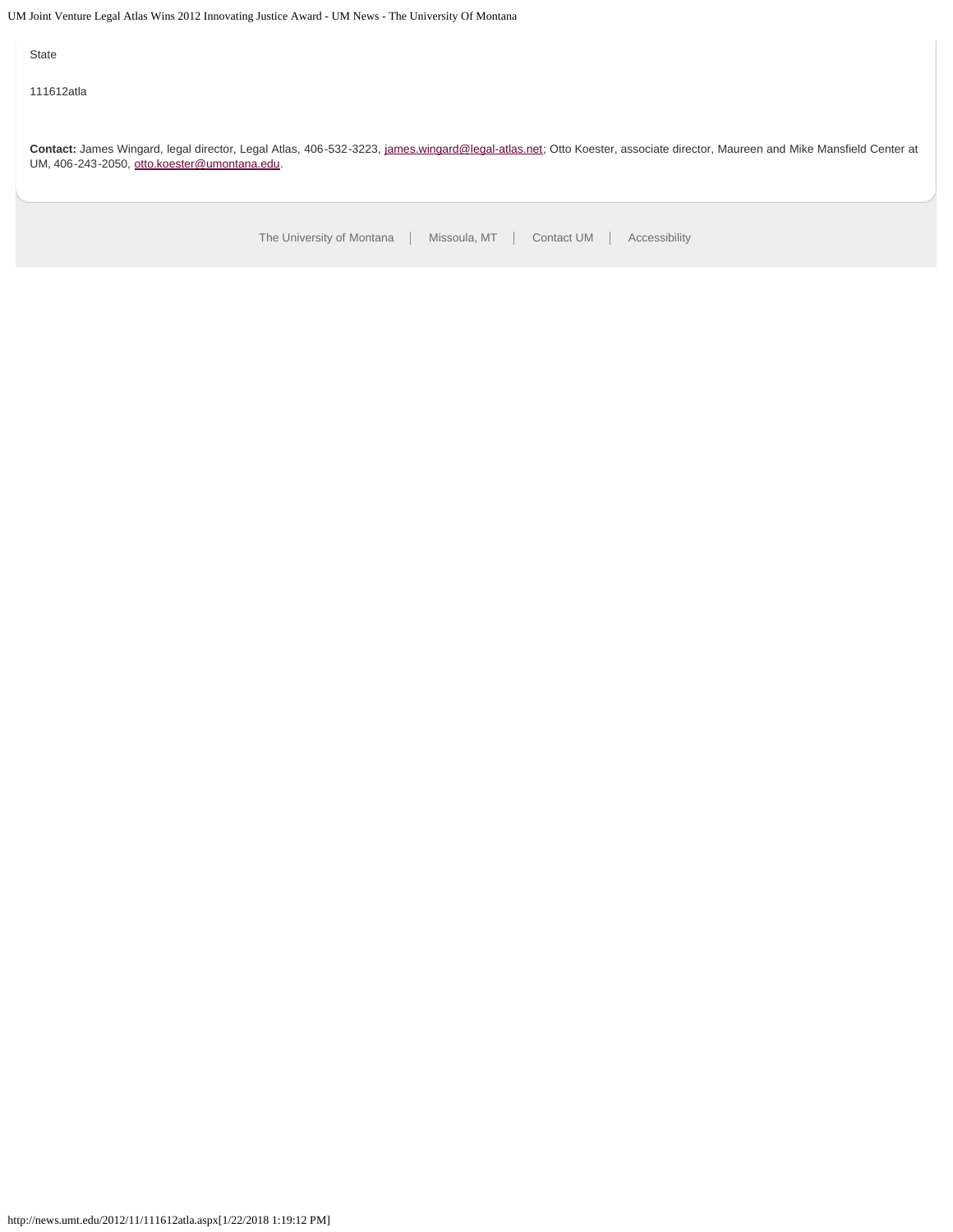State

111612atla

**Contact:** James Wingard, legal director, Legal Atlas, 406-532-3223, james.wingard@legal-atlas.net; Otto Koester, associate director, Maureen and Mike Mansfield Center at UM, 406-243-2050, otto.koester@umontana.edu.

The University of Montana | Missoula, MT | Contact UM | Accessibility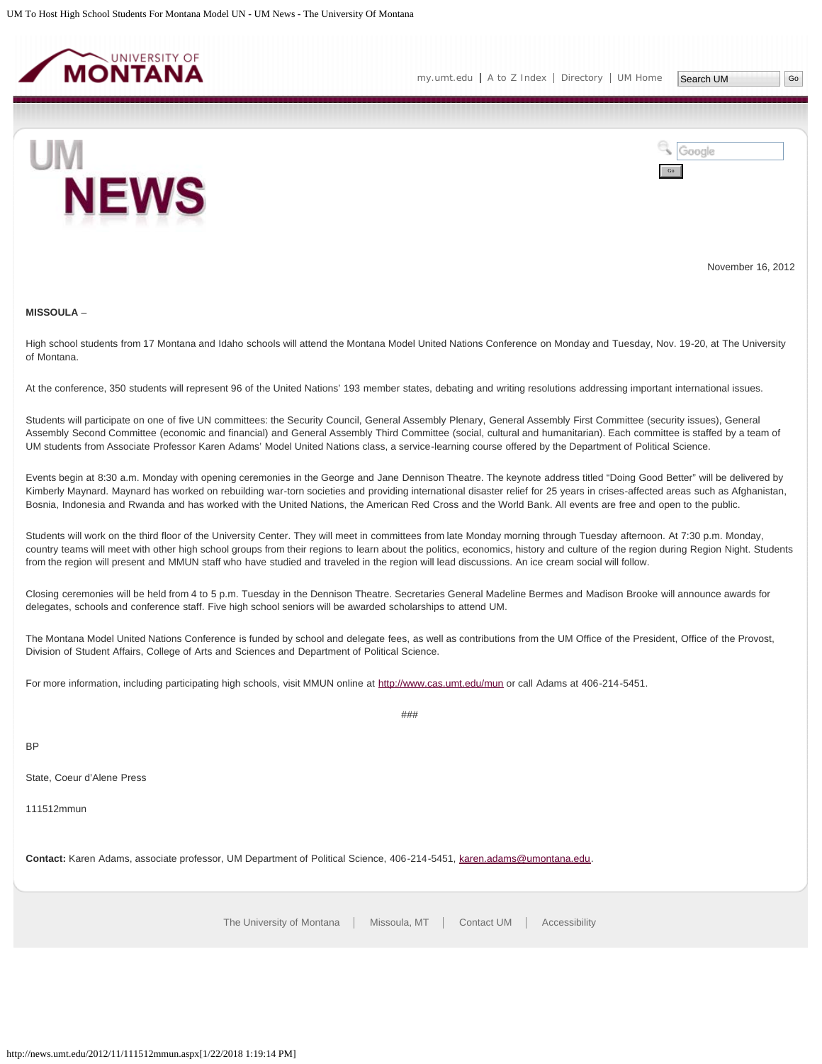November 16, 2012

**MISSOULA** –

High school students from 17 Montana and Idaho schools will attend the Montana Model United Nations Conference on Monday and Tuesday, Nov. 19-20, at The University of Montana.

At the conference, 350 students will represent 96 of the United Nations' 193 member states, debating and writing resolutions addressing important international issues.

Students will participate on one of five UN committees: the Security Council, General Assembly Plenary, General Assembly First Committee (security issues), General Assembly Second Committee (economic and financial) and General Assembly Third Committee (social, cultural and humanitarian). Each committee is staffed by a team of UM students from Associate Professor Karen Adams' Model United Nations class, a service-learning course offered by the Department of Political Science.

Events begin at 8:30 a.m. Monday with opening ceremonies in the George and Jane Dennison Theatre. The keynote address titled "Doing Good Better" will be delivered by Kimberly Maynard. Maynard has worked on rebuilding war-torn societies and providing international disaster relief for 25 years in crises-affected areas such as Afghanistan, Bosnia, Indonesia and Rwanda and has worked with the United Nations, the American Red Cross and the World Bank. All events are free and open to the public.

Students will work on the third floor of the University Center. They will meet in committees from late Monday morning through Tuesday afternoon. At 7:30 p.m. Monday, country teams will meet with other high school groups from their regions to learn about the politics, economics, history and culture of the region during Region Night. Students from the region will present and MMUN staff who have studied and traveled in the region will lead discussions. An ice cream social will follow.

Closing ceremonies will be held from 4 to 5 p.m. Tuesday in the Dennison Theatre. Secretaries General Madeline Bermes and Madison Brooke will announce awards for delegates, schools and conference staff. Five high school seniors will be awarded scholarships to attend UM.

The Montana Model United Nations Conference is funded by school and delegate fees, as well as contributions from the UM Office of the President, Office of the Provost, Division of Student Affairs, College of Arts and Sciences and Department of Political Science.

For more information, including participating high schools, visit MMUN online at http://www.cas.umt.edu/mun or call Adams at 406-214-5451.

###

BP

State, Coeur d'Alene Press

111512mmun

**Contact:** Karen Adams, associate professor, UM Department of Political Science, 406-214-5451, karen.adams@umontana.edu.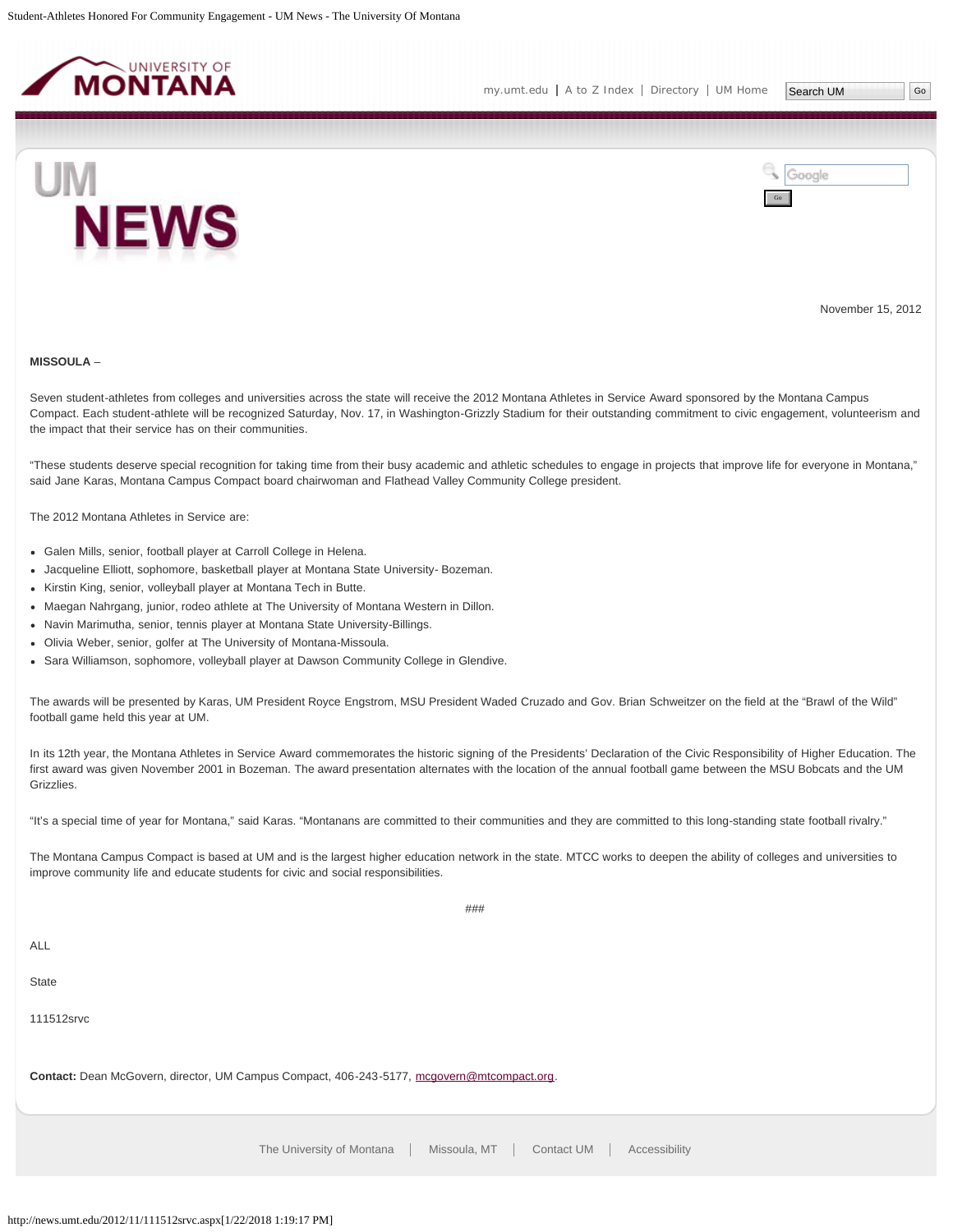November 15, 2012

**MISSOULA** –

Seven student-athletes from colleges and universities across the state will receive the 2012 Montana Athletes in Service Award sponsored by the Montana Campus Compact. Each student-athlete will be recognized Saturday, Nov. 17, in Washington-Grizzly Stadium for their outstanding commitment to civic engagement, volunteerism and the impact that their service has on their communities.

"These students deserve special recognition for taking time from their busy academic and athletic schedules to engage in projects that improve life for everyone in Montana," said Jane Karas, Montana Campus Compact board chairwoman and Flathead Valley Community College president.

The 2012 Montana Athletes in Service are:

- Galen Mills, senior, football player at Carroll College in Helena.
- Jacqueline Elliott, sophomore, basketball player at Montana State University- Bozeman.
- Kirstin King, senior, volleyball player at Montana Tech in Butte.
- Maegan Nahrgang, junior, rodeo athlete at The University of Montana Western in Dillon.
- Navin Marimutha, senior, tennis player at Montana State University-Billings.
- Olivia Weber, senior, golfer at The University of Montana-Missoula.
- Sara Williamson, sophomore, volleyball player at Dawson Community College in Glendive.

The awards will be presented by Karas, UM President Royce Engstrom, MSU President Waded Cruzado and Gov. Brian Schweitzer on the field at the "Brawl of the Wild" football game held this year at UM.

In its 12th year, the Montana Athletes in Service Award commemorates the historic signing of the Presidents' Declaration of the Civic Responsibility of Higher Education. The first award was given November 2001 in Bozeman. The award presentation alternates with the location of the annual football game between the MSU Bobcats and the UM Grizzlies.

"It's a special time of year for Montana," said Karas. "Montanans are committed to their communities and they are committed to this long-standing state football rivalry."

The Montana Campus Compact is based at UM and is the largest higher education network in the state. MTCC works to deepen the ability of colleges and universities to improve community life and educate students for civic and social responsibilities.

###

ALL

State

111512srvc

**Contact:** Dean McGovern, director, UM Campus Compact, 406-243-5177, mcgovern@mtcompact.org.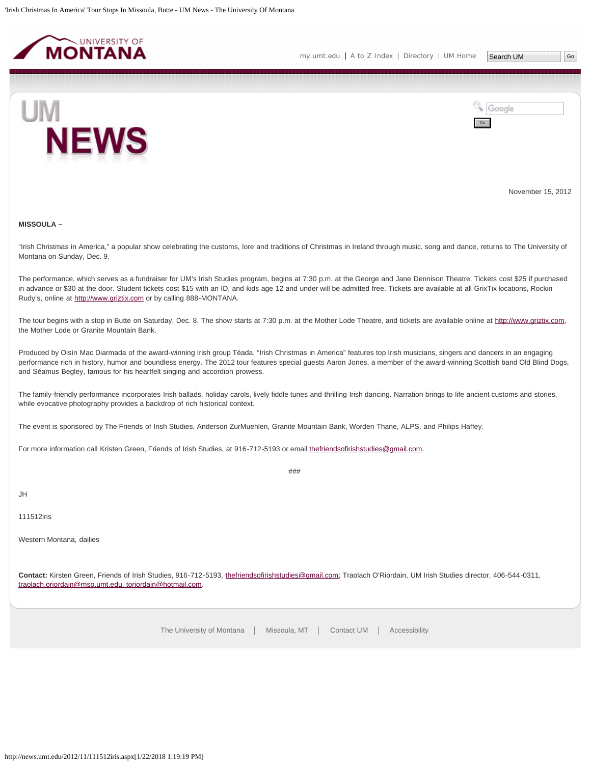November 15, 2012

**MISSOULA –**

“Irish Christmas in America,” a popular show celebrating the customs, lore and traditions of Christmas in Ireland through music, song and dance, returns to The University of Montana on Sunday, Dec. 9.

The performance, which serves as a fundraiser for UM’s Irish Studies program, begins at 7:30 p.m. at the George and Jane Dennison Theatre. Tickets cost $25 if purchased in advance or $30 at the door. Student tickets cost $15 with an ID, and kids age 12 and under will be admitted free. Tickets are available at all GrixTix locations, Rockin Rudy’s, online at http://www.griztix.com or by calling 888-MONTANA.

The tour begins with a stop in Butte on Saturday, Dec. 8. The show starts at 7:30 p.m. at the Mother Lode Theatre, and tickets are available online at http://www.griztix.com, the Mother Lode or Granite Mountain Bank.

Produced by Oisín Mac Diarmada of the award-winning Irish group Téada, “Irish Christmas in America” features top Irish musicians, singers and dancers in an engaging performance rich in history, humor and boundless energy. The 2012 tour features special guests Aaron Jones, a member of the award-winning Scottish band Old Blind Dogs, and Séamus Begley, famous for his heartfelt singing and accordion prowess.

The family-friendly performance incorporates Irish ballads, holiday carols, lively fiddle tunes and thrilling Irish dancing. Narration brings to life ancient customs and stories, while evocative photography provides a backdrop of rich historical context.

The event is sponsored by The Friends of Irish Studies, Anderson ZurMuehlen, Granite Mountain Bank, Worden Thane, ALPS, and Philips Haffey.

For more information call Kristen Green, Friends of Irish Studies, at 916-712-5193 or email thefriendsofirishstudies@gmail.com.

###

JH

111512iris

Western Montana, dailies

**Contact:** Kirsten Green, Friends of Irish Studies, 916-712-5193, thefriendsofirishstudies@gmail.com; Traolach O'Riordain, UM Irish Studies director, 406-544-0311, traolach.oriordain@mso.umt.edu, toriordain@hotmail.com.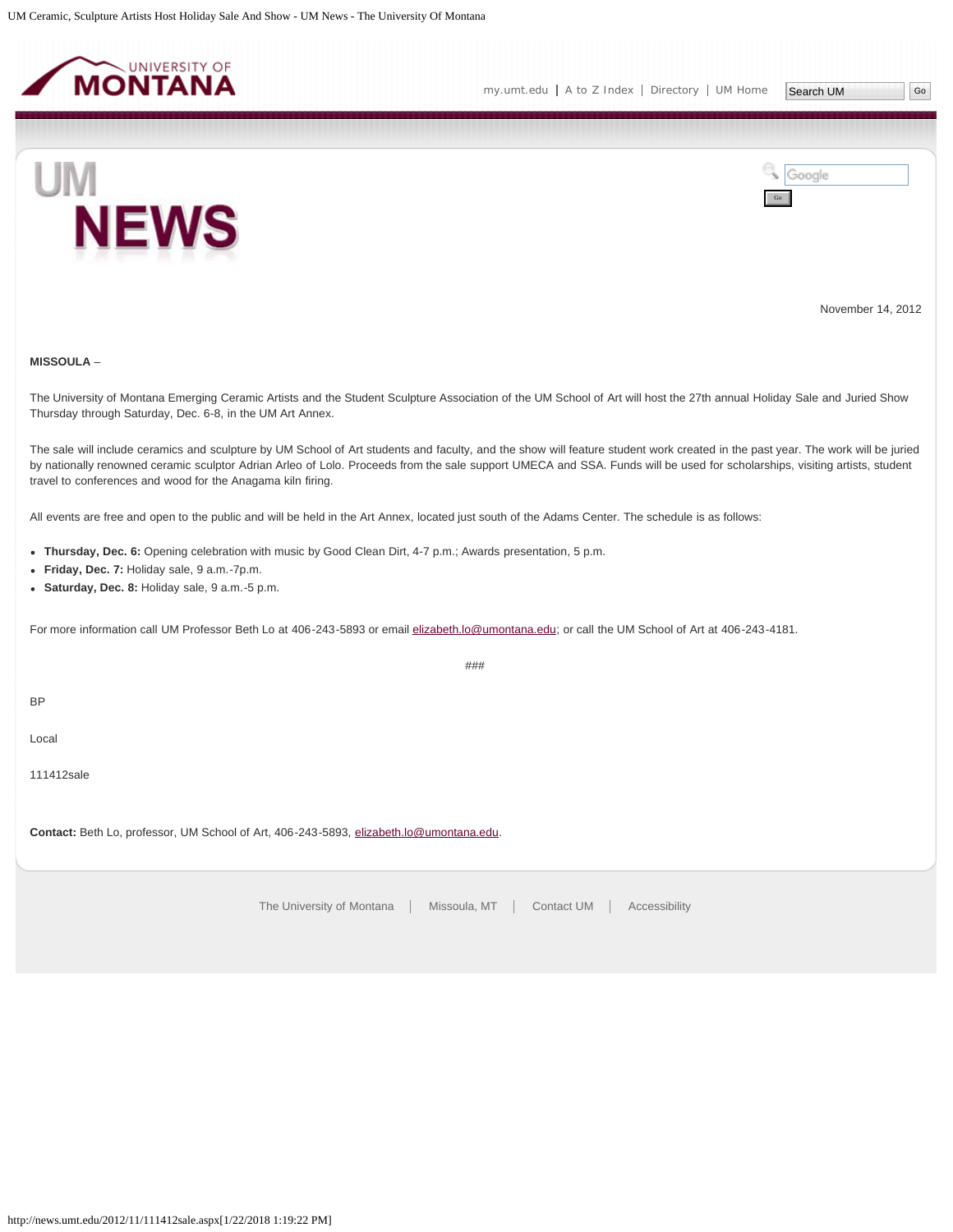November 14, 2012

**MISSOULA** –

The University of Montana Emerging Ceramic Artists and the Student Sculpture Association of the UM School of Art will host the 27th annual Holiday Sale and Juried Show Thursday through Saturday, Dec. 6-8, in the UM Art Annex.

The sale will include ceramics and sculpture by UM School of Art students and faculty, and the show will feature student work created in the past year. The work will be juried by nationally renowned ceramic sculptor Adrian Arleo of Lolo. Proceeds from the sale support UMECA and SSA. Funds will be used for scholarships, visiting artists, student travel to conferences and wood for the Anagama kiln firing.

All events are free and open to the public and will be held in the Art Annex, located just south of the Adams Center. The schedule is as follows:

- **Thursday, Dec. 6:** Opening celebration with music by Good Clean Dirt, 4-7 p.m.; Awards presentation, 5 p.m.
- **Friday, Dec. 7:** Holiday sale, 9 a.m.-7p.m.
- **Saturday, Dec. 8:** Holiday sale, 9 a.m.-5 p.m.

For more information call UM Professor Beth Lo at 406-243-5893 or email elizabeth.lo@umontana.edu; or call the UM School of Art at 406-243-4181.

###

BP

Local

111412sale

**Contact:** Beth Lo, professor, UM School of Art, 406-243-5893, elizabeth.lo@umontana.edu.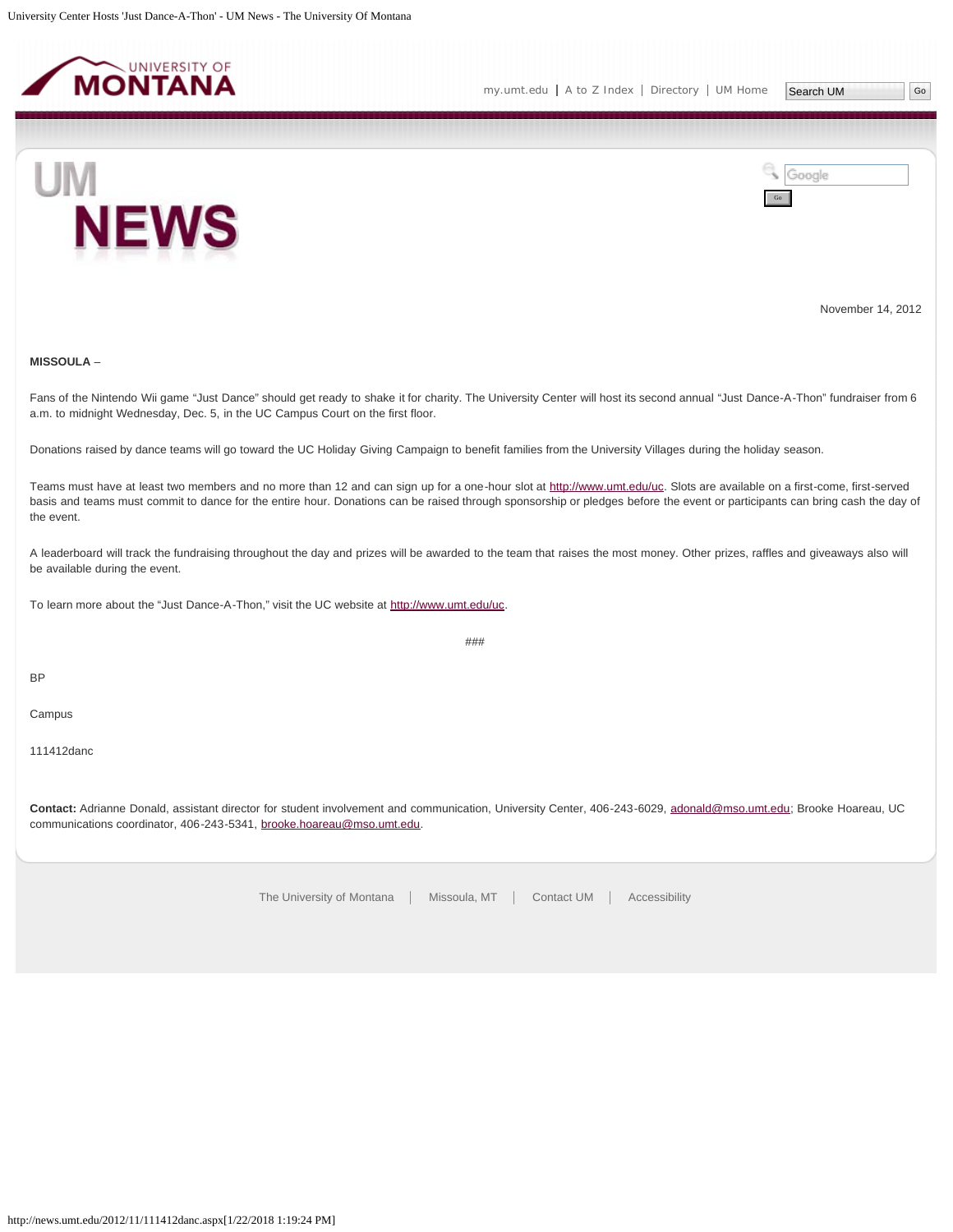November 14, 2012

**MISSOULA** –

Fans of the Nintendo Wii game "Just Dance" should get ready to shake it for charity. The University Center will host its second annual "Just Dance-A-Thon" fundraiser from 6 a.m. to midnight Wednesday, Dec. 5, in the UC Campus Court on the first floor.

Donations raised by dance teams will go toward the UC Holiday Giving Campaign to benefit families from the University Villages during the holiday season.

Teams must have at least two members and no more than 12 and can sign up for a one-hour slot at http://www.umt.edu/uc. Slots are available on a first-come, first-served basis and teams must commit to dance for the entire hour. Donations can be raised through sponsorship or pledges before the event or participants can bring cash the day of the event.

A leaderboard will track the fundraising throughout the day and prizes will be awarded to the team that raises the most money. Other prizes, raffles and giveaways also will be available during the event.

To learn more about the "Just Dance-A-Thon," visit the UC website at http://www.umt.edu/uc.

###

BP

Campus

111412danc

**Contact:** Adrianne Donald, assistant director for student involvement and communication, University Center, 406-243-6029, adonald@mso.umt.edu; Brooke Hoareau, UC communications coordinator, 406-243-5341, brooke.hoareau@mso.umt.edu.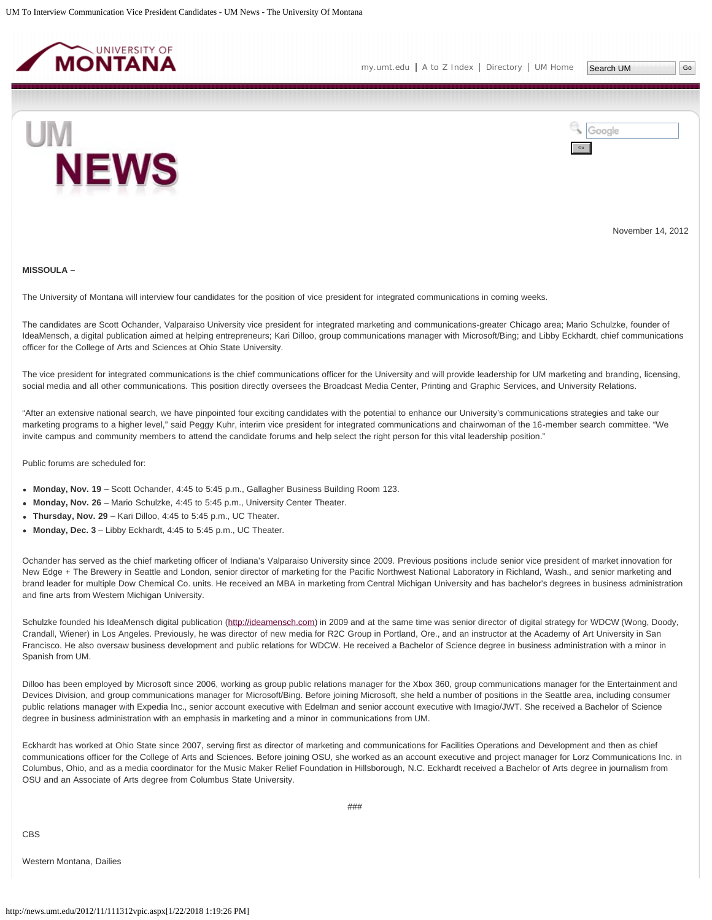November 14, 2012

**MISSOULA –**

The University of Montana will interview four candidates for the position of vice president for integrated communications in coming weeks.

The candidates are Scott Ochander, Valparaiso University vice president for integrated marketing and communications-greater Chicago area; Mario Schulzke, founder of IdeaMensch, a digital publication aimed at helping entrepreneurs; Kari Dilloo, group communications manager with Microsoft/Bing; and Libby Eckhardt, chief communications officer for the College of Arts and Sciences at Ohio State University.

The vice president for integrated communications is the chief communications officer for the University and will provide leadership for UM marketing and branding, licensing, social media and all other communications. This position directly oversees the Broadcast Media Center, Printing and Graphic Services, and University Relations.

"After an extensive national search, we have pinpointed four exciting candidates with the potential to enhance our University's communications strategies and take our marketing programs to a higher level," said Peggy Kuhr, interim vice president for integrated communications and chairwoman of the 16-member search committee. "We invite campus and community members to attend the candidate forums and help select the right person for this vital leadership position."

Public forums are scheduled for:

- **Monday, Nov. 19** – Scott Ochander, 4:45 to 5:45 p.m., Gallagher Business Building Room 123.
- **Monday, Nov. 26** – Mario Schulzke, 4:45 to 5:45 p.m., University Center Theater.
- **Thursday, Nov. 29** – Kari Dilloo, 4:45 to 5:45 p.m., UC Theater.
- **Monday, Dec. 3** – Libby Eckhardt, 4:45 to 5:45 p.m., UC Theater.

Ochander has served as the chief marketing officer of Indiana's Valparaiso University since 2009. Previous positions include senior vice president of market innovation for New Edge + The Brewery in Seattle and London, senior director of marketing for the Pacific Northwest National Laboratory in Richland, Wash., and senior marketing and brand leader for multiple Dow Chemical Co. units. He received an MBA in marketing from Central Michigan University and has bachelor's degrees in business administration and fine arts from Western Michigan University.

Schulzke founded his IdeaMensch digital publication (http://ideamensch.com) in 2009 and at the same time was senior director of digital strategy for WDCW (Wong, Doody, Crandall, Wiener) in Los Angeles. Previously, he was director of new media for R2C Group in Portland, Ore., and an instructor at the Academy of Art University in San Francisco. He also oversaw business development and public relations for WDCW. He received a Bachelor of Science degree in business administration with a minor in Spanish from UM.

Dilloo has been employed by Microsoft since 2006, working as group public relations manager for the Xbox 360, group communications manager for the Entertainment and Devices Division, and group communications manager for Microsoft/Bing. Before joining Microsoft, she held a number of positions in the Seattle area, including consumer public relations manager with Expedia Inc., senior account executive with Edelman and senior account executive with Imagio/JWT. She received a Bachelor of Science degree in business administration with an emphasis in marketing and a minor in communications from UM.

Eckhardt has worked at Ohio State since 2007, serving first as director of marketing and communications for Facilities Operations and Development and then as chief communications officer for the College of Arts and Sciences. Before joining OSU, she worked as an account executive and project manager for Lorz Communications Inc. in Columbus, Ohio, and as a media coordinator for the Music Maker Relief Foundation in Hillsborough, N.C. Eckhardt received a Bachelor of Arts degree in journalism from OSU and an Associate of Arts degree from Columbus State University.

###

CBS

Western Montana, Dailies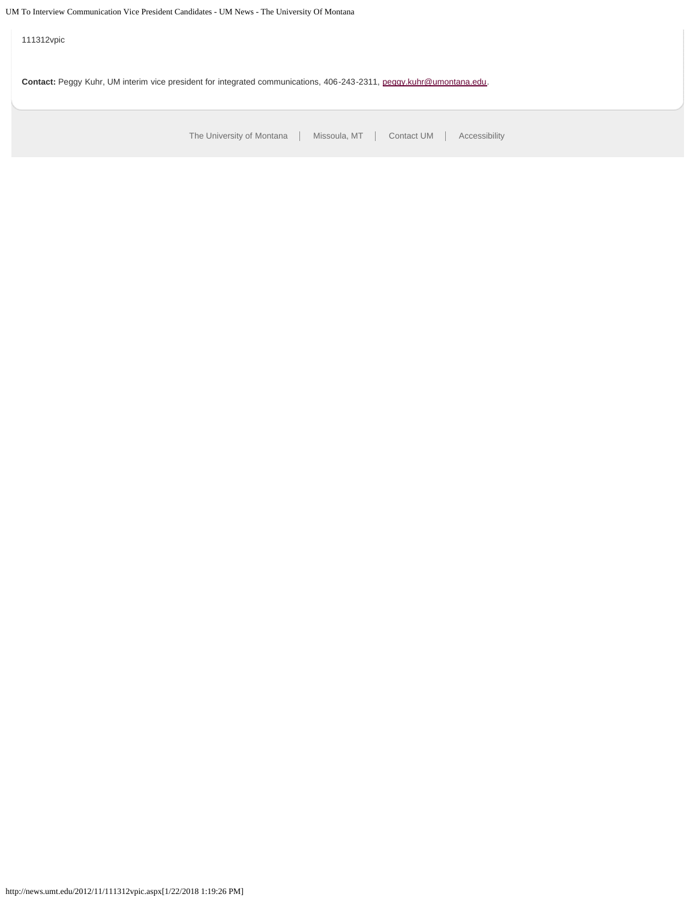111312vpic

**Contact:** Peggy Kuhr, UM interim vice president for integrated communications, 406-243-2311, peggy.kuhr@umontana.edu.

The University of Montana | Missoula, MT | Contact UM | Accessibility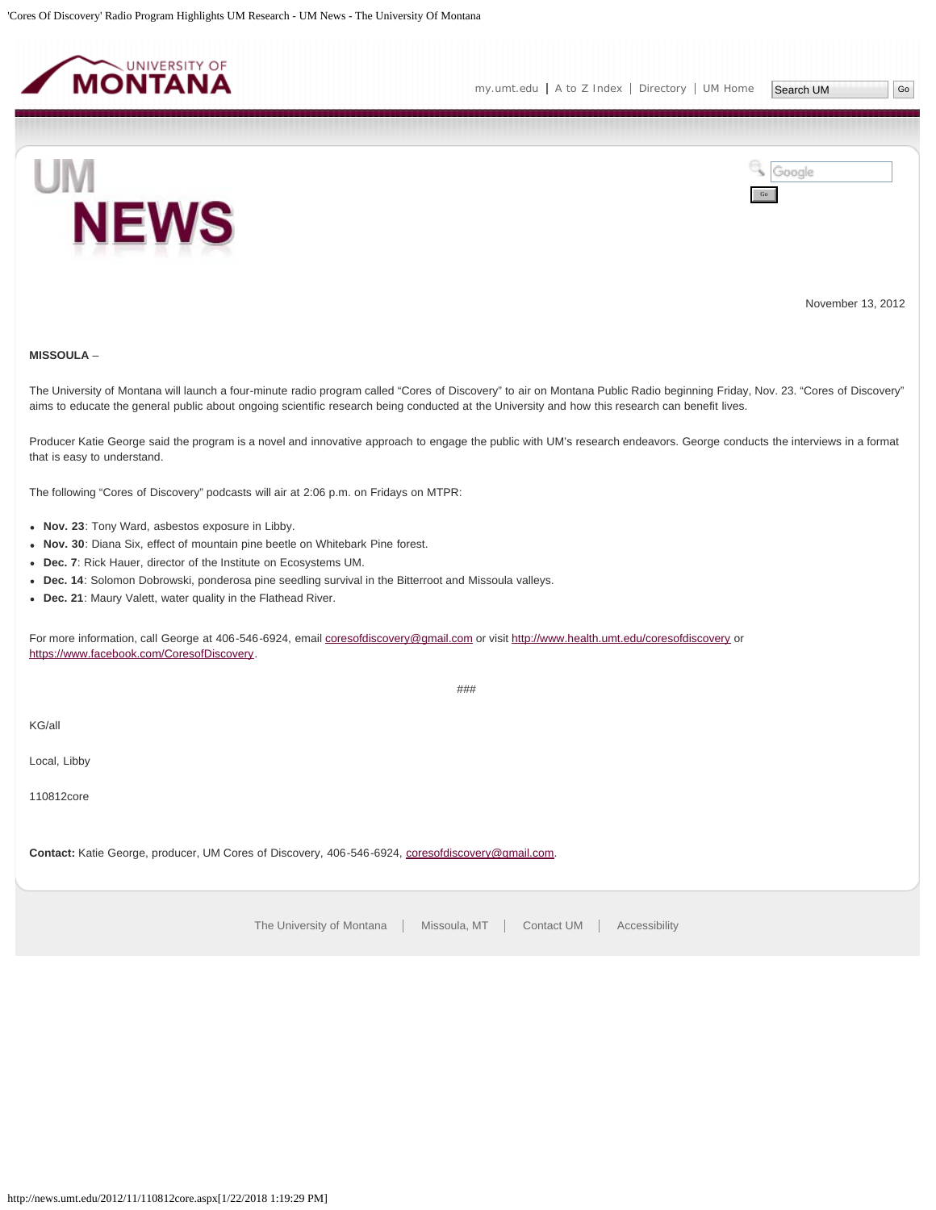November 13, 2012

**MISSOULA** –

The University of Montana will launch a four-minute radio program called “Cores of Discovery” to air on Montana Public Radio beginning Friday, Nov. 23. “Cores of Discovery” aims to educate the general public about ongoing scientific research being conducted at the University and how this research can benefit lives.

Producer Katie George said the program is a novel and innovative approach to engage the public with UM's research endeavors. George conducts the interviews in a format that is easy to understand.

The following “Cores of Discovery” podcasts will air at 2:06 p.m. on Fridays on MTPR:

- **Nov. 23**: Tony Ward, asbestos exposure in Libby.
- **Nov. 30**: Diana Six, effect of mountain pine beetle on Whitebark Pine forest.
- **Dec. 7**: Rick Hauer, director of the Institute on Ecosystems UM.
- **Dec. 14**: Solomon Dobrowski, ponderosa pine seedling survival in the Bitterroot and Missoula valleys.
- **Dec. 21**: Maury Valett, water quality in the Flathead River.

For more information, call George at 406-546-6924, email coresofdiscovery@gmail.com or visit http://www.health.umt.edu/coresofdiscovery or https://www.facebook.com/CoresofDiscovery.

###

KG/all

Local, Libby

110812core

**Contact:** Katie George, producer, UM Cores of Discovery, 406-546-6924, coresofdiscovery@gmail.com.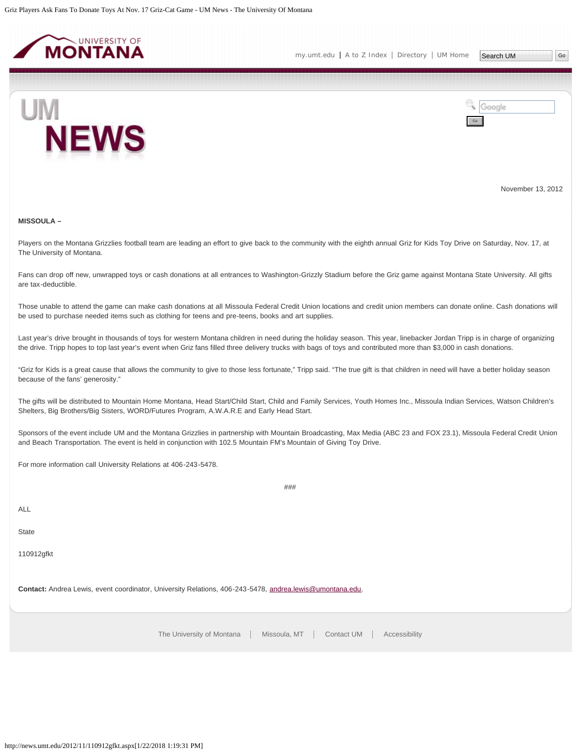November 13, 2012

**MISSOULA –**

Players on the Montana Grizzlies football team are leading an effort to give back to the community with the eighth annual Griz for Kids Toy Drive on Saturday, Nov. 17, at The University of Montana.

Fans can drop off new, unwrapped toys or cash donations at all entrances to Washington-Grizzly Stadium before the Griz game against Montana State University. All gifts are tax-deductible.

Those unable to attend the game can make cash donations at all Missoula Federal Credit Union locations and credit union members can donate online. Cash donations will be used to purchase needed items such as clothing for teens and pre-teens, books and art supplies.

Last year's drive brought in thousands of toys for western Montana children in need during the holiday season. This year, linebacker Jordan Tripp is in charge of organizing the drive. Tripp hopes to top last year's event when Griz fans filled three delivery trucks with bags of toys and contributed more than $3,000 in cash donations.

"Griz for Kids is a great cause that allows the community to give to those less fortunate," Tripp said. "The true gift is that children in need will have a better holiday season because of the fans' generosity."

The gifts will be distributed to Mountain Home Montana, Head Start/Child Start, Child and Family Services, Youth Homes Inc., Missoula Indian Services, Watson Children's Shelters, Big Brothers/Big Sisters, WORD/Futures Program, A.W.A.R.E and Early Head Start.

Sponsors of the event include UM and the Montana Grizzlies in partnership with Mountain Broadcasting, Max Media (ABC 23 and FOX 23.1), Missoula Federal Credit Union and Beach Transportation. The event is held in conjunction with 102.5 Mountain FM's Mountain of Giving Toy Drive.

For more information call University Relations at 406-243-5478.

###

ALL

State

110912gfkt

**Contact:** Andrea Lewis, event coordinator, University Relations, 406-243-5478, andrea.lewis@umontana.edu.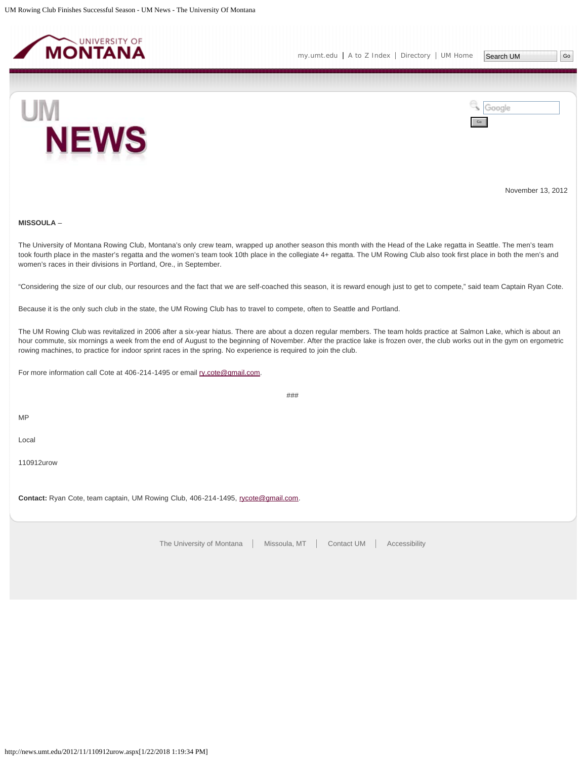November 13, 2012

**MISSOULA** –

The University of Montana Rowing Club, Montana's only crew team, wrapped up another season this month with the Head of the Lake regatta in Seattle. The men's team took fourth place in the master's regatta and the women's team took 10th place in the collegiate 4+ regatta. The UM Rowing Club also took first place in both the men's and women's races in their divisions in Portland, Ore., in September.

"Considering the size of our club, our resources and the fact that we are self-coached this season, it is reward enough just to get to compete," said team Captain Ryan Cote.

Because it is the only such club in the state, the UM Rowing Club has to travel to compete, often to Seattle and Portland.

The UM Rowing Club was revitalized in 2006 after a six-year hiatus. There are about a dozen regular members. The team holds practice at Salmon Lake, which is about an hour commute, six mornings a week from the end of August to the beginning of November. After the practice lake is frozen over, the club works out in the gym on ergometric rowing machines, to practice for indoor sprint races in the spring. No experience is required to join the club.

For more information call Cote at 406-214-1495 or email ry.cote@gmail.com.

###

MP

Local

110912urow

**Contact:** Ryan Cote, team captain, UM Rowing Club, 406-214-1495, rycote@gmail.com.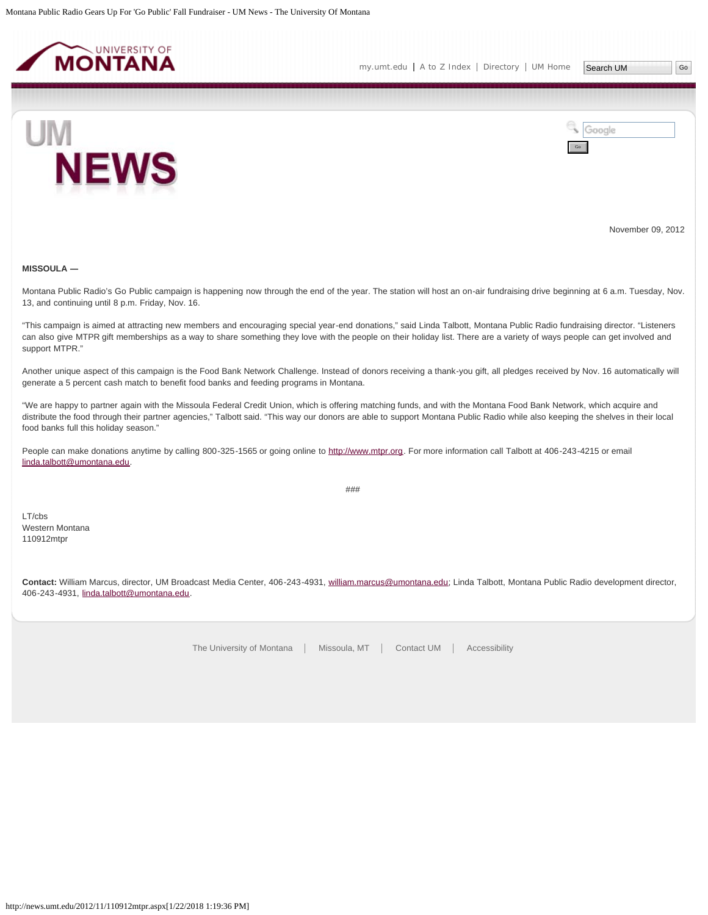November 09, 2012

**MISSOULA —**

Montana Public Radio's Go Public campaign is happening now through the end of the year. The station will host an on-air fundraising drive beginning at 6 a.m. Tuesday, Nov. 13, and continuing until 8 p.m. Friday, Nov. 16.

"This campaign is aimed at attracting new members and encouraging special year-end donations," said Linda Talbott, Montana Public Radio fundraising director. "Listeners can also give MTPR gift memberships as a way to share something they love with the people on their holiday list. There are a variety of ways people can get involved and support MTPR."

Another unique aspect of this campaign is the Food Bank Network Challenge. Instead of donors receiving a thank-you gift, all pledges received by Nov. 16 automatically will generate a 5 percent cash match to benefit food banks and feeding programs in Montana.

"We are happy to partner again with the Missoula Federal Credit Union, which is offering matching funds, and with the Montana Food Bank Network, which acquire and distribute the food through their partner agencies," Talbott said. "This way our donors are able to support Montana Public Radio while also keeping the shelves in their local food banks full this holiday season."

People can make donations anytime by calling 800-325-1565 or going online to http://www.mtpr.org. For more information call Talbott at 406-243-4215 or email linda.talbott@umontana.edu.

###

LT/cbs
Western Montana
110912mtpr

**Contact:** William Marcus, director, UM Broadcast Media Center, 406-243-4931, william.marcus@umontana.edu; Linda Talbott, Montana Public Radio development director, 406-243-4931, linda.talbott@umontana.edu.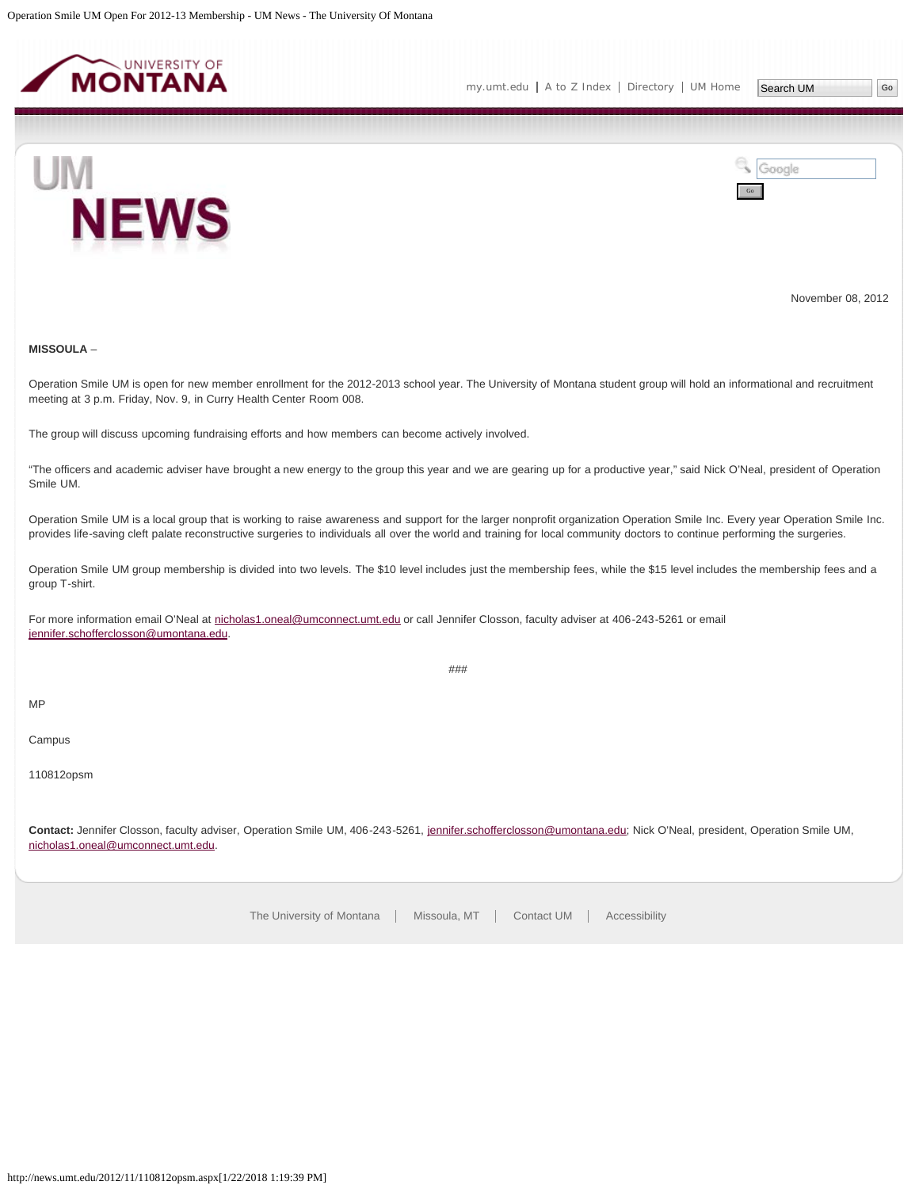November 08, 2012

**MISSOULA** –

Operation Smile UM is open for new member enrollment for the 2012-2013 school year. The University of Montana student group will hold an informational and recruitment meeting at 3 p.m. Friday, Nov. 9, in Curry Health Center Room 008.

The group will discuss upcoming fundraising efforts and how members can become actively involved.

“The officers and academic adviser have brought a new energy to the group this year and we are gearing up for a productive year,” said Nick O’Neal, president of Operation Smile UM.

Operation Smile UM is a local group that is working to raise awareness and support for the larger nonprofit organization Operation Smile Inc. Every year Operation Smile Inc. provides life-saving cleft palate reconstructive surgeries to individuals all over the world and training for local community doctors to continue performing the surgeries.

Operation Smile UM group membership is divided into two levels. The $10 level includes just the membership fees, while the $15 level includes the membership fees and a group T-shirt.

For more information email O’Neal at nicholas1.oneal@umconnect.umt.edu or call Jennifer Closson, faculty adviser at 406-243-5261 or email jennifer.schofferclosson@umontana.edu.

###

MP

Campus

110812opsm

**Contact:** Jennifer Closson, faculty adviser, Operation Smile UM, 406-243-5261, jennifer.schofferclosson@umontana.edu; Nick O’Neal, president, Operation Smile UM, nicholas1.oneal@umconnect.umt.edu.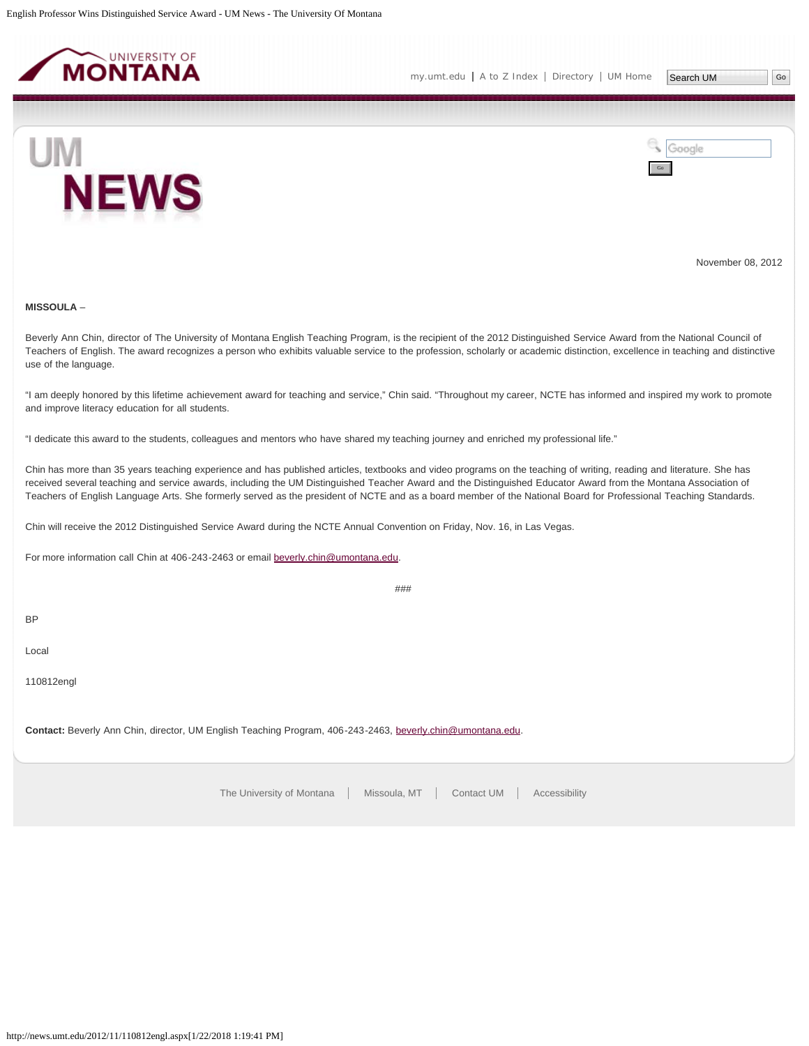November 08, 2012

**MISSOULA** –

Beverly Ann Chin, director of The University of Montana English Teaching Program, is the recipient of the 2012 Distinguished Service Award from the National Council of Teachers of English. The award recognizes a person who exhibits valuable service to the profession, scholarly or academic distinction, excellence in teaching and distinctive use of the language.

"I am deeply honored by this lifetime achievement award for teaching and service," Chin said. "Throughout my career, NCTE has informed and inspired my work to promote and improve literacy education for all students.

"I dedicate this award to the students, colleagues and mentors who have shared my teaching journey and enriched my professional life."

Chin has more than 35 years teaching experience and has published articles, textbooks and video programs on the teaching of writing, reading and literature. She has received several teaching and service awards, including the UM Distinguished Teacher Award and the Distinguished Educator Award from the Montana Association of Teachers of English Language Arts. She formerly served as the president of NCTE and as a board member of the National Board for Professional Teaching Standards.

Chin will receive the 2012 Distinguished Service Award during the NCTE Annual Convention on Friday, Nov. 16, in Las Vegas.

For more information call Chin at 406-243-2463 or email beverly.chin@umontana.edu.

###

BP

Local

110812engl

**Contact:** Beverly Ann Chin, director, UM English Teaching Program, 406-243-2463, beverly.chin@umontana.edu.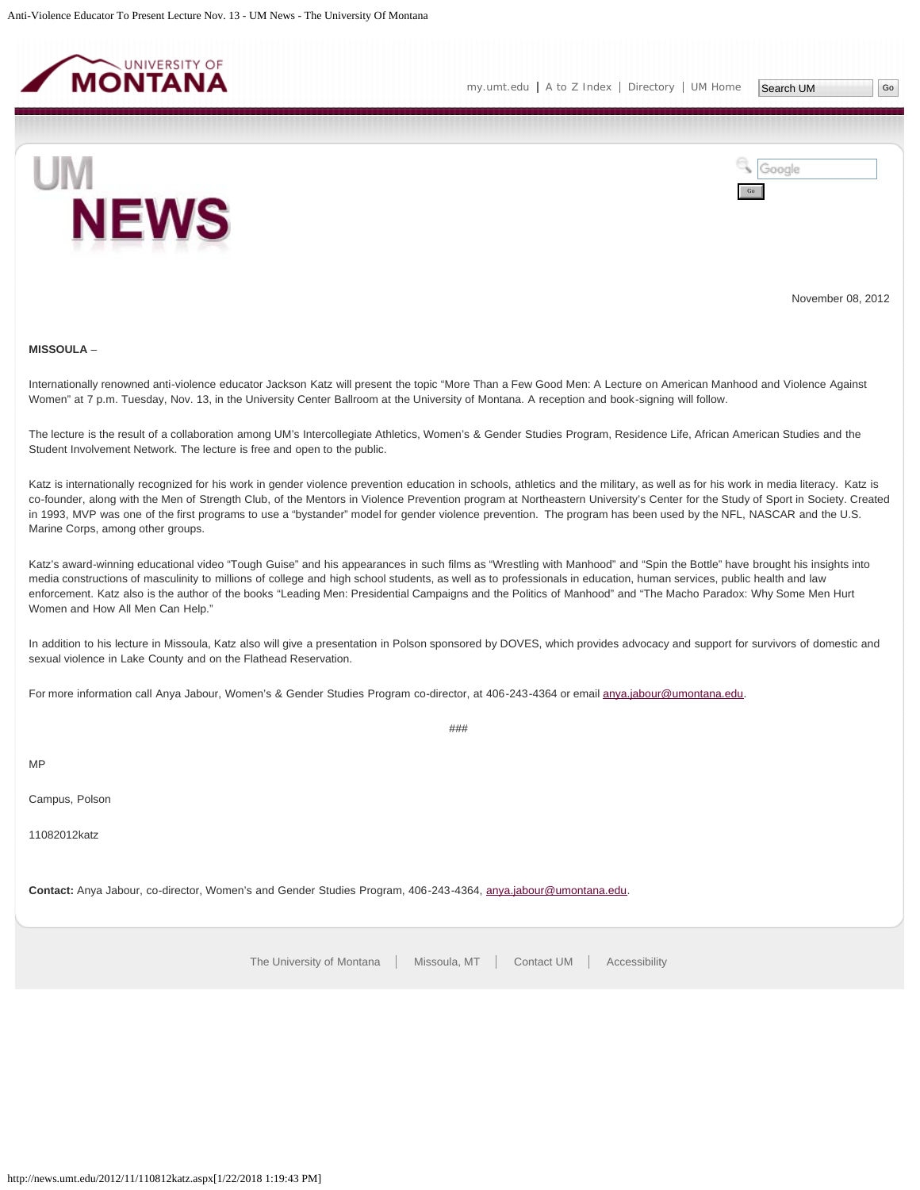November 08, 2012

**MISSOULA** –

Internationally renowned anti-violence educator Jackson Katz will present the topic "More Than a Few Good Men: A Lecture on American Manhood and Violence Against Women" at 7 p.m. Tuesday, Nov. 13, in the University Center Ballroom at the University of Montana. A reception and book-signing will follow.

The lecture is the result of a collaboration among UM's Intercollegiate Athletics, Women's & Gender Studies Program, Residence Life, African American Studies and the Student Involvement Network. The lecture is free and open to the public.

Katz is internationally recognized for his work in gender violence prevention education in schools, athletics and the military, as well as for his work in media literacy. Katz is co-founder, along with the Men of Strength Club, of the Mentors in Violence Prevention program at Northeastern University's Center for the Study of Sport in Society. Created in 1993, MVP was one of the first programs to use a "bystander" model for gender violence prevention. The program has been used by the NFL, NASCAR and the U.S. Marine Corps, among other groups.

Katz's award-winning educational video "Tough Guise" and his appearances in such films as "Wrestling with Manhood" and "Spin the Bottle" have brought his insights into media constructions of masculinity to millions of college and high school students, as well as to professionals in education, human services, public health and law enforcement. Katz also is the author of the books "Leading Men: Presidential Campaigns and the Politics of Manhood" and "The Macho Paradox: Why Some Men Hurt Women and How All Men Can Help."

In addition to his lecture in Missoula, Katz also will give a presentation in Polson sponsored by DOVES, which provides advocacy and support for survivors of domestic and sexual violence in Lake County and on the Flathead Reservation.

For more information call Anya Jabour, Women's & Gender Studies Program co-director, at 406-243-4364 or email anya.jabour@umontana.edu.

###

MP

Campus, Polson

11082012katz

**Contact:** Anya Jabour, co-director, Women's and Gender Studies Program, 406-243-4364, anya.jabour@umontana.edu.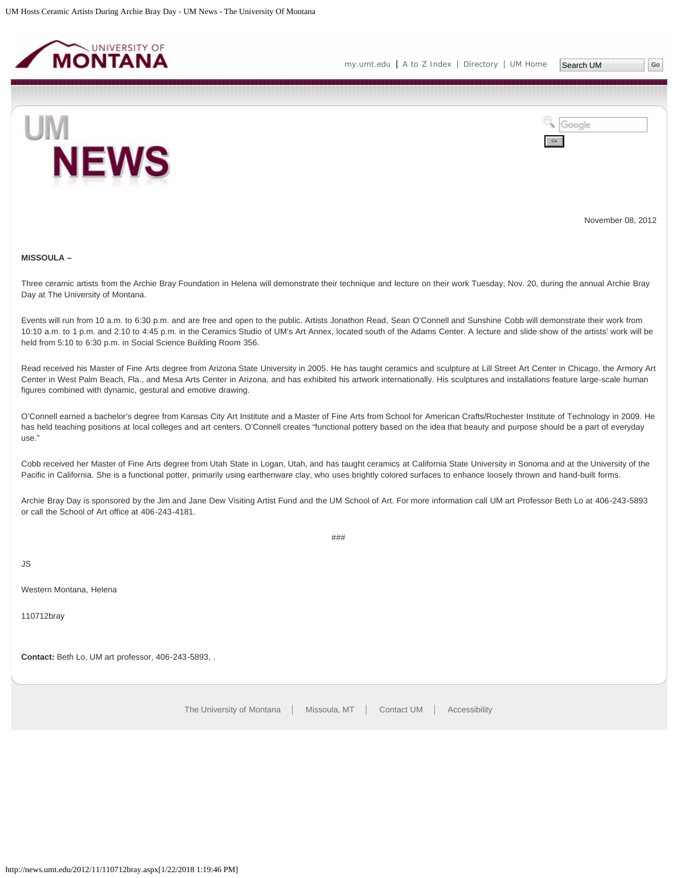November 08, 2012

**MISSOULA –**

Three ceramic artists from the Archie Bray Foundation in Helena will demonstrate their technique and lecture on their work Tuesday, Nov. 20, during the annual Archie Bray Day at The University of Montana.

Events will run from 10 a.m. to 6:30 p.m. and are free and open to the public. Artists Jonathon Read, Sean O'Connell and Sunshine Cobb will demonstrate their work from 10:10 a.m. to 1 p.m. and 2:10 to 4:45 p.m. in the Ceramics Studio of UM's Art Annex, located south of the Adams Center. A lecture and slide show of the artists' work will be held from 5:10 to 6:30 p.m. in Social Science Building Room 356.

Read received his Master of Fine Arts degree from Arizona State University in 2005. He has taught ceramics and sculpture at Lill Street Art Center in Chicago, the Armory Art Center in West Palm Beach, Fla., and Mesa Arts Center in Arizona, and has exhibited his artwork internationally. His sculptures and installations feature large-scale human figures combined with dynamic, gestural and emotive drawing.

O'Connell earned a bachelor's degree from Kansas City Art Institute and a Master of Fine Arts from School for American Crafts/Rochester Institute of Technology in 2009. He has held teaching positions at local colleges and art centers. O'Connell creates "functional pottery based on the idea that beauty and purpose should be a part of everyday use."

Cobb received her Master of Fine Arts degree from Utah State in Logan, Utah, and has taught ceramics at California State University in Sonoma and at the University of the Pacific in California. She is a functional potter, primarily using earthenware clay, who uses brightly colored surfaces to enhance loosely thrown and hand-built forms.

Archie Bray Day is sponsored by the Jim and Jane Dew Visiting Artist Fund and the UM School of Art. For more information call UM art Professor Beth Lo at 406-243-5893 or call the School of Art office at 406-243-4181.

###

JS

Western Montana, Helena

110712bray

**Contact:** Beth Lo, UM art professor, 406-243-5893, .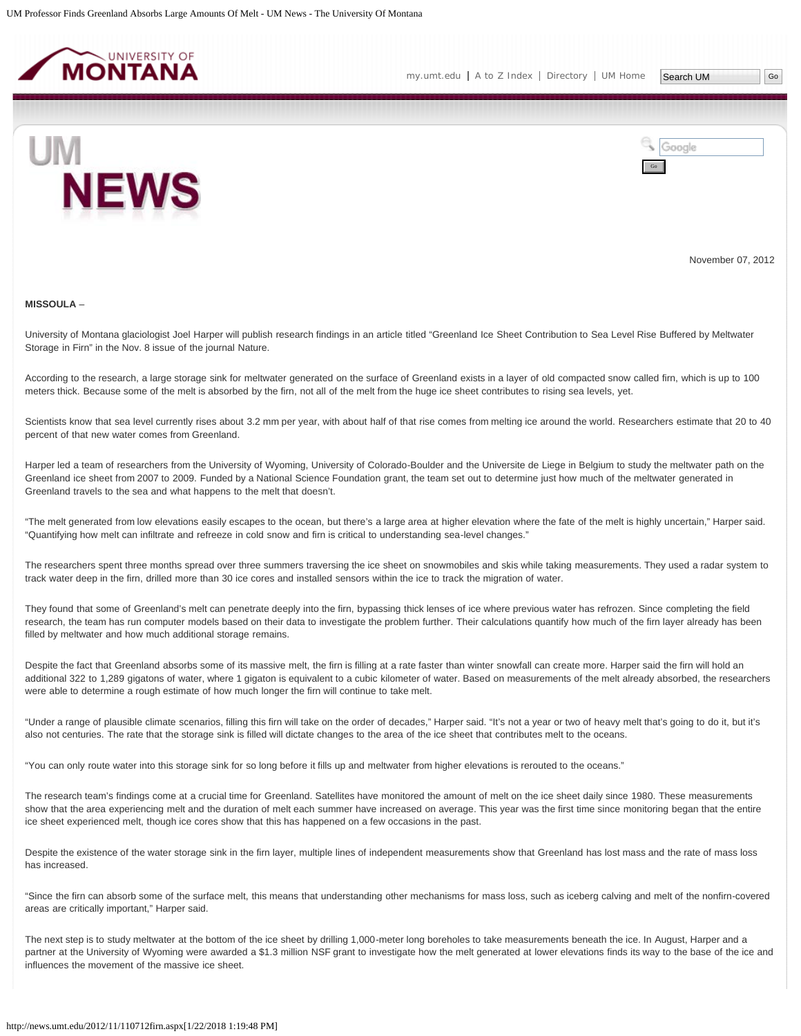November 07, 2012

**MISSOULA** –

University of Montana glaciologist Joel Harper will publish research findings in an article titled "Greenland Ice Sheet Contribution to Sea Level Rise Buffered by Meltwater Storage in Firn" in the Nov. 8 issue of the journal Nature.

According to the research, a large storage sink for meltwater generated on the surface of Greenland exists in a layer of old compacted snow called firn, which is up to 100 meters thick. Because some of the melt is absorbed by the firn, not all of the melt from the huge ice sheet contributes to rising sea levels, yet.

Scientists know that sea level currently rises about 3.2 mm per year, with about half of that rise comes from melting ice around the world. Researchers estimate that 20 to 40 percent of that new water comes from Greenland.

Harper led a team of researchers from the University of Wyoming, University of Colorado-Boulder and the Universite de Liege in Belgium to study the meltwater path on the Greenland ice sheet from 2007 to 2009. Funded by a National Science Foundation grant, the team set out to determine just how much of the meltwater generated in Greenland travels to the sea and what happens to the melt that doesn't.

"The melt generated from low elevations easily escapes to the ocean, but there's a large area at higher elevation where the fate of the melt is highly uncertain," Harper said. "Quantifying how melt can infiltrate and refreeze in cold snow and firn is critical to understanding sea-level changes."

The researchers spent three months spread over three summers traversing the ice sheet on snowmobiles and skis while taking measurements. They used a radar system to track water deep in the firn, drilled more than 30 ice cores and installed sensors within the ice to track the migration of water.

They found that some of Greenland's melt can penetrate deeply into the firn, bypassing thick lenses of ice where previous water has refrozen. Since completing the field research, the team has run computer models based on their data to investigate the problem further. Their calculations quantify how much of the firn layer already has been filled by meltwater and how much additional storage remains.

Despite the fact that Greenland absorbs some of its massive melt, the firn is filling at a rate faster than winter snowfall can create more. Harper said the firn will hold an additional 322 to 1,289 gigatons of water, where 1 gigaton is equivalent to a cubic kilometer of water. Based on measurements of the melt already absorbed, the researchers were able to determine a rough estimate of how much longer the firn will continue to take melt.

"Under a range of plausible climate scenarios, filling this firn will take on the order of decades," Harper said. "It's not a year or two of heavy melt that's going to do it, but it's also not centuries. The rate that the storage sink is filled will dictate changes to the area of the ice sheet that contributes melt to the oceans.

"You can only route water into this storage sink for so long before it fills up and meltwater from higher elevations is rerouted to the oceans."

The research team's findings come at a crucial time for Greenland. Satellites have monitored the amount of melt on the ice sheet daily since 1980. These measurements show that the area experiencing melt and the duration of melt each summer have increased on average. This year was the first time since monitoring began that the entire ice sheet experienced melt, though ice cores show that this has happened on a few occasions in the past.

Despite the existence of the water storage sink in the firn layer, multiple lines of independent measurements show that Greenland has lost mass and the rate of mass loss has increased.

"Since the firn can absorb some of the surface melt, this means that understanding other mechanisms for mass loss, such as iceberg calving and melt of the nonfirn-covered areas are critically important," Harper said.

The next step is to study meltwater at the bottom of the ice sheet by drilling 1,000-meter long boreholes to take measurements beneath the ice. In August, Harper and a partner at the University of Wyoming were awarded a $1.3 million NSF grant to investigate how the melt generated at lower elevations finds its way to the base of the ice and influences the movement of the massive ice sheet.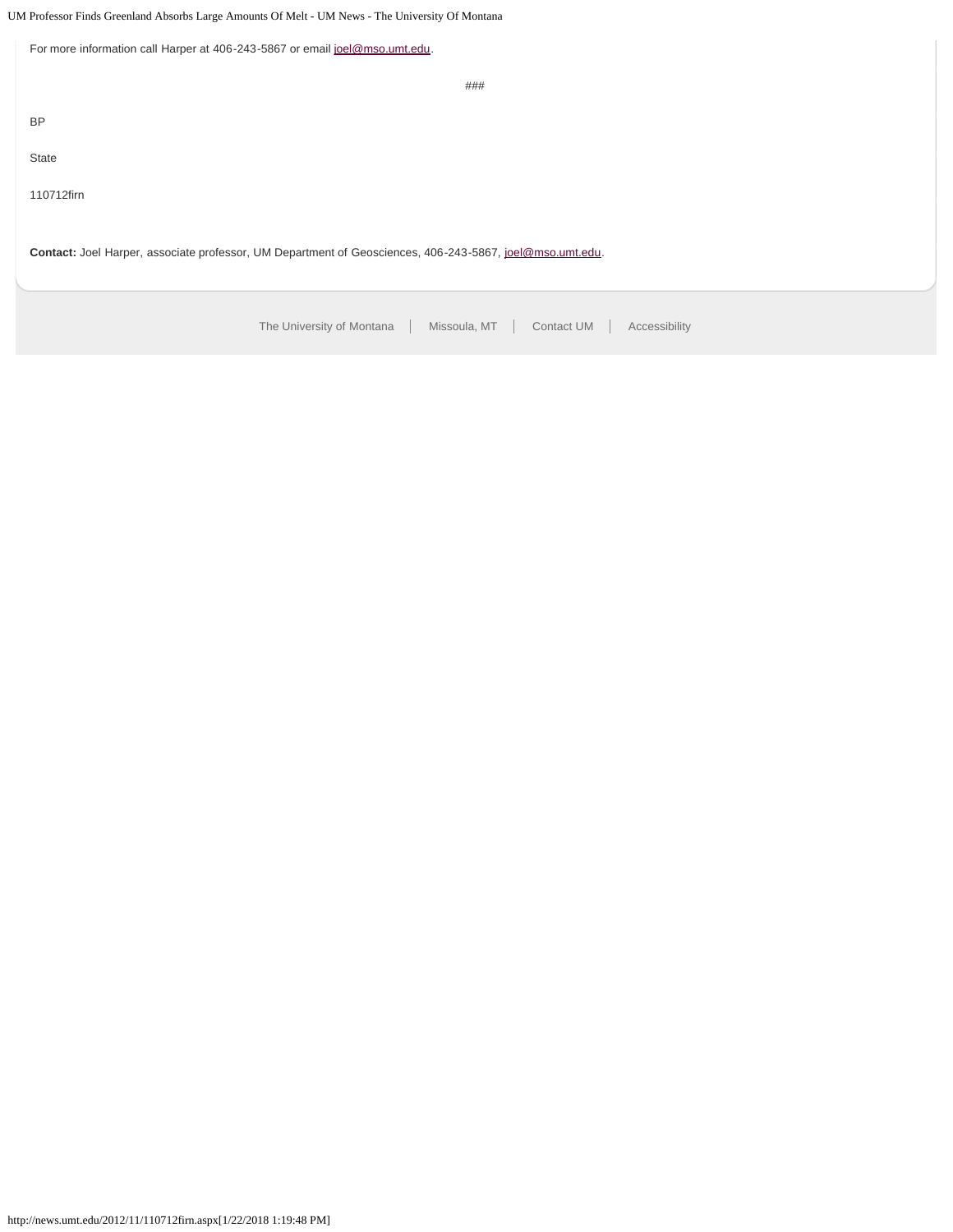For more information call Harper at 406-243-5867 or email joel@mso.umt.edu.

###

BP

State

110712firn

**Contact:** Joel Harper, associate professor, UM Department of Geosciences, 406-243-5867, joel@mso.umt.edu.

The University of Montana | Missoula, MT | Contact UM | Accessibility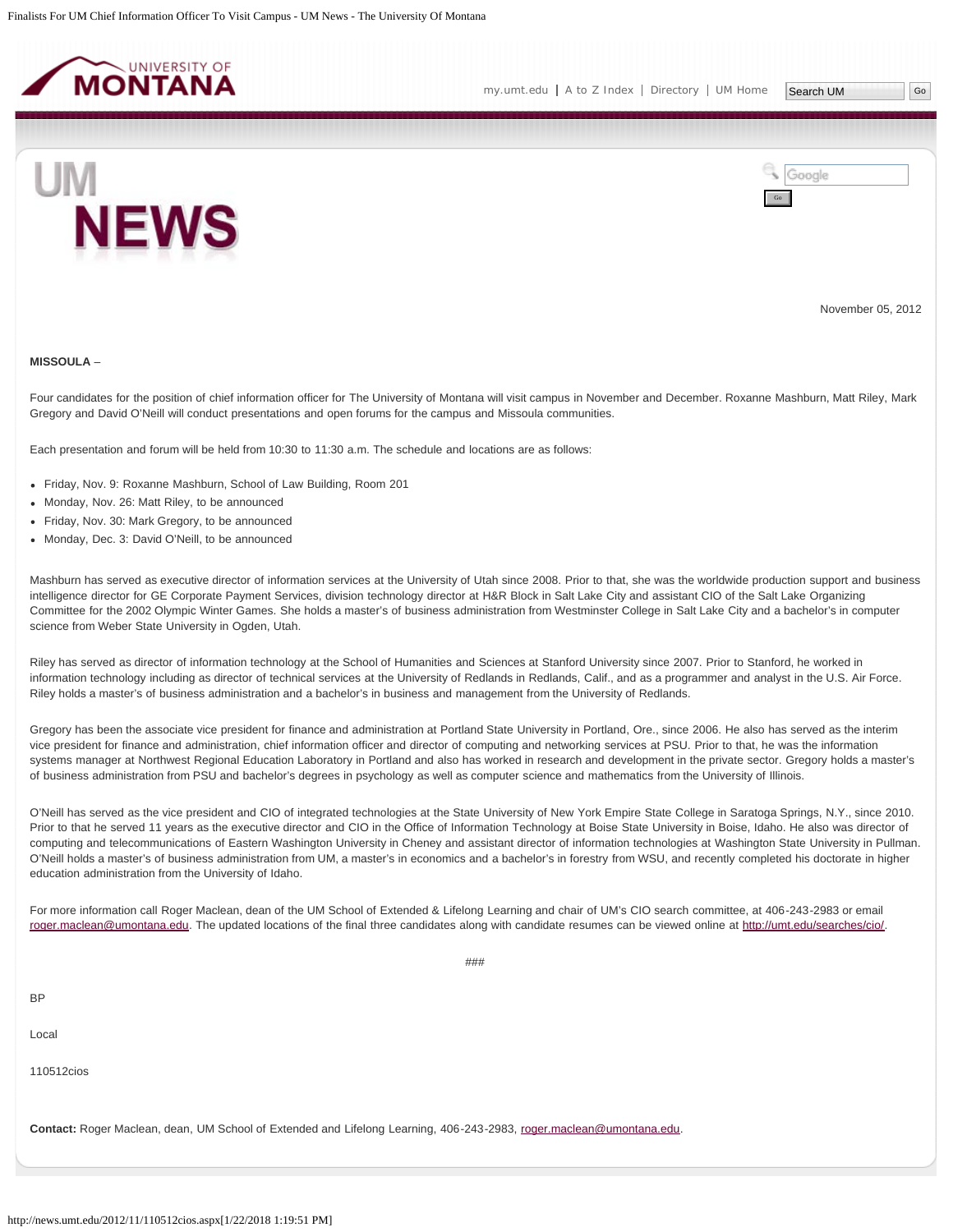November 05, 2012

**MISSOULA** –

Four candidates for the position of chief information officer for The University of Montana will visit campus in November and December. Roxanne Mashburn, Matt Riley, Mark Gregory and David O'Neill will conduct presentations and open forums for the campus and Missoula communities.

Each presentation and forum will be held from 10:30 to 11:30 a.m. The schedule and locations are as follows:

- Friday, Nov. 9: Roxanne Mashburn, School of Law Building, Room 201
- Monday, Nov. 26: Matt Riley, to be announced
- Friday, Nov. 30: Mark Gregory, to be announced
- Monday, Dec. 3: David O'Neill, to be announced

Mashburn has served as executive director of information services at the University of Utah since 2008. Prior to that, she was the worldwide production support and business intelligence director for GE Corporate Payment Services, division technology director at H&R Block in Salt Lake City and assistant CIO of the Salt Lake Organizing Committee for the 2002 Olympic Winter Games. She holds a master's of business administration from Westminster College in Salt Lake City and a bachelor's in computer science from Weber State University in Ogden, Utah.

Riley has served as director of information technology at the School of Humanities and Sciences at Stanford University since 2007. Prior to Stanford, he worked in information technology including as director of technical services at the University of Redlands in Redlands, Calif., and as a programmer and analyst in the U.S. Air Force. Riley holds a master's of business administration and a bachelor's in business and management from the University of Redlands.

Gregory has been the associate vice president for finance and administration at Portland State University in Portland, Ore., since 2006. He also has served as the interim vice president for finance and administration, chief information officer and director of computing and networking services at PSU. Prior to that, he was the information systems manager at Northwest Regional Education Laboratory in Portland and also has worked in research and development in the private sector. Gregory holds a master's of business administration from PSU and bachelor's degrees in psychology as well as computer science and mathematics from the University of Illinois.

O'Neill has served as the vice president and CIO of integrated technologies at the State University of New York Empire State College in Saratoga Springs, N.Y., since 2010. Prior to that he served 11 years as the executive director and CIO in the Office of Information Technology at Boise State University in Boise, Idaho. He also was director of computing and telecommunications of Eastern Washington University in Cheney and assistant director of information technologies at Washington State University in Pullman. O'Neill holds a master's of business administration from UM, a master's in economics and a bachelor's in forestry from WSU, and recently completed his doctorate in higher education administration from the University of Idaho.

For more information call Roger Maclean, dean of the UM School of Extended & Lifelong Learning and chair of UM's CIO search committee, at 406-243-2983 or email roger.maclean@umontana.edu. The updated locations of the final three candidates along with candidate resumes can be viewed online at http://umt.edu/searches/cio/.

###

BP

Local

110512cios

**Contact:** Roger Maclean, dean, UM School of Extended and Lifelong Learning, 406-243-2983, roger.maclean@umontana.edu.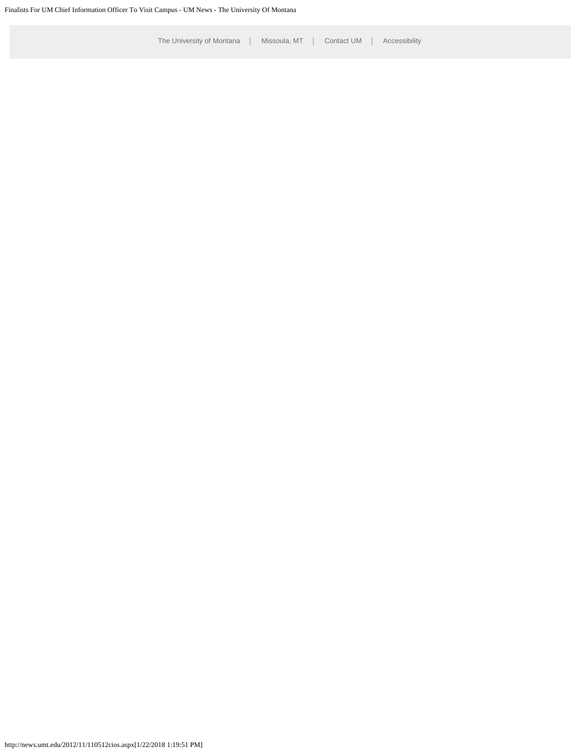The University of Montana | Missoula, MT | Contact UM | Accessibility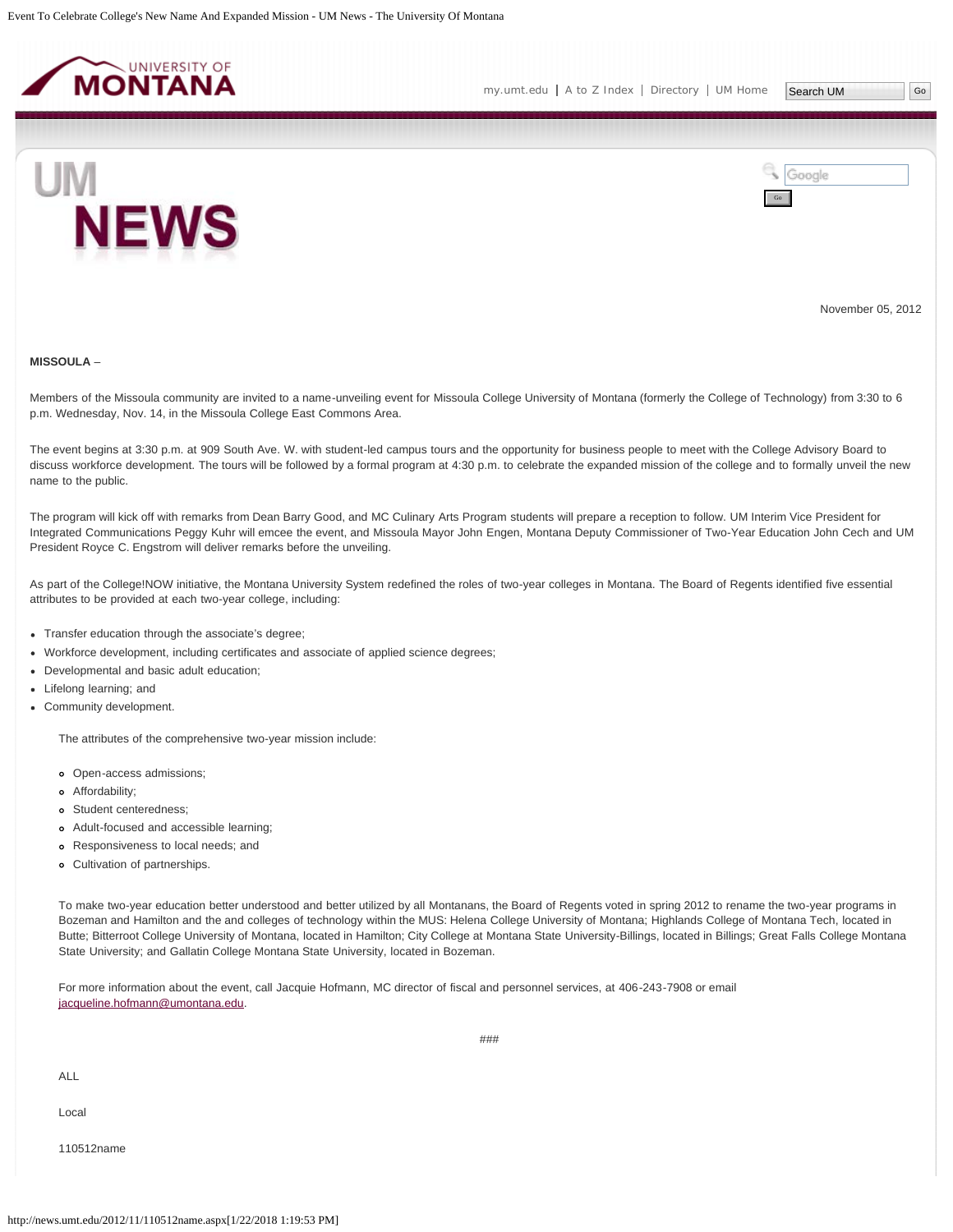November 05, 2012

**MISSOULA** –

Members of the Missoula community are invited to a name-unveiling event for Missoula College University of Montana (formerly the College of Technology) from 3:30 to 6 p.m. Wednesday, Nov. 14, in the Missoula College East Commons Area.

The event begins at 3:30 p.m. at 909 South Ave. W. with student-led campus tours and the opportunity for business people to meet with the College Advisory Board to discuss workforce development. The tours will be followed by a formal program at 4:30 p.m. to celebrate the expanded mission of the college and to formally unveil the new name to the public.

The program will kick off with remarks from Dean Barry Good, and MC Culinary Arts Program students will prepare a reception to follow. UM Interim Vice President for Integrated Communications Peggy Kuhr will emcee the event, and Missoula Mayor John Engen, Montana Deputy Commissioner of Two-Year Education John Cech and UM President Royce C. Engstrom will deliver remarks before the unveiling.

As part of the College!NOW initiative, the Montana University System redefined the roles of two-year colleges in Montana. The Board of Regents identified five essential attributes to be provided at each two-year college, including:

- Transfer education through the associate's degree;
- Workforce development, including certificates and associate of applied science degrees;
- Developmental and basic adult education;
- Lifelong learning; and
- Community development.

The attributes of the comprehensive two-year mission include:

- Open-access admissions;
- Affordability;
- Student centeredness;
- Adult-focused and accessible learning;
- Responsiveness to local needs; and
- Cultivation of partnerships.

To make two-year education better understood and better utilized by all Montanans, the Board of Regents voted in spring 2012 to rename the two-year programs in Bozeman and Hamilton and the and colleges of technology within the MUS: Helena College University of Montana; Highlands College of Montana Tech, located in Butte; Bitterroot College University of Montana, located in Hamilton; City College at Montana State University-Billings, located in Billings; Great Falls College Montana State University; and Gallatin College Montana State University, located in Bozeman.

For more information about the event, call Jacquie Hofmann, MC director of fiscal and personnel services, at 406-243-7908 or email jacqueline.hofmann@umontana.edu.

###

ALL

Local

110512name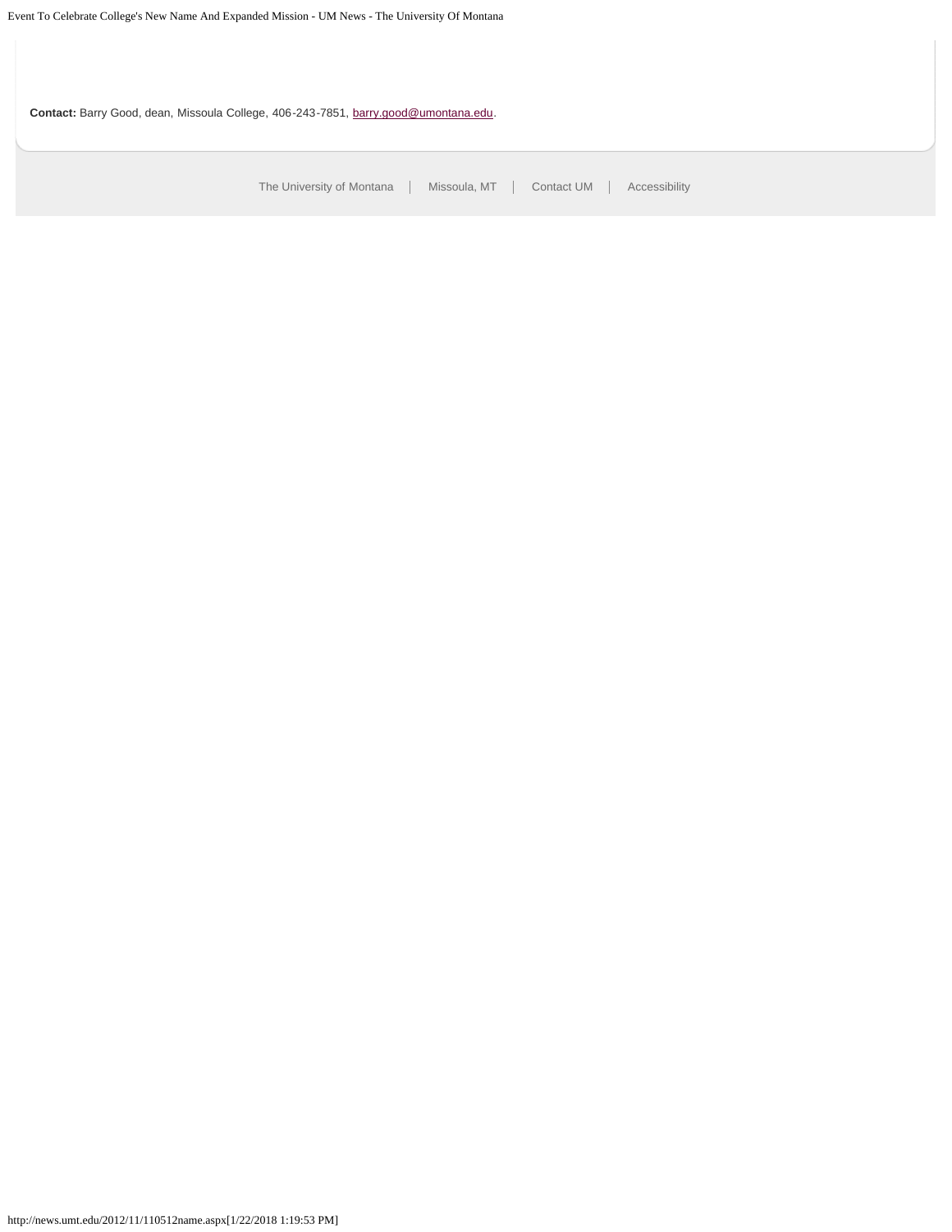**Contact:** Barry Good, dean, Missoula College, 406-243-7851, barry.good@umontana.edu.

The University of Montana | Missoula, MT | Contact UM | Accessibility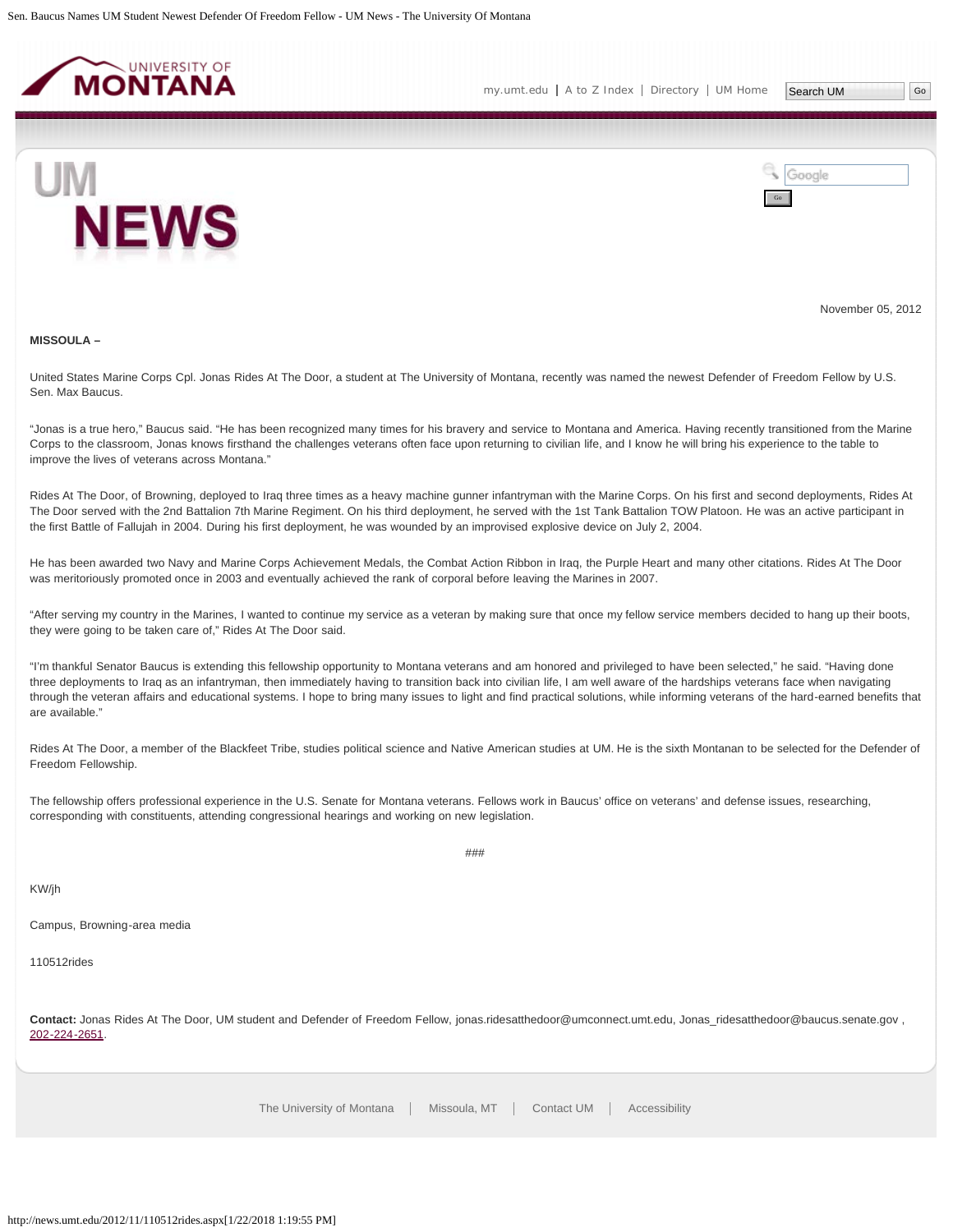November 05, 2012

**MISSOULA –**

United States Marine Corps Cpl. Jonas Rides At The Door, a student at The University of Montana, recently was named the newest Defender of Freedom Fellow by U.S. Sen. Max Baucus.

“Jonas is a true hero,” Baucus said. “He has been recognized many times for his bravery and service to Montana and America. Having recently transitioned from the Marine Corps to the classroom, Jonas knows firsthand the challenges veterans often face upon returning to civilian life, and I know he will bring his experience to the table to improve the lives of veterans across Montana.”

Rides At The Door, of Browning, deployed to Iraq three times as a heavy machine gunner infantryman with the Marine Corps. On his first and second deployments, Rides At The Door served with the 2nd Battalion 7th Marine Regiment. On his third deployment, he served with the 1st Tank Battalion TOW Platoon. He was an active participant in the first Battle of Fallujah in 2004. During his first deployment, he was wounded by an improvised explosive device on July 2, 2004.

He has been awarded two Navy and Marine Corps Achievement Medals, the Combat Action Ribbon in Iraq, the Purple Heart and many other citations. Rides At The Door was meritoriously promoted once in 2003 and eventually achieved the rank of corporal before leaving the Marines in 2007.

“After serving my country in the Marines, I wanted to continue my service as a veteran by making sure that once my fellow service members decided to hang up their boots, they were going to be taken care of,” Rides At The Door said.

“I’m thankful Senator Baucus is extending this fellowship opportunity to Montana veterans and am honored and privileged to have been selected,” he said. “Having done three deployments to Iraq as an infantryman, then immediately having to transition back into civilian life, I am well aware of the hardships veterans face when navigating through the veteran affairs and educational systems. I hope to bring many issues to light and find practical solutions, while informing veterans of the hard-earned benefits that are available.”

Rides At The Door, a member of the Blackfeet Tribe, studies political science and Native American studies at UM. He is the sixth Montanan to be selected for the Defender of Freedom Fellowship.

The fellowship offers professional experience in the U.S. Senate for Montana veterans. Fellows work in Baucus’ office on veterans’ and defense issues, researching, corresponding with constituents, attending congressional hearings and working on new legislation.

###

KW/jh

Campus, Browning-area media

110512rides

**Contact:** Jonas Rides At The Door, UM student and Defender of Freedom Fellow, jonas.ridesatthedoor@umconnect.umt.edu, Jonas_ridesatthedoor@baucus.senate.gov , 202-224-2651.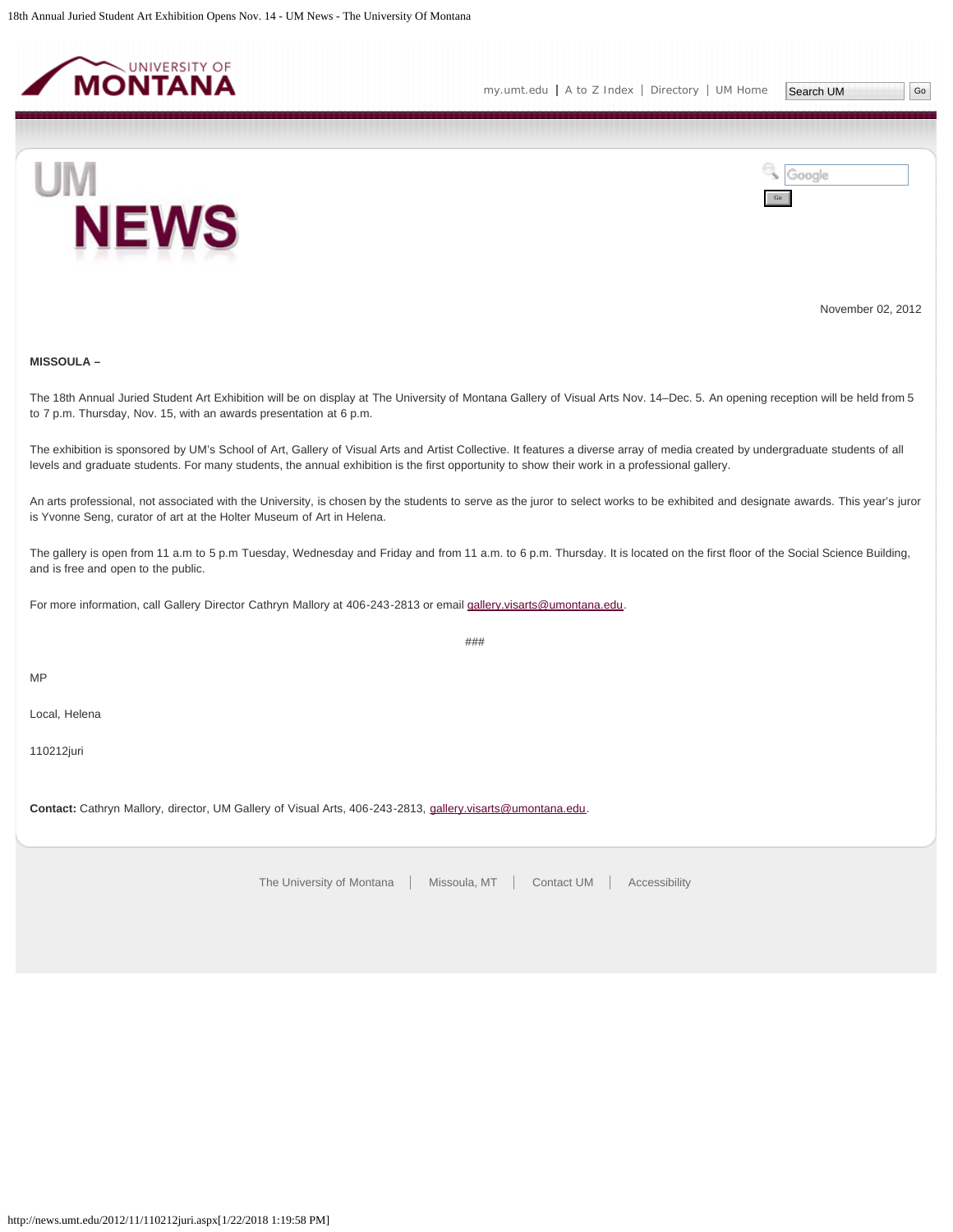November 02, 2012

**MISSOULA –**

The 18th Annual Juried Student Art Exhibition will be on display at The University of Montana Gallery of Visual Arts Nov. 14–Dec. 5. An opening reception will be held from 5 to 7 p.m. Thursday, Nov. 15, with an awards presentation at 6 p.m.

The exhibition is sponsored by UM's School of Art, Gallery of Visual Arts and Artist Collective. It features a diverse array of media created by undergraduate students of all levels and graduate students. For many students, the annual exhibition is the first opportunity to show their work in a professional gallery.

An arts professional, not associated with the University, is chosen by the students to serve as the juror to select works to be exhibited and designate awards. This year's juror is Yvonne Seng, curator of art at the Holter Museum of Art in Helena.

The gallery is open from 11 a.m to 5 p.m Tuesday, Wednesday and Friday and from 11 a.m. to 6 p.m. Thursday. It is located on the first floor of the Social Science Building, and is free and open to the public.

For more information, call Gallery Director Cathryn Mallory at 406-243-2813 or email gallery.visarts@umontana.edu.

###

MP

Local, Helena

110212juri

**Contact:** Cathryn Mallory, director, UM Gallery of Visual Arts, 406-243-2813, gallery.visarts@umontana.edu.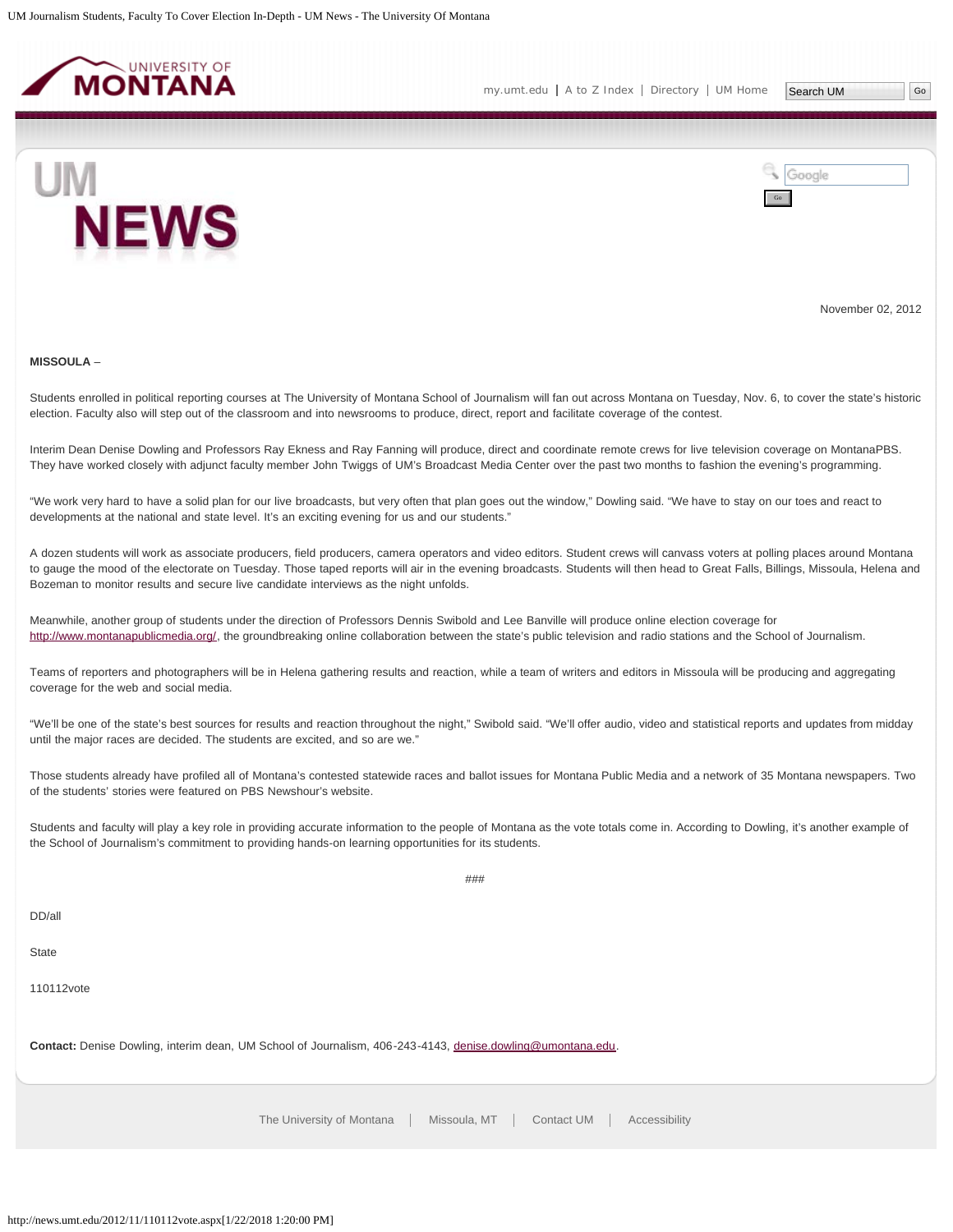November 02, 2012

**MISSOULA** –

Students enrolled in political reporting courses at The University of Montana School of Journalism will fan out across Montana on Tuesday, Nov. 6, to cover the state's historic election. Faculty also will step out of the classroom and into newsrooms to produce, direct, report and facilitate coverage of the contest.

Interim Dean Denise Dowling and Professors Ray Ekness and Ray Fanning will produce, direct and coordinate remote crews for live television coverage on MontanaPBS. They have worked closely with adjunct faculty member John Twiggs of UM's Broadcast Media Center over the past two months to fashion the evening's programming.

"We work very hard to have a solid plan for our live broadcasts, but very often that plan goes out the window," Dowling said. "We have to stay on our toes and react to developments at the national and state level. It's an exciting evening for us and our students."

A dozen students will work as associate producers, field producers, camera operators and video editors. Student crews will canvass voters at polling places around Montana to gauge the mood of the electorate on Tuesday. Those taped reports will air in the evening broadcasts. Students will then head to Great Falls, Billings, Missoula, Helena and Bozeman to monitor results and secure live candidate interviews as the night unfolds.

Meanwhile, another group of students under the direction of Professors Dennis Swibold and Lee Banville will produce online election coverage for http://www.montanapublicmedia.org/, the groundbreaking online collaboration between the state's public television and radio stations and the School of Journalism.

Teams of reporters and photographers will be in Helena gathering results and reaction, while a team of writers and editors in Missoula will be producing and aggregating coverage for the web and social media.

"We'll be one of the state's best sources for results and reaction throughout the night," Swibold said. "We'll offer audio, video and statistical reports and updates from midday until the major races are decided. The students are excited, and so are we."

Those students already have profiled all of Montana's contested statewide races and ballot issues for Montana Public Media and a network of 35 Montana newspapers. Two of the students' stories were featured on PBS Newshour's website.

Students and faculty will play a key role in providing accurate information to the people of Montana as the vote totals come in. According to Dowling, it's another example of the School of Journalism's commitment to providing hands-on learning opportunities for its students.

###

DD/all

State

110112vote

**Contact:** Denise Dowling, interim dean, UM School of Journalism, 406-243-4143, denise.dowling@umontana.edu.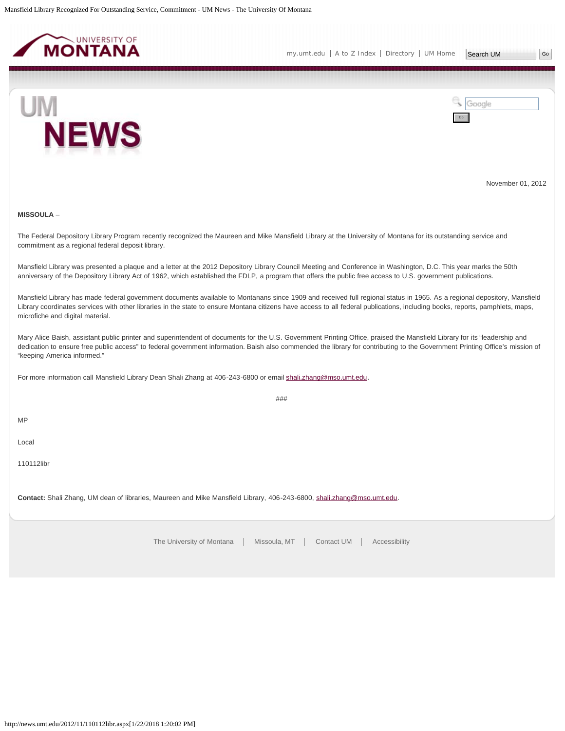November 01, 2012

**MISSOULA** –

The Federal Depository Library Program recently recognized the Maureen and Mike Mansfield Library at the University of Montana for its outstanding service and commitment as a regional federal deposit library.

Mansfield Library was presented a plaque and a letter at the 2012 Depository Library Council Meeting and Conference in Washington, D.C. This year marks the 50th anniversary of the Depository Library Act of 1962, which established the FDLP, a program that offers the public free access to U.S. government publications.

Mansfield Library has made federal government documents available to Montanans since 1909 and received full regional status in 1965. As a regional depository, Mansfield Library coordinates services with other libraries in the state to ensure Montana citizens have access to all federal publications, including books, reports, pamphlets, maps, microfiche and digital material.

Mary Alice Baish, assistant public printer and superintendent of documents for the U.S. Government Printing Office, praised the Mansfield Library for its "leadership and dedication to ensure free public access" to federal government information. Baish also commended the library for contributing to the Government Printing Office's mission of "keeping America informed."

For more information call Mansfield Library Dean Shali Zhang at 406-243-6800 or email shali.zhang@mso.umt.edu.

###

MP

Local

110112libr

**Contact:** Shali Zhang, UM dean of libraries, Maureen and Mike Mansfield Library, 406-243-6800, shali.zhang@mso.umt.edu.